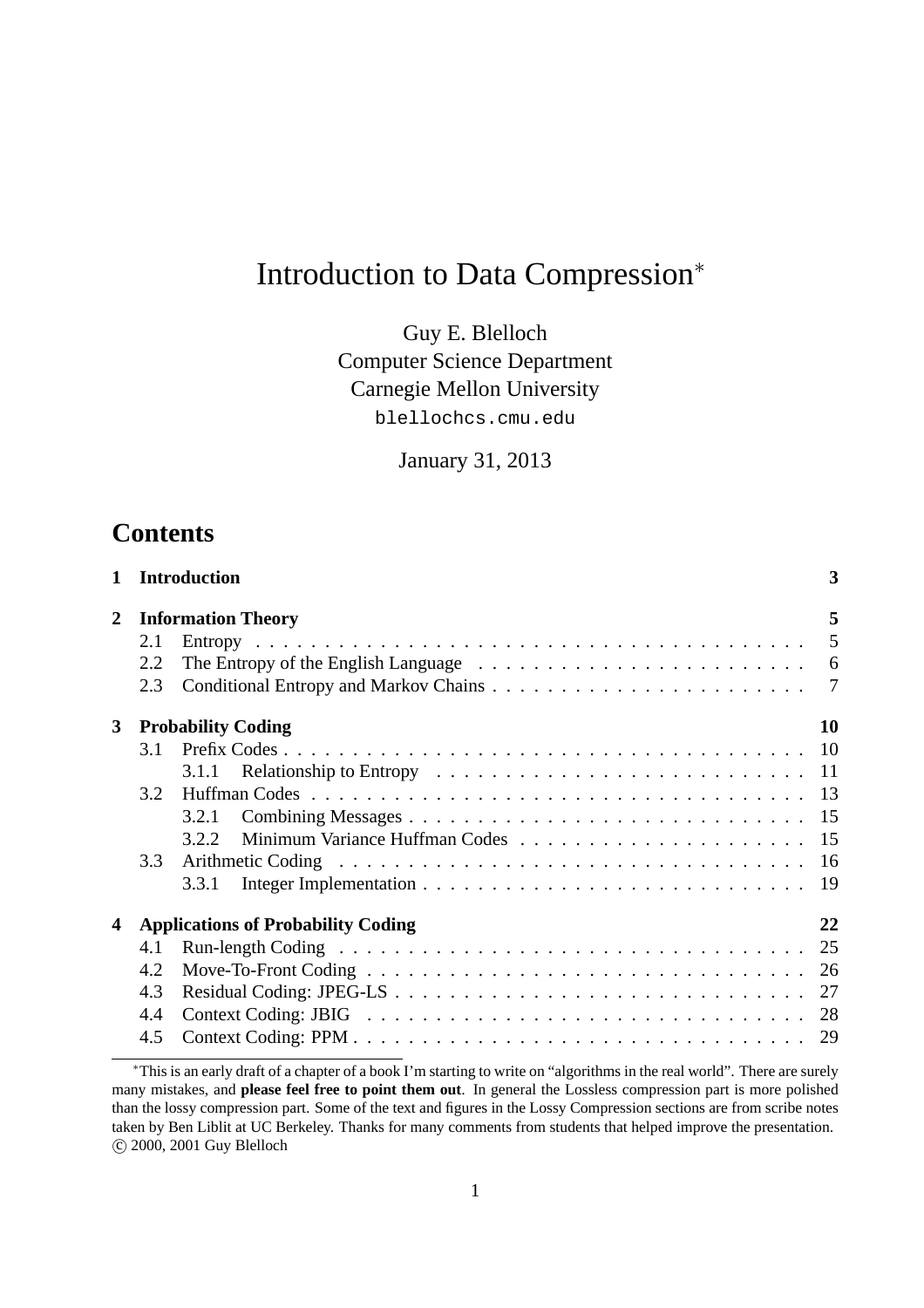# Introduction to Data Compression*

Guy E. Blelloch
Computer Science Department
Carnegie Mellon University
blellochcs.cmu.edu

January 31, 2013

## Contents

| | | | |
|---|---|---|---|
| **1** | **Introduction** | | **3** |
| **2** | **Information Theory** | | **5** |
| | 2.1 | Entropy | 5 |
| | 2.2 | The Entropy of the English Language | 6 |
| | 2.3 | Conditional Entropy and Markov Chains | 7 |
| **3** | **Probability Coding** | | **10** |
| | 3.1 | Prefix Codes | 10 |
| | | 3.1.1 Relationship to Entropy | 11 |
| | 3.2 | Huffman Codes | 13 |
| | | 3.2.1 Combining Messages | 15 |
| | | 3.2.2 Minimum Variance Huffman Codes | 15 |
| | 3.3 | Arithmetic Coding | 16 |
| | | 3.3.1 Integer Implementation | 19 |
| **4** | **Applications of Probability Coding** | | **22** |
| | 4.1 | Run-length Coding | 25 |
| | 4.2 | Move-To-Front Coding | 26 |
| | 4.3 | Residual Coding: JPEG-LS | 27 |
| | 4.4 | Context Coding: JBIG | 28 |
| | 4.5 | Context Coding: PPM | 29 |

*This is an early draft of a chapter of a book I'm starting to write on "algorithms in the real world". There are surely many mistakes, and **please feel free to point them out**. In general the Lossless compression part is more polished than the lossy compression part. Some of the text and figures in the Lossy Compression sections are from scribe notes taken by Ben Liblit at UC Berkeley. Thanks for many comments from students that helped improve the presentation. © 2000, 2001 Guy Blelloch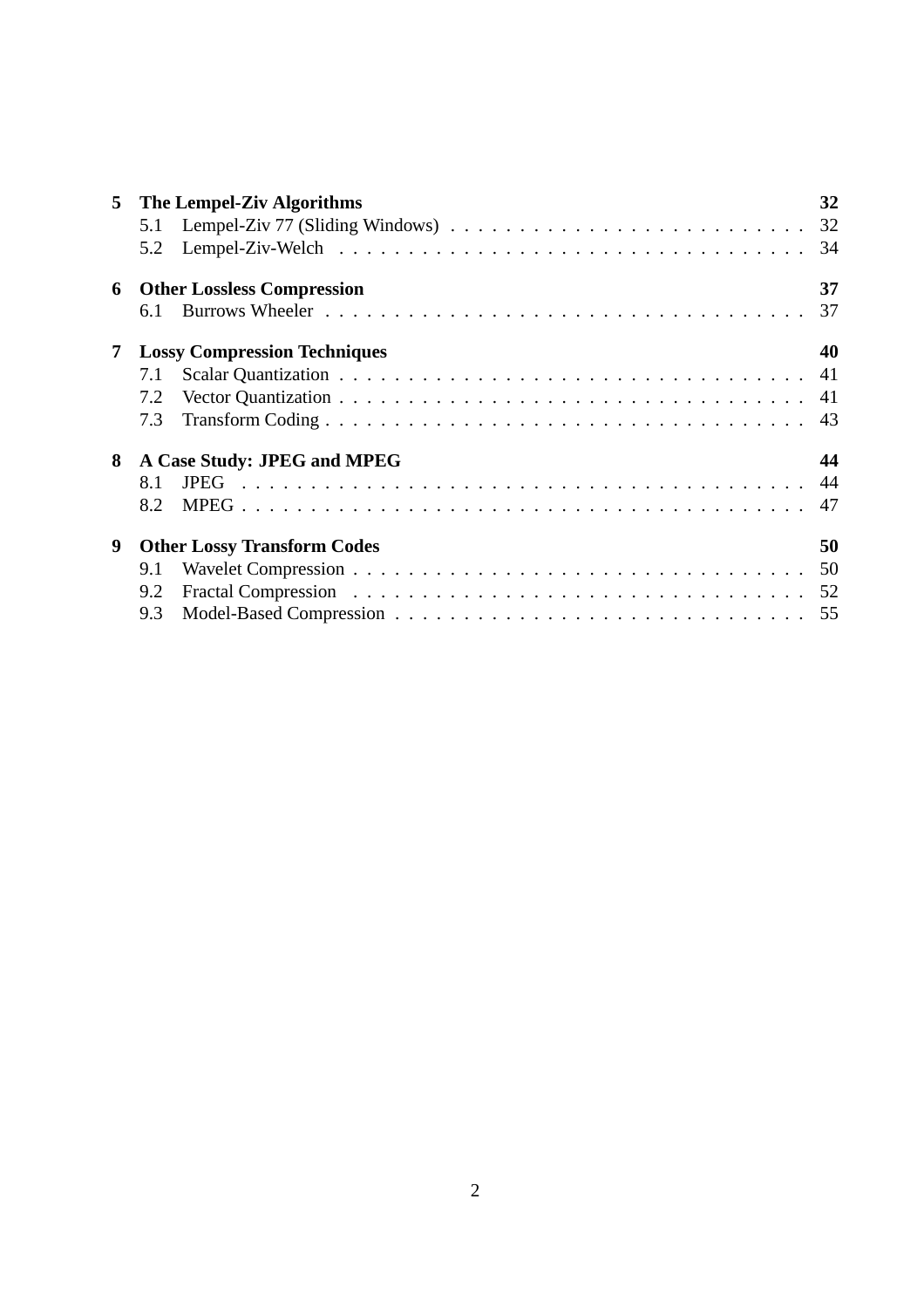| | | |
|---|---|---|
| **5** | **The Lempel-Ziv Algorithms** | **32** |
| 5.1 | Lempel-Ziv 77 (Sliding Windows) | 32 |
| 5.2 | Lempel-Ziv-Welch | 34 |
| **6** | **Other Lossless Compression** | **37** |
| 6.1 | Burrows Wheeler | 37 |
| **7** | **Lossy Compression Techniques** | **40** |
| 7.1 | Scalar Quantization | 41 |
| 7.2 | Vector Quantization | 41 |
| 7.3 | Transform Coding | 43 |
| **8** | **A Case Study: JPEG and MPEG** | **44** |
| 8.1 | JPEG | 44 |
| 8.2 | MPEG | 47 |
| **9** | **Other Lossy Transform Codes** | **50** |
| 9.1 | Wavelet Compression | 50 |
| 9.2 | Fractal Compression | 52 |
| 9.3 | Model-Based Compression | 55 |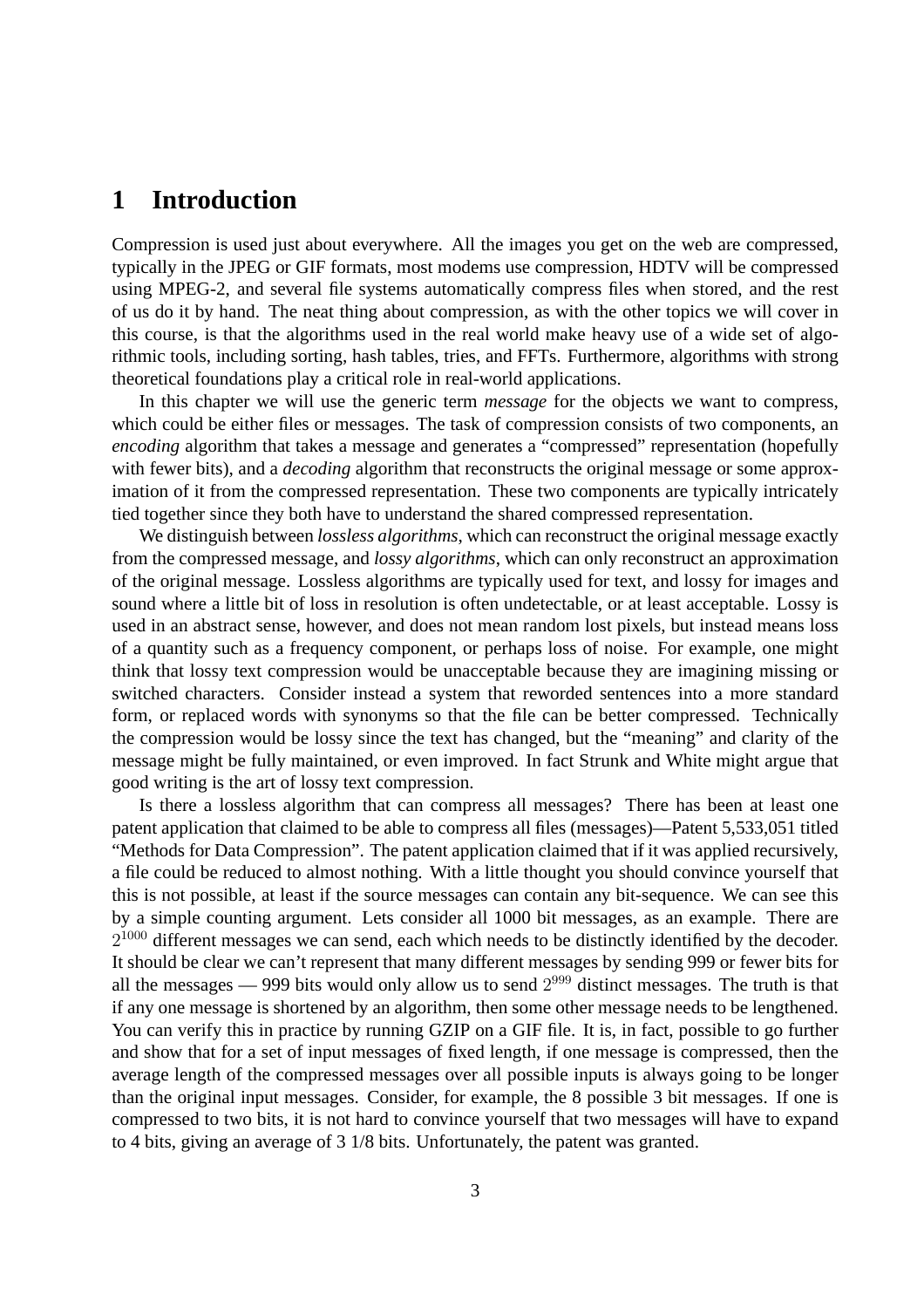# 1 Introduction

Compression is used just about everywhere. All the images you get on the web are compressed, typically in the JPEG or GIF formats, most modems use compression, HDTV will be compressed using MPEG-2, and several file systems automatically compress files when stored, and the rest of us do it by hand. The neat thing about compression, as with the other topics we will cover in this course, is that the algorithms used in the real world make heavy use of a wide set of algorithmic tools, including sorting, hash tables, tries, and FFTs. Furthermore, algorithms with strong theoretical foundations play a critical role in real-world applications.

In this chapter we will use the generic term *message* for the objects we want to compress, which could be either files or messages. The task of compression consists of two components, an *encoding* algorithm that takes a message and generates a "compressed" representation (hopefully with fewer bits), and a *decoding* algorithm that reconstructs the original message or some approximation of it from the compressed representation. These two components are typically intricately tied together since they both have to understand the shared compressed representation.

We distinguish between *lossless algorithms*, which can reconstruct the original message exactly from the compressed message, and *lossy algorithms*, which can only reconstruct an approximation of the original message. Lossless algorithms are typically used for text, and lossy for images and sound where a little bit of loss in resolution is often undetectable, or at least acceptable. Lossy is used in an abstract sense, however, and does not mean random lost pixels, but instead means loss of a quantity such as a frequency component, or perhaps loss of noise. For example, one might think that lossy text compression would be unacceptable because they are imagining missing or switched characters. Consider instead a system that reworded sentences into a more standard form, or replaced words with synonyms so that the file can be better compressed. Technically the compression would be lossy since the text has changed, but the "meaning" and clarity of the message might be fully maintained, or even improved. In fact Strunk and White might argue that good writing is the art of lossy text compression.

Is there a lossless algorithm that can compress all messages? There has been at least one patent application that claimed to be able to compress all files (messages)—Patent 5,533,051 titled "Methods for Data Compression". The patent application claimed that if it was applied recursively, a file could be reduced to almost nothing. With a little thought you should convince yourself that this is not possible, at least if the source messages can contain any bit-sequence. We can see this by a simple counting argument. Lets consider all 1000 bit messages, as an example. There are $2^{1000}$ different messages we can send, each which needs to be distinctly identified by the decoder. It should be clear we can't represent that many different messages by sending 999 or fewer bits for all the messages — 999 bits would only allow us to send $2^{999}$ distinct messages. The truth is that if any one message is shortened by an algorithm, then some other message needs to be lengthened. You can verify this in practice by running GZIP on a GIF file. It is, in fact, possible to go further and show that for a set of input messages of fixed length, if one message is compressed, then the average length of the compressed messages over all possible inputs is always going to be longer than the original input messages. Consider, for example, the 8 possible 3 bit messages. If one is compressed to two bits, it is not hard to convince yourself that two messages will have to expand to 4 bits, giving an average of 3 1/8 bits. Unfortunately, the patent was granted.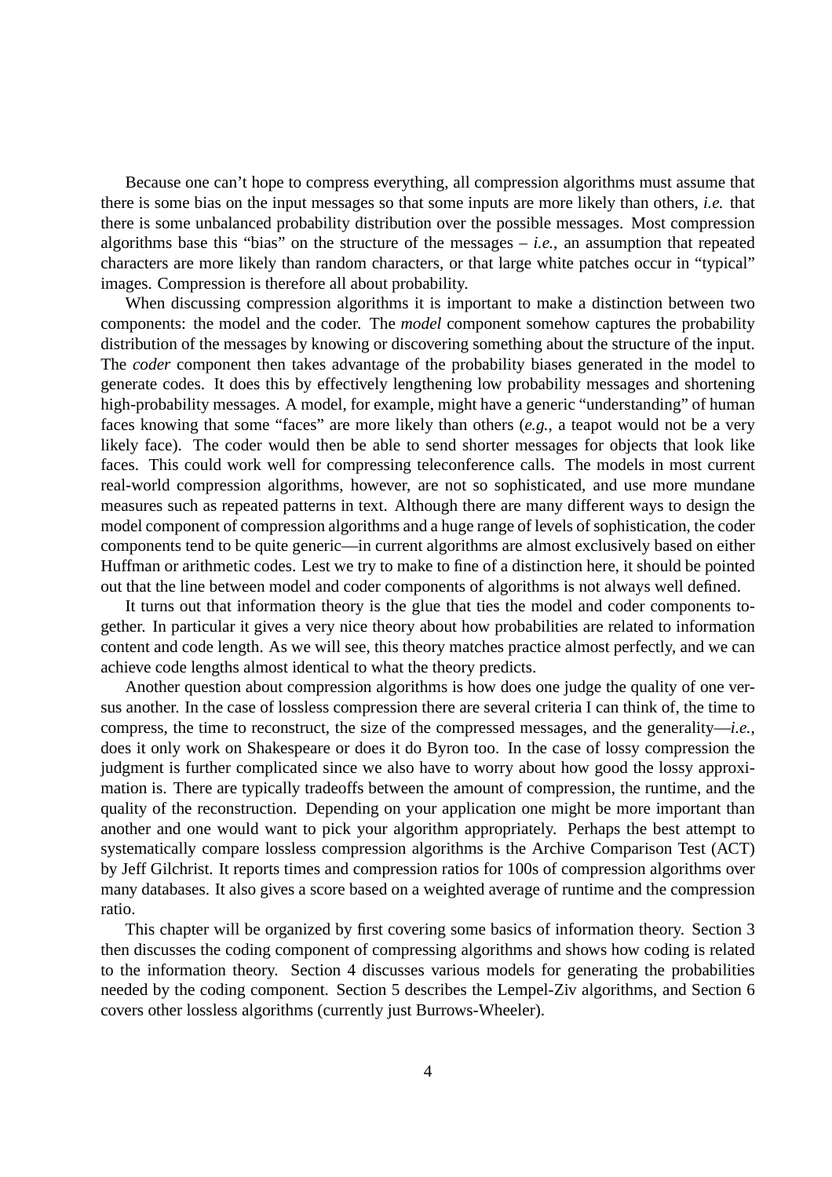Because one can't hope to compress everything, all compression algorithms must assume that there is some bias on the input messages so that some inputs are more likely than others, *i.e.* that there is some unbalanced probability distribution over the possible messages. Most compression algorithms base this "bias" on the structure of the messages – *i.e.*, an assumption that repeated characters are more likely than random characters, or that large white patches occur in "typical" images. Compression is therefore all about probability.

When discussing compression algorithms it is important to make a distinction between two components: the model and the coder. The *model* component somehow captures the probability distribution of the messages by knowing or discovering something about the structure of the input. The *coder* component then takes advantage of the probability biases generated in the model to generate codes. It does this by effectively lengthening low probability messages and shortening high-probability messages. A model, for example, might have a generic "understanding" of human faces knowing that some "faces" are more likely than others (*e.g.*, a teapot would not be a very likely face). The coder would then be able to send shorter messages for objects that look like faces. This could work well for compressing teleconference calls. The models in most current real-world compression algorithms, however, are not so sophisticated, and use more mundane measures such as repeated patterns in text. Although there are many different ways to design the model component of compression algorithms and a huge range of levels of sophistication, the coder components tend to be quite generic—in current algorithms are almost exclusively based on either Huffman or arithmetic codes. Lest we try to make to fine of a distinction here, it should be pointed out that the line between model and coder components of algorithms is not always well defined.

It turns out that information theory is the glue that ties the model and coder components together. In particular it gives a very nice theory about how probabilities are related to information content and code length. As we will see, this theory matches practice almost perfectly, and we can achieve code lengths almost identical to what the theory predicts.

Another question about compression algorithms is how does one judge the quality of one versus another. In the case of lossless compression there are several criteria I can think of, the time to compress, the time to reconstruct, the size of the compressed messages, and the generality—*i.e.*, does it only work on Shakespeare or does it do Byron too. In the case of lossy compression the judgment is further complicated since we also have to worry about how good the lossy approximation is. There are typically tradeoffs between the amount of compression, the runtime, and the quality of the reconstruction. Depending on your application one might be more important than another and one would want to pick your algorithm appropriately. Perhaps the best attempt to systematically compare lossless compression algorithms is the Archive Comparison Test (ACT) by Jeff Gilchrist. It reports times and compression ratios for 100s of compression algorithms over many databases. It also gives a score based on a weighted average of runtime and the compression ratio.

This chapter will be organized by first covering some basics of information theory. Section 3 then discusses the coding component of compressing algorithms and shows how coding is related to the information theory. Section 4 discusses various models for generating the probabilities needed by the coding component. Section 5 describes the Lempel-Ziv algorithms, and Section 6 covers other lossless algorithms (currently just Burrows-Wheeler).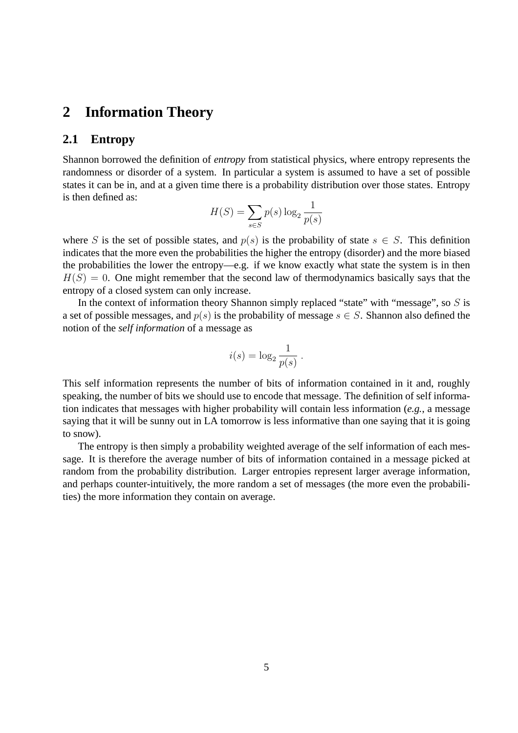# 2 Information Theory

## 2.1 Entropy

Shannon borrowed the definition of *entropy* from statistical physics, where entropy represents the randomness or disorder of a system. In particular a system is assumed to have a set of possible states it can be in, and at a given time there is a probability distribution over those states. Entropy is then defined as:

$$H(S) = \sum_{s \in S} p(s) \log_2 \frac{1}{p(s)}$$

where $S$ is the set of possible states, and $p(s)$ is the probability of state $s \in S$. This definition indicates that the more even the probabilities the higher the entropy (disorder) and the more biased the probabilities the lower the entropy—e.g. if we know exactly what state the system is in then $H(S) = 0$. One might remember that the second law of thermodynamics basically says that the entropy of a closed system can only increase.

In the context of information theory Shannon simply replaced "state" with "message", so $S$ is a set of possible messages, and $p(s)$ is the probability of message $s \in S$. Shannon also defined the notion of the *self information* of a message as

$$i(s) = \log_2 \frac{1}{p(s)} .$$

This self information represents the number of bits of information contained in it and, roughly speaking, the number of bits we should use to encode that message. The definition of self information indicates that messages with higher probability will contain less information (***e.g.***, a message saying that it will be sunny out in LA tomorrow is less informative than one saying that it is going to snow).

The entropy is then simply a probability weighted average of the self information of each message. It is therefore the average number of bits of information contained in a message picked at random from the probability distribution. Larger entropies represent larger average information, and perhaps counter-intuitively, the more random a set of messages (the more even the probabilities) the more information they contain on average.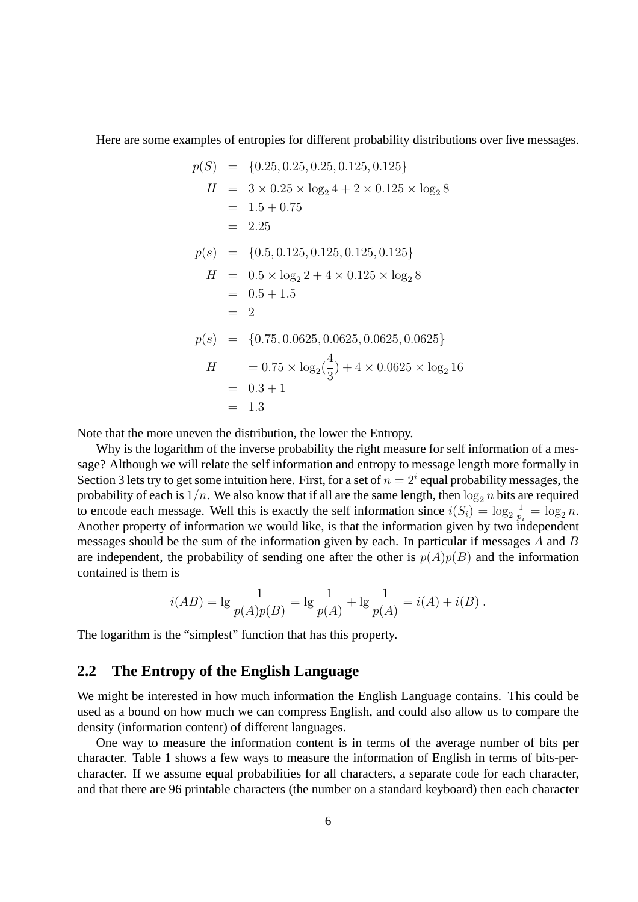Here are some examples of entropies for different probability distributions over five messages.

$$
\begin{aligned}
p(S) &= \{0.25, 0.25, 0.25, 0.125, 0.125\} \\
H &= 3 \times 0.25 \times \log_2 4 + 2 \times 0.125 \times \log_2 8 \\
&= 1.5 + 0.75 \\
&= 2.25
\end{aligned}
$$

$$
\begin{aligned}
p(s) &= \{0.5, 0.125, 0.125, 0.125, 0.125\} \\
H &= 0.5 \times \log_2 2 + 4 \times 0.125 \times \log_2 8 \\
&= 0.5 + 1.5 \\
&= 2
\end{aligned}
$$

$$
\begin{aligned}
p(s) &= \{0.75, 0.0625, 0.0625, 0.0625, 0.0625\} \\
H &= 0.75 \times \log_2(\frac{4}{3}) + 4 \times 0.0625 \times \log_2 16 \\
&= 0.3 + 1 \\
&= 1.3
\end{aligned}
$$

Note that the more uneven the distribution, the lower the Entropy.

Why is the logarithm of the inverse probability the right measure for self information of a message? Although we will relate the self information and entropy to message length more formally in Section 3 lets try to get some intuition here. First, for a set of $n = 2^i$ equal probability messages, the probability of each is $1/n$. We also know that if all are the same length, then $\log_2 n$ bits are required to encode each message. Well this is exactly the self information since $i(S_i) = \log_2 \frac{1}{p_i} = \log_2 n$. Another property of information we would like, is that the information given by two independent messages should be the sum of the information given by each. In particular if messages $A$ and $B$ are independent, the probability of sending one after the other is $p(A)p(B)$ and the information contained is them is

$$
i(AB) = \lg \frac{1}{p(A)p(B)} = \lg \frac{1}{p(A)} + \lg \frac{1}{p(A)} = i(A) + i(B) .
$$

The logarithm is the "simplest" function that has this property.

## 2.2 The Entropy of the English Language

We might be interested in how much information the English Language contains. This could be used as a bound on how much we can compress English, and could also allow us to compare the density (information content) of different languages.

One way to measure the information content is in terms of the average number of bits per character. Table 1 shows a few ways to measure the information of English in terms of bits-per-character. If we assume equal probabilities for all characters, a separate code for each character, and that there are 96 printable characters (the number on a standard keyboard) then each character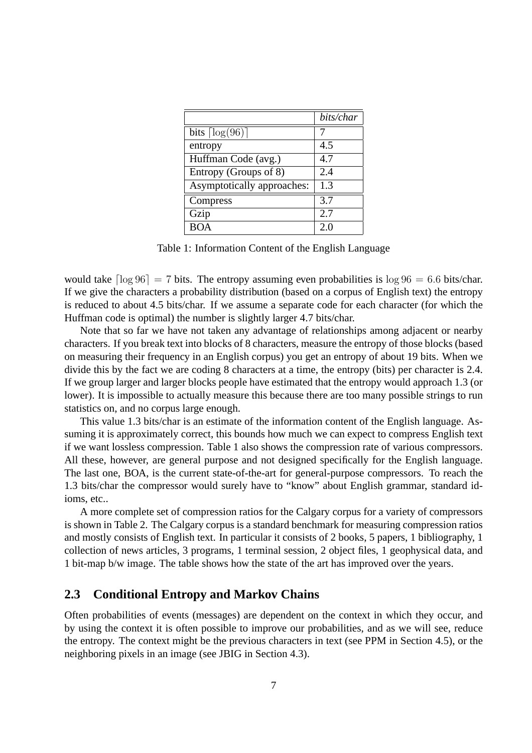| | *bits/char* |
|---|---|
| bits $\lceil \log(96) \rceil$ | 7 |
| entropy | 4.5 |
| Huffman Code (avg.) | 4.7 |
| Entropy (Groups of 8) | 2.4 |
| Asymptotically approaches: | 1.3 |
| Compress | 3.7 |
| Gzip | 2.7 |
| BOA | 2.0 |

Table 1: Information Content of the English Language

would take $\lceil \log 96 \rceil = 7$ bits. The entropy assuming even probabilities is $\log 96 = 6.6$ bits/char. If we give the characters a probability distribution (based on a corpus of English text) the entropy is reduced to about 4.5 bits/char. If we assume a separate code for each character (for which the Huffman code is optimal) the number is slightly larger 4.7 bits/char.

Note that so far we have not taken any advantage of relationships among adjacent or nearby characters. If you break text into blocks of 8 characters, measure the entropy of those blocks (based on measuring their frequency in an English corpus) you get an entropy of about 19 bits. When we divide this by the fact we are coding 8 characters at a time, the entropy (bits) per character is 2.4. If we group larger and larger blocks people have estimated that the entropy would approach 1.3 (or lower). It is impossible to actually measure this because there are too many possible strings to run statistics on, and no corpus large enough.

This value 1.3 bits/char is an estimate of the information content of the English language. Assuming it is approximately correct, this bounds how much we can expect to compress English text if we want lossless compression. Table 1 also shows the compression rate of various compressors. All these, however, are general purpose and not designed specifically for the English language. The last one, BOA, is the current state-of-the-art for general-purpose compressors. To reach the 1.3 bits/char the compressor would surely have to "know" about English grammar, standard idioms, etc..

A more complete set of compression ratios for the Calgary corpus for a variety of compressors is shown in Table 2. The Calgary corpus is a standard benchmark for measuring compression ratios and mostly consists of English text. In particular it consists of 2 books, 5 papers, 1 bibliography, 1 collection of news articles, 3 programs, 1 terminal session, 2 object files, 1 geophysical data, and 1 bit-map b/w image. The table shows how the state of the art has improved over the years.

## 2.3 Conditional Entropy and Markov Chains

Often probabilities of events (messages) are dependent on the context in which they occur, and by using the context it is often possible to improve our probabilities, and as we will see, reduce the entropy. The context might be the previous characters in text (see PPM in Section 4.5), or the neighboring pixels in an image (see JBIG in Section 4.3).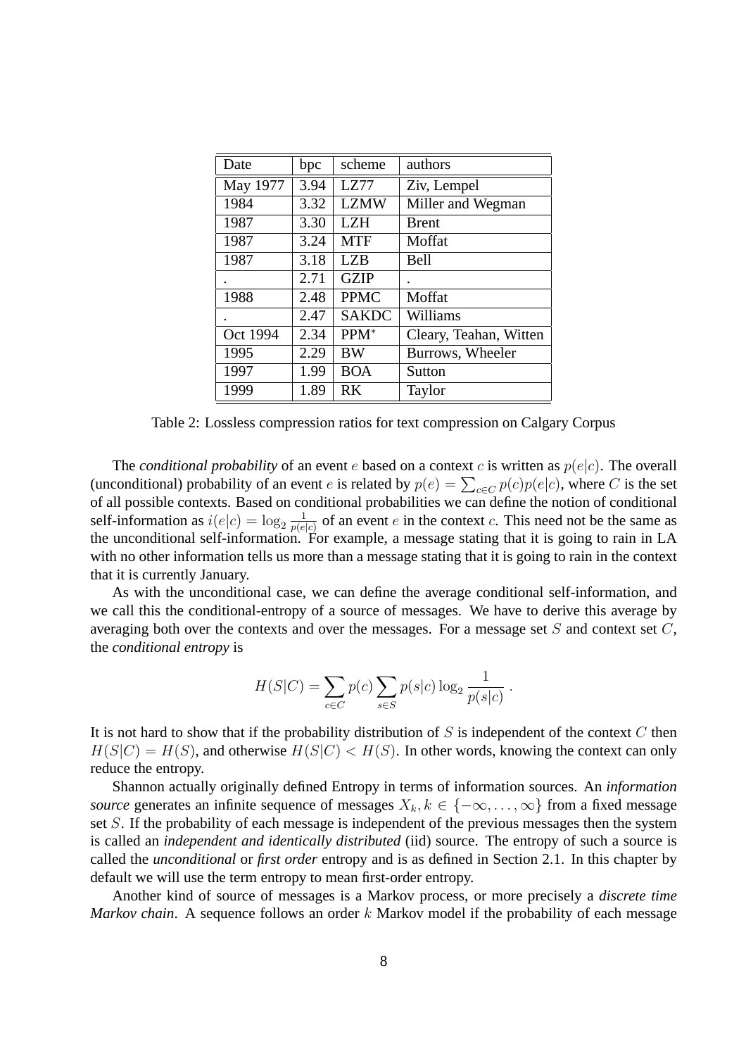| Date | bpc | scheme | authors |
| --- | --- | --- | --- |
| May 1977 | 3.94 | LZ77 | Ziv, Lempel |
| 1984 | 3.32 | LZMW | Miller and Wegman |
| 1987 | 3.30 | LZH | Brent |
| 1987 | 3.24 | MTF | Moffat |
| 1987 | 3.18 | LZB | Bell |
| . | 2.71 | GZIP | . |
| 1988 | 2.48 | PPMC | Moffat |
| . | 2.47 | SAKDC | Williams |
| Oct 1994 | 2.34 | PPM$^*$ | Cleary, Teahan, Witten |
| 1995 | 2.29 | BW | Burrows, Wheeler |
| 1997 | 1.99 | BOA | Sutton |
| 1999 | 1.89 | RK | Taylor |

Table 2: Lossless compression ratios for text compression on Calgary Corpus

The *conditional probability* of an event $e$ based on a context $c$ is written as $p(e|c)$. The overall (unconditional) probability of an event $e$ is related by $p(e) = \sum_{c \in C} p(c)p(e|c)$, where $C$ is the set of all possible contexts. Based on conditional probabilities we can define the notion of conditional self-information as $i(e|c) = \log_2 \frac{1}{p(e|c)}$ of an event $e$ in the context $c$. This need not be the same as the unconditional self-information. For example, a message stating that it is going to rain in LA with no other information tells us more than a message stating that it is going to rain in the context that it is currently January.

As with the unconditional case, we can define the average conditional self-information, and we call this the conditional-entropy of a source of messages. We have to derive this average by averaging both over the contexts and over the messages. For a message set $S$ and context set $C$, the *conditional entropy* is

$$H(S|C) = \sum_{c \in C} p(c) \sum_{s \in S} p(s|c) \log_2 \frac{1}{p(s|c)} .$$

It is not hard to show that if the probability distribution of $S$ is independent of the context $C$ then $H(S|C) = H(S)$, and otherwise $H(S|C) < H(S)$. In other words, knowing the context can only reduce the entropy.

Shannon actually originally defined Entropy in terms of information sources. An *information source* generates an infinite sequence of messages $X_k, k \in \{-\infty, \ldots, \infty\}$ from a fixed message set $S$. If the probability of each message is independent of the previous messages then the system is called an *independent and identically distributed* (iid) source. The entropy of such a source is called the *unconditional* or *first order* entropy and is as defined in Section 2.1. In this chapter by default we will use the term entropy to mean first-order entropy.

Another kind of source of messages is a Markov process, or more precisely a *discrete time Markov chain*. A sequence follows an order $k$ Markov model if the probability of each message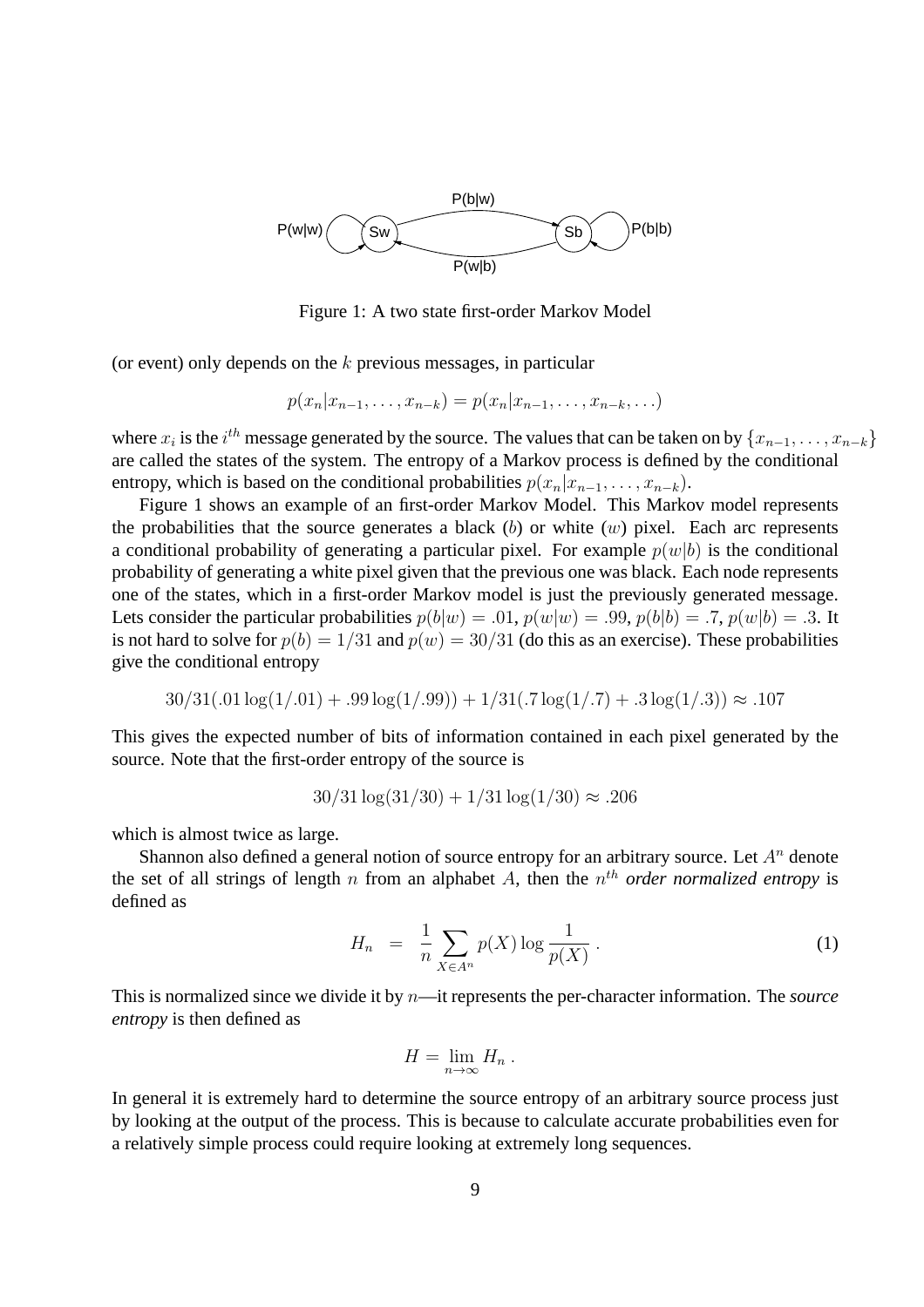Figure 1: A two state first-order Markov Model

(or event) only depends on the $k$ previous messages, in particular

$$p(x_n|x_{n-1}, \ldots, x_{n-k}) = p(x_n|x_{n-1}, \ldots, x_{n-k}, \ldots)$$

where $x_i$ is the $i^{th}$ message generated by the source. The values that can be taken on by $\{x_{n-1}, \ldots, x_{n-k}\}$ are called the states of the system. The entropy of a Markov process is defined by the conditional entropy, which is based on the conditional probabilities $p(x_n|x_{n-1}, \ldots, x_{n-k})$.

Figure 1 shows an example of an first-order Markov Model. This Markov model represents the probabilities that the source generates a black ($b$) or white ($w$) pixel. Each arc represents a conditional probability of generating a particular pixel. For example $p(w|b)$ is the conditional probability of generating a white pixel given that the previous one was black. Each node represents one of the states, which in a first-order Markov model is just the previously generated message. Lets consider the particular probabilities $p(b|w) = .01$, $p(w|w) = .99$, $p(b|b) = .7$, $p(w|b) = .3$. It is not hard to solve for $p(b) = 1/31$ and $p(w) = 30/31$ (do this as an exercise). These probabilities give the conditional entropy

$$30/31(.01 \log(1/.01) + .99 \log(1/.99)) + 1/31(.7 \log(1/.7) + .3 \log(1/.3)) \approx .107$$

This gives the expected number of bits of information contained in each pixel generated by the source. Note that the first-order entropy of the source is

$$30/31 \log(31/30) + 1/31 \log(1/30) \approx .206$$

which is almost twice as large.

Shannon also defined a general notion of source entropy for an arbitrary source. Let $A^n$ denote the set of all strings of length $n$ from an alphabet $A$, then the $n^{th}$ *order normalized entropy* is defined as

$$H_n = \frac{1}{n} \sum_{X \in A^n} p(X) \log \frac{1}{p(X)} . \tag{1}$$

This is normalized since we divide it by $n$—it represents the per-character information. The *source entropy* is then defined as

$$H = \lim_{n \to \infty} H_n .$$

In general it is extremely hard to determine the source entropy of an arbitrary source process just by looking at the output of the process. This is because to calculate accurate probabilities even for a relatively simple process could require looking at extremely long sequences.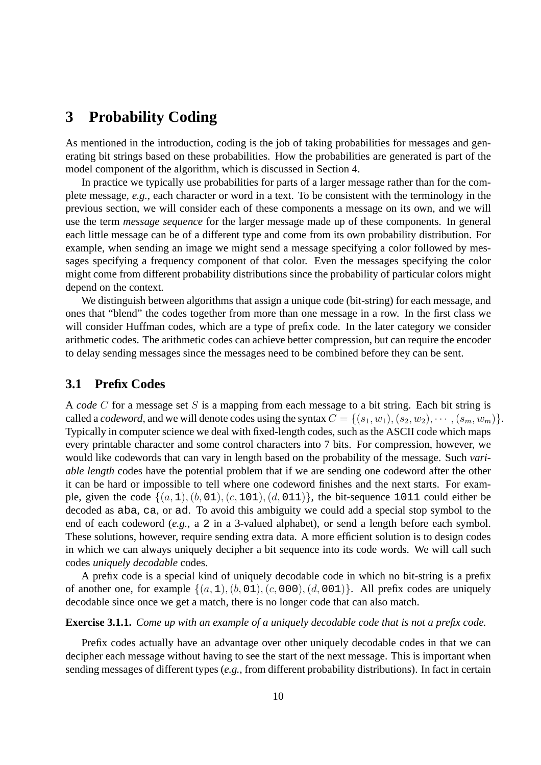# 3 Probability Coding

As mentioned in the introduction, coding is the job of taking probabilities for messages and generating bit strings based on these probabilities. How the probabilities are generated is part of the model component of the algorithm, which is discussed in Section 4.

In practice we typically use probabilities for parts of a larger message rather than for the complete message, *e.g.*, each character or word in a text. To be consistent with the terminology in the previous section, we will consider each of these components a message on its own, and we will use the term *message sequence* for the larger message made up of these components. In general each little message can be of a different type and come from its own probability distribution. For example, when sending an image we might send a message specifying a color followed by messages specifying a frequency component of that color. Even the messages specifying the color might come from different probability distributions since the probability of particular colors might depend on the context.

We distinguish between algorithms that assign a unique code (bit-string) for each message, and ones that "blend" the codes together from more than one message in a row. In the first class we will consider Huffman codes, which are a type of prefix code. In the later category we consider arithmetic codes. The arithmetic codes can achieve better compression, but can require the encoder to delay sending messages since the messages need to be combined before they can be sent.

## 3.1 Prefix Codes

A *code* $C$ for a message set $S$ is a mapping from each message to a bit string. Each bit string is called a *codeword*, and we will denote codes using the syntax $C = \{(s_1, w_1), (s_2, w_2), \cdots, (s_m, w_m)\}$. Typically in computer science we deal with fixed-length codes, such as the ASCII code which maps every printable character and some control characters into 7 bits. For compression, however, we would like codewords that can vary in length based on the probability of the message. Such *variable length* codes have the potential problem that if we are sending one codeword after the other it can be hard or impossible to tell where one codeword finishes and the next starts. For example, given the code $\{(a, \texttt{1}), (b, \texttt{01}), (c, \texttt{101}), (d, \texttt{011})\}$, the bit-sequence `1011` could either be decoded as `aba`, `ca`, or `ad`. To avoid this ambiguity we could add a special stop symbol to the end of each codeword (*e.g.*, a `2` in a 3-valued alphabet), or send a length before each symbol. These solutions, however, require sending extra data. A more efficient solution is to design codes in which we can always uniquely decipher a bit sequence into its code words. We will call such codes *uniquely decodable* codes.

A prefix code is a special kind of uniquely decodable code in which no bit-string is a prefix of another one, for example $\{(a, \texttt{1}), (b, \texttt{01}), (c, \texttt{000}), (d, \texttt{001})\}$. All prefix codes are uniquely decodable since once we get a match, there is no longer code that can also match.

**Exercise 3.1.1.** *Come up with an example of a uniquely decodable code that is not a prefix code.*

Prefix codes actually have an advantage over other uniquely decodable codes in that we can decipher each message without having to see the start of the next message. This is important when sending messages of different types (*e.g.*, from different probability distributions). In fact in certain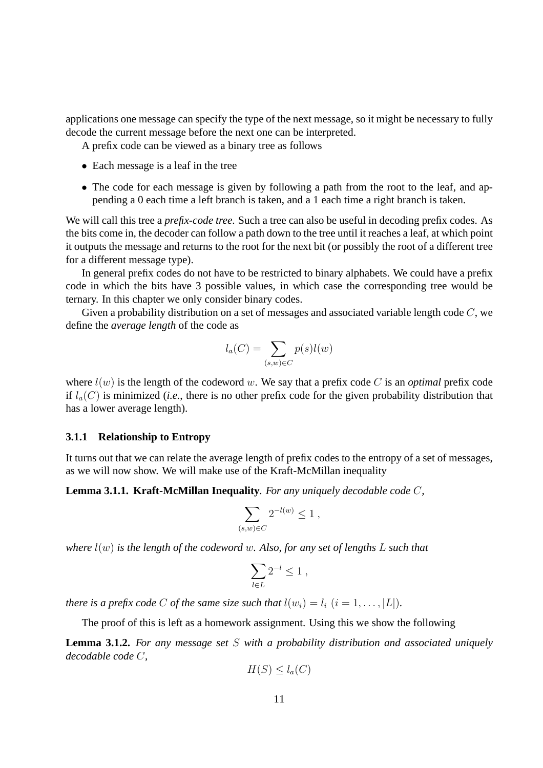applications one message can specify the type of the next message, so it might be necessary to fully decode the current message before the next one can be interpreted.

A prefix code can be viewed as a binary tree as follows

- Each message is a leaf in the tree
- The code for each message is given by following a path from the root to the leaf, and appending a 0 each time a left branch is taken, and a 1 each time a right branch is taken.

We will call this tree a *prefix-code tree*. Such a tree can also be useful in decoding prefix codes. As the bits come in, the decoder can follow a path down to the tree until it reaches a leaf, at which point it outputs the message and returns to the root for the next bit (or possibly the root of a different tree for a different message type).

In general prefix codes do not have to be restricted to binary alphabets. We could have a prefix code in which the bits have 3 possible values, in which case the corresponding tree would be ternary. In this chapter we only consider binary codes.

Given a probability distribution on a set of messages and associated variable length code $C$, we define the *average length* of the code as

$$l_a(C) = \sum_{(s,w)\in C} p(s)l(w)$$

where $l(w)$ is the length of the codeword $w$. We say that a prefix code $C$ is an *optimal* prefix code if $l_a(C)$ is minimized (*i.e.*, there is no other prefix code for the given probability distribution that has a lower average length).

### 3.1.1 Relationship to Entropy

It turns out that we can relate the average length of prefix codes to the entropy of a set of messages, as we will now show. We will make use of the Kraft-McMillan inequality

**Lemma 3.1.1. Kraft-McMillan Inequality**. *For any uniquely decodable code $C$,*

$$\sum_{(s,w)\in C} 2^{-l(w)} \leq 1 \; ,$$

*where $l(w)$ is the length of the codeword $w$. Also, for any set of lengths $L$ such that*

$$\sum_{l\in L} 2^{-l} \leq 1 \; ,$$

*there is a prefix code $C$ of the same size such that $l(w_i) = l_i \; (i = 1, \ldots, |L|)$.*

The proof of this is left as a homework assignment. Using this we show the following

**Lemma 3.1.2.** *For any message set $S$ with a probability distribution and associated uniquely decodable code $C$,*

$$H(S) \leq l_a(C)$$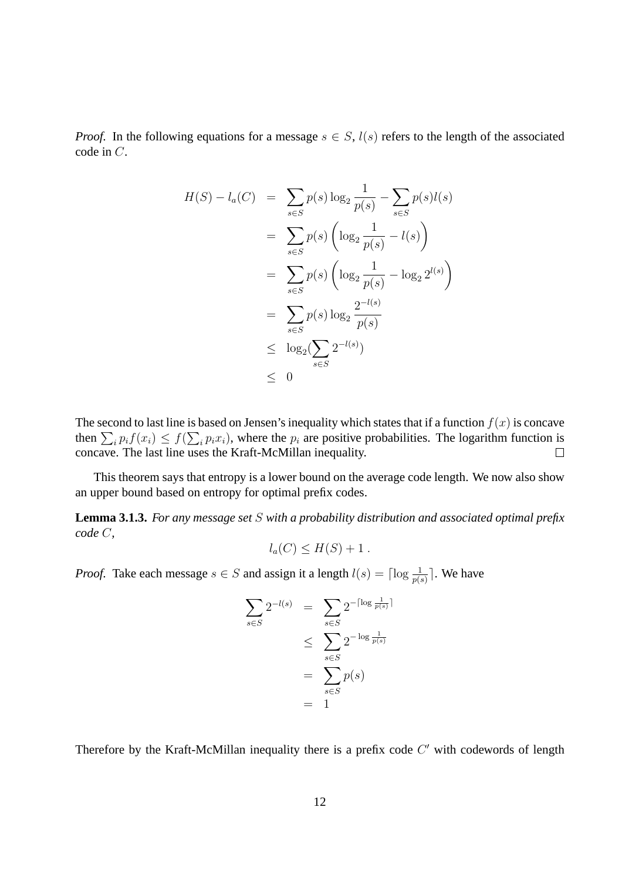*Proof.* In the following equations for a message $s \in S$, $l(s)$ refers to the length of the associated code in $C$.

$$
\begin{aligned}
H(S) - l_a(C) &= \sum_{s \in S} p(s) \log_2 \frac{1}{p(s)} - \sum_{s \in S} p(s) l(s) \\
&= \sum_{s \in S} p(s) \left( \log_2 \frac{1}{p(s)} - l(s) \right) \\
&= \sum_{s \in S} p(s) \left( \log_2 \frac{1}{p(s)} - \log_2 2^{l(s)} \right) \\
&= \sum_{s \in S} p(s) \log_2 \frac{2^{-l(s)}}{p(s)} \\
&\leq \log_2 (\sum_{s \in S} 2^{-l(s)}) \\
&\leq 0
\end{aligned}
$$

The second to last line is based on Jensen's inequality which states that if a function $f(x)$ is concave then $\sum_i p_i f(x_i) \leq f(\sum_i p_i x_i)$, where the $p_i$ are positive probabilities. The logarithm function is concave. The last line uses the Kraft-McMillan inequality. □

This theorem says that entropy is a lower bound on the average code length. We now also show an upper bound based on entropy for optimal prefix codes.

**Lemma 3.1.3.** *For any message set $S$ with a probability distribution and associated optimal prefix code $C$,*

$$
l_a(C) \leq H(S) + 1 \,.
$$

*Proof.* Take each message $s \in S$ and assign it a length $l(s) = \lceil \log \frac{1}{p(s)} \rceil$. We have

$$
\begin{aligned}
\sum_{s \in S} 2^{-l(s)} &= \sum_{s \in S} 2^{-\lceil \log \frac{1}{p(s)} \rceil} \\
&\leq \sum_{s \in S} 2^{-\log \frac{1}{p(s)}} \\
&= \sum_{s \in S} p(s) \\
&= 1
\end{aligned}
$$

Therefore by the Kraft-McMillan inequality there is a prefix code $C'$ with codewords of length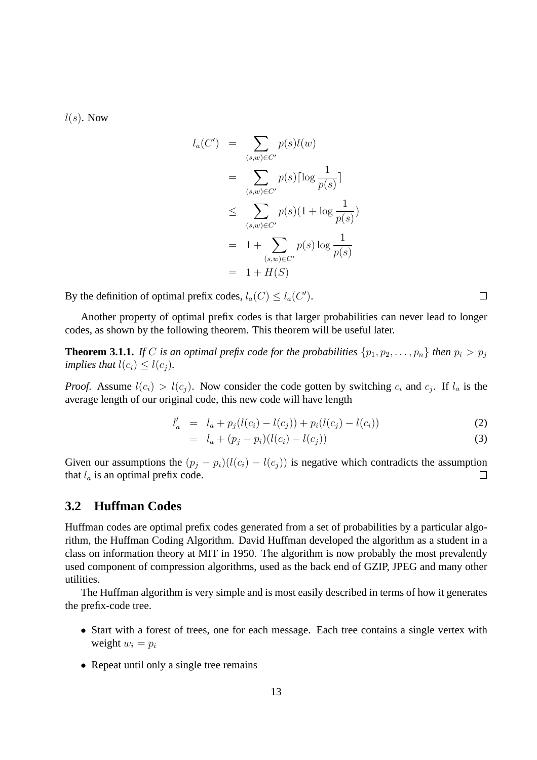$l(s)$. Now

$$
\begin{aligned}
l_a(C') &= \sum_{(s,w)\in C'} p(s)l(w) \\
&= \sum_{(s,w)\in C'} p(s)\lceil \log \frac{1}{p(s)} \rceil \\
&\leq \sum_{(s,w)\in C'} p(s)(1 + \log \frac{1}{p(s)}) \\
&= 1 + \sum_{(s,w)\in C'} p(s) \log \frac{1}{p(s)} \\
&= 1 + H(S)
\end{aligned}
$$

By the definition of optimal prefix codes, $l_a(C) \leq l_a(C')$. □

Another property of optimal prefix codes is that larger probabilities can never lead to longer codes, as shown by the following theorem. This theorem will be useful later.

**Theorem 3.1.1.** *If $C$ is an optimal prefix code for the probabilities $\{p_1, p_2, \ldots, p_n\}$ then $p_i > p_j$ implies that $l(c_i) \leq l(c_j)$.*

*Proof.* Assume $l(c_i) > l(c_j)$. Now consider the code gotten by switching $c_i$ and $c_j$. If $l_a$ is the average length of our original code, this new code will have length

$$
\begin{aligned}
l'_a &= l_a + p_j(l(c_i) - l(c_j)) + p_i(l(c_j) - l(c_i)) && (2)\\
&= l_a + (p_j - p_i)(l(c_i) - l(c_j)) && (3)
\end{aligned}
$$

Given our assumptions the $(p_j - p_i)(l(c_i) - l(c_j))$ is negative which contradicts the assumption that $l_a$ is an optimal prefix code. □

## 3.2 Huffman Codes

Huffman codes are optimal prefix codes generated from a set of probabilities by a particular algorithm, the Huffman Coding Algorithm. David Huffman developed the algorithm as a student in a class on information theory at MIT in 1950. The algorithm is now probably the most prevalently used component of compression algorithms, used as the back end of GZIP, JPEG and many other utilities.

The Huffman algorithm is very simple and is most easily described in terms of how it generates the prefix-code tree.

- Start with a forest of trees, one for each message. Each tree contains a single vertex with weight $w_i = p_i$
- Repeat until only a single tree remains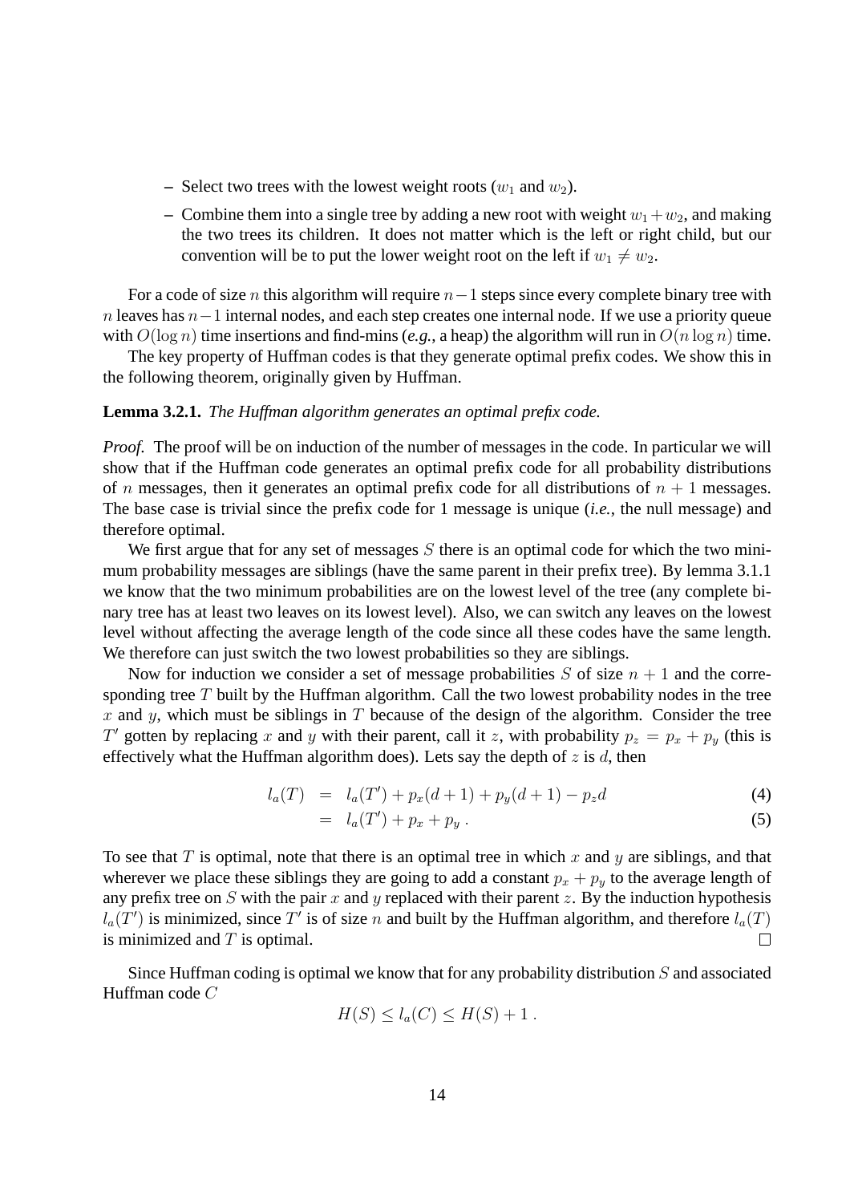- Select two trees with the lowest weight roots ($w_1$ and $w_2$).
- Combine them into a single tree by adding a new root with weight $w_1 + w_2$, and making the two trees its children. It does not matter which is the left or right child, but our convention will be to put the lower weight root on the left if $w_1 \neq w_2$.

For a code of size $n$ this algorithm will require $n-1$ steps since every complete binary tree with $n$ leaves has $n-1$ internal nodes, and each step creates one internal node. If we use a priority queue with $O(\log n)$ time insertions and find-mins (*e.g.*, a heap) the algorithm will run in $O(n \log n)$ time.

The key property of Huffman codes is that they generate optimal prefix codes. We show this in the following theorem, originally given by Huffman.

**Lemma 3.2.1.** *The Huffman algorithm generates an optimal prefix code.*

*Proof.* The proof will be on induction of the number of messages in the code. In particular we will show that if the Huffman code generates an optimal prefix code for all probability distributions of $n$ messages, then it generates an optimal prefix code for all distributions of $n+1$ messages. The base case is trivial since the prefix code for 1 message is unique (*i.e.*, the null message) and therefore optimal.

We first argue that for any set of messages $S$ there is an optimal code for which the two minimum probability messages are siblings (have the same parent in their prefix tree). By lemma 3.1.1 we know that the two minimum probabilities are on the lowest level of the tree (any complete binary tree has at least two leaves on its lowest level). Also, we can switch any leaves on the lowest level without affecting the average length of the code since all these codes have the same length. We therefore can just switch the two lowest probabilities so they are siblings.

Now for induction we consider a set of message probabilities $S$ of size $n+1$ and the corresponding tree $T$ built by the Huffman algorithm. Call the two lowest probability nodes in the tree $x$ and $y$, which must be siblings in $T$ because of the design of the algorithm. Consider the tree $T'$ gotten by replacing $x$ and $y$ with their parent, call it $z$, with probability $p_z = p_x + p_y$ (this is effectively what the Huffman algorithm does). Lets say the depth of $z$ is $d$, then

$$
\begin{aligned}
l_a(T) &= l_a(T') + p_x(d+1) + p_y(d+1) - p_z d & (4)\\
&= l_a(T') + p_x + p_y\,. & (5)
\end{aligned}
$$

To see that $T$ is optimal, note that there is an optimal tree in which $x$ and $y$ are siblings, and that wherever we place these siblings they are going to add a constant $p_x + p_y$ to the average length of any prefix tree on $S$ with the pair $x$ and $y$ replaced with their parent $z$. By the induction hypothesis $l_a(T')$ is minimized, since $T'$ is of size $n$ and built by the Huffman algorithm, and therefore $l_a(T)$ is minimized and $T$ is optimal. □

Since Huffman coding is optimal we know that for any probability distribution $S$ and associated Huffman code $C$

$$H(S) \leq l_a(C) \leq H(S) + 1\,.$$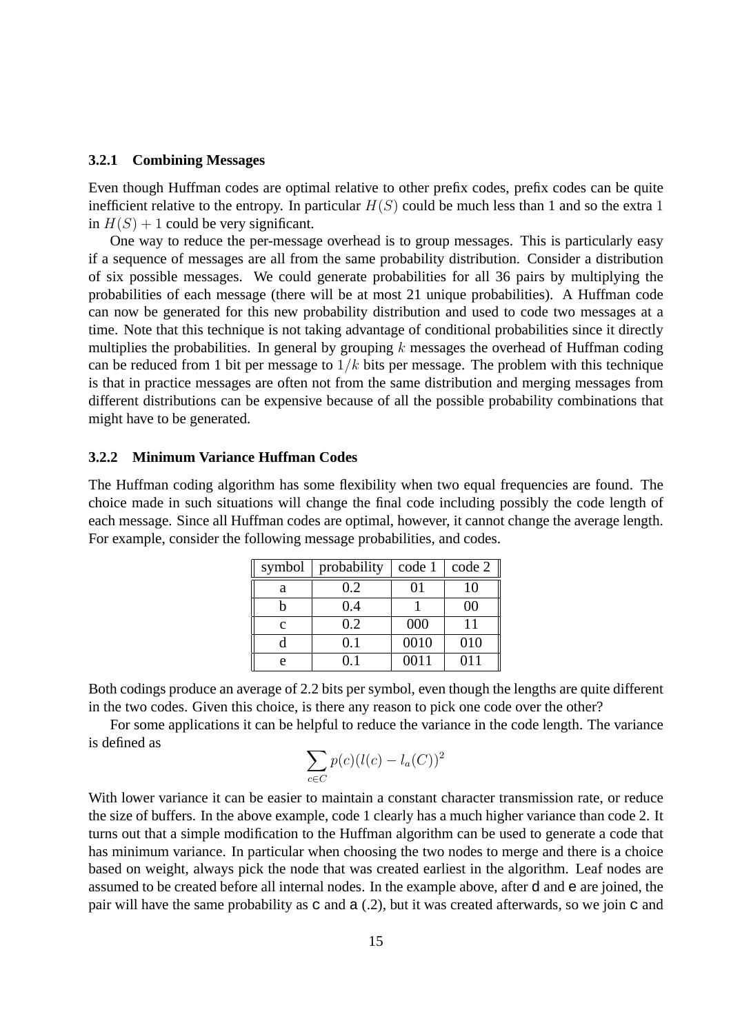### 3.2.1 Combining Messages

Even though Huffman codes are optimal relative to other prefix codes, prefix codes can be quite inefficient relative to the entropy. In particular $H(S)$ could be much less than 1 and so the extra 1 in $H(S) + 1$ could be very significant.

One way to reduce the per-message overhead is to group messages. This is particularly easy if a sequence of messages are all from the same probability distribution. Consider a distribution of six possible messages. We could generate probabilities for all 36 pairs by multiplying the probabilities of each message (there will be at most 21 unique probabilities). A Huffman code can now be generated for this new probability distribution and used to code two messages at a time. Note that this technique is not taking advantage of conditional probabilities since it directly multiplies the probabilities. In general by grouping $k$ messages the overhead of Huffman coding can be reduced from 1 bit per message to $1/k$ bits per message. The problem with this technique is that in practice messages are often not from the same distribution and merging messages from different distributions can be expensive because of all the possible probability combinations that might have to be generated.

### 3.2.2 Minimum Variance Huffman Codes

The Huffman coding algorithm has some flexibility when two equal frequencies are found. The choice made in such situations will change the final code including possibly the code length of each message. Since all Huffman codes are optimal, however, it cannot change the average length. For example, consider the following message probabilities, and codes.

| symbol | probability | code 1 | code 2 |
|---|---|---|---|
| a | 0.2 | 01 | 10 |
| b | 0.4 | 1 | 00 |
| c | 0.2 | 000 | 11 |
| d | 0.1 | 0010 | 010 |
| e | 0.1 | 0011 | 011 |

Both codings produce an average of 2.2 bits per symbol, even though the lengths are quite different in the two codes. Given this choice, is there any reason to pick one code over the other?

For some applications it can be helpful to reduce the variance in the code length. The variance is defined as

$$\sum_{c \in C} p(c)(l(c) - l_a(C))^2$$

With lower variance it can be easier to maintain a constant character transmission rate, or reduce the size of buffers. In the above example, code 1 clearly has a much higher variance than code 2. It turns out that a simple modification to the Huffman algorithm can be used to generate a code that has minimum variance. In particular when choosing the two nodes to merge and there is a choice based on weight, always pick the node that was created earliest in the algorithm. Leaf nodes are assumed to be created before all internal nodes. In the example above, after `d` and `e` are joined, the pair will have the same probability as `c` and `a` (.2), but it was created afterwards, so we join `c` and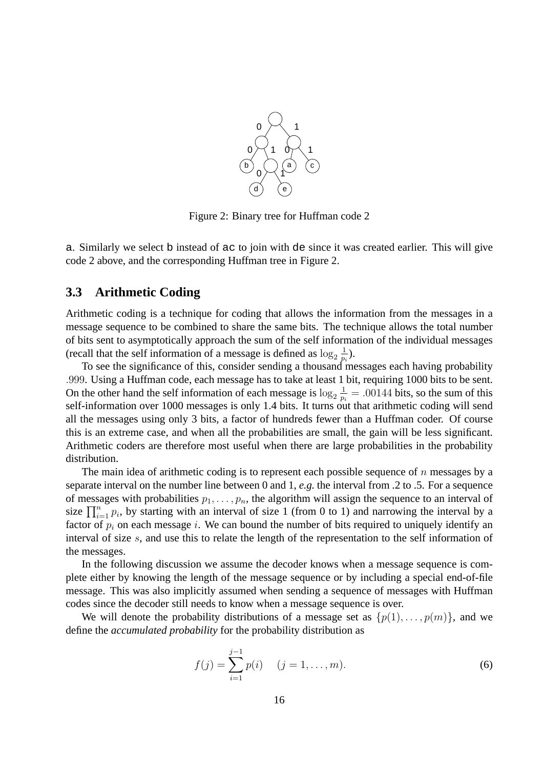Figure 2: Binary tree for Huffman code 2

a. Similarly we select b instead of ac to join with de since it was created earlier. This will give code 2 above, and the corresponding Huffman tree in Figure 2.

### 3.3 Arithmetic Coding

Arithmetic coding is a technique for coding that allows the information from the messages in a message sequence to be combined to share the same bits. The technique allows the total number of bits sent to asymptotically approach the sum of the self information of the individual messages (recall that the self information of a message is defined as $\log_2 \frac{1}{p_i}$).

To see the significance of this, consider sending a thousand messages each having probability $.999$. Using a Huffman code, each message has to take at least 1 bit, requiring 1000 bits to be sent. On the other hand the self information of each message is $\log_2 \frac{1}{p_i} = .00144$ bits, so the sum of this self-information over 1000 messages is only 1.4 bits. It turns out that arithmetic coding will send all the messages using only 3 bits, a factor of hundreds fewer than a Huffman coder. Of course this is an extreme case, and when all the probabilities are small, the gain will be less significant. Arithmetic coders are therefore most useful when there are large probabilities in the probability distribution.

The main idea of arithmetic coding is to represent each possible sequence of $n$ messages by a separate interval on the number line between 0 and 1, *e.g.* the interval from .2 to .5. For a sequence of messages with probabilities $p_1, \ldots, p_n$, the algorithm will assign the sequence to an interval of size $\prod_{i=1}^{n} p_i$, by starting with an interval of size 1 (from 0 to 1) and narrowing the interval by a factor of $p_i$ on each message $i$. We can bound the number of bits required to uniquely identify an interval of size $s$, and use this to relate the length of the representation to the self information of the messages.

In the following discussion we assume the decoder knows when a message sequence is complete either by knowing the length of the message sequence or by including a special end-of-file message. This was also implicitly assumed when sending a sequence of messages with Huffman codes since the decoder still needs to know when a message sequence is over.

We will denote the probability distributions of a message set as $\{p(1), \ldots, p(m)\}$, and we define the *accumulated probability* for the probability distribution as

$$f(j) = \sum_{i=1}^{j-1} p(i) \quad (j = 1, \ldots, m). \tag{6}$$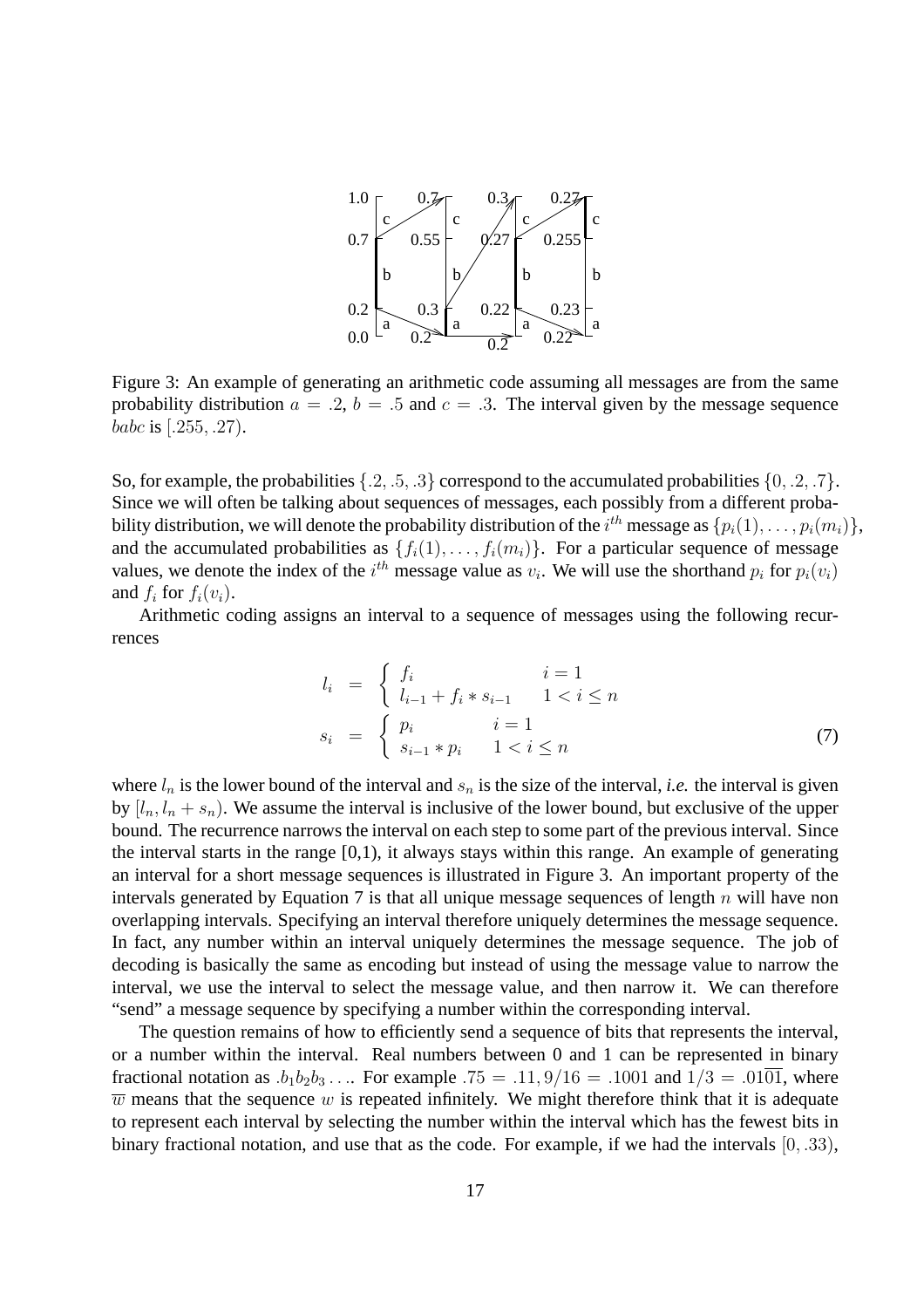Figure 3: An example of generating an arithmetic code assuming all messages are from the same probability distribution $a = .2$, $b = .5$ and $c = .3$. The interval given by the message sequence $babc$ is $[.255, .27)$.

So, for example, the probabilities $\{.2, .5, .3\}$ correspond to the accumulated probabilities $\{0, .2, .7\}$. Since we will often be talking about sequences of messages, each possibly from a different probability distribution, we will denote the probability distribution of the $i^{th}$ message as $\{p_i(1), \ldots, p_i(m_i)\}$, and the accumulated probabilities as $\{f_i(1), \ldots, f_i(m_i)\}$. For a particular sequence of message values, we denote the index of the $i^{th}$ message value as $v_i$. We will use the shorthand $p_i$ for $p_i(v_i)$ and $f_i$ for $f_i(v_i)$.

Arithmetic coding assigns an interval to a sequence of messages using the following recurrences

$$
\begin{aligned}
l_i &= \begin{cases} f_i & i = 1 \\ l_{i-1} + f_i * s_{i-1} & 1 < i \le n \end{cases} \\
s_i &= \begin{cases} p_i & i = 1 \\ s_{i-1} * p_i & 1 < i \le n \end{cases}
\end{aligned}
\tag{7}
$$

where $l_n$ is the lower bound of the interval and $s_n$ is the size of the interval, *i.e.* the interval is given by $[l_n, l_n + s_n)$. We assume the interval is inclusive of the lower bound, but exclusive of the upper bound. The recurrence narrows the interval on each step to some part of the previous interval. Since the interval starts in the range [0,1), it always stays within this range. An example of generating an interval for a short message sequences is illustrated in Figure 3. An important property of the intervals generated by Equation 7 is that all unique message sequences of length $n$ will have non overlapping intervals. Specifying an interval therefore uniquely determines the message sequence. In fact, any number within an interval uniquely determines the message sequence. The job of decoding is basically the same as encoding but instead of using the message value to narrow the interval, we use the interval to select the message value, and then narrow it. We can therefore "send" a message sequence by specifying a number within the corresponding interval.

The question remains of how to efficiently send a sequence of bits that represents the interval, or a number within the interval. Real numbers between 0 and 1 can be represented in binary fractional notation as $.b_1b_2b_3\ldots$. For example $.75 = .11$, $9/16 = .1001$ and $1/3 = .01\overline{01}$, where $\overline{w}$ means that the sequence $w$ is repeated infinitely. We might therefore think that it is adequate to represent each interval by selecting the number within the interval which has the fewest bits in binary fractional notation, and use that as the code. For example, if we had the intervals $[0, .33)$,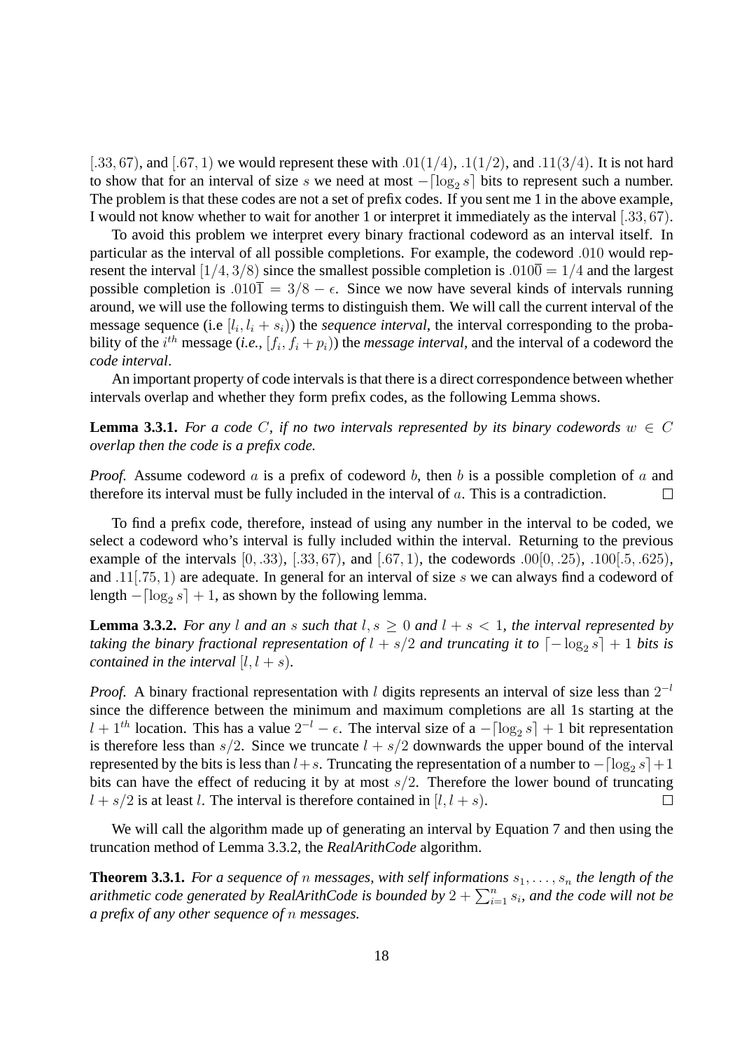$[.33, 67)$, and $[.67, 1)$ we would represent these with $.01(1/4)$, $.1(1/2)$, and $.11(3/4)$. It is not hard to show that for an interval of size $s$ we need at most $-\lceil \log_2 s \rceil$ bits to represent such a number. The problem is that these codes are not a set of prefix codes. If you sent me 1 in the above example, I would not know whether to wait for another 1 or interpret it immediately as the interval $[.33, 67)$.

To avoid this problem we interpret every binary fractional codeword as an interval itself. In particular as the interval of all possible completions. For example, the codeword $.010$ would represent the interval $[1/4, 3/8)$ since the smallest possible completion is $.010\overline{0} = 1/4$ and the largest possible completion is $.010\overline{1} = 3/8 - \epsilon$. Since we now have several kinds of intervals running around, we will use the following terms to distinguish them. We will call the current interval of the message sequence (i.e $[l_i, l_i + s_i)$) the *sequence interval*, the interval corresponding to the probability of the $i^{th}$ message (*i.e.*, $[f_i, f_i + p_i)$) the *message interval*, and the interval of a codeword the *code interval*.

An important property of code intervals is that there is a direct correspondence between whether intervals overlap and whether they form prefix codes, as the following Lemma shows.

**Lemma 3.3.1.** *For a code $C$, if no two intervals represented by its binary codewords $w \in C$ overlap then the code is a prefix code.*

*Proof.* Assume codeword $a$ is a prefix of codeword $b$, then $b$ is a possible completion of $a$ and therefore its interval must be fully included in the interval of $a$. This is a contradiction. □

To find a prefix code, therefore, instead of using any number in the interval to be coded, we select a codeword who's interval is fully included within the interval. Returning to the previous example of the intervals $[0, .33)$, $[.33, 67)$, and $[.67, 1)$, the codewords $.00[0, .25)$, $.100[.5, .625)$, and $.11[.75, 1)$ are adequate. In general for an interval of size $s$ we can always find a codeword of length $-\lceil \log_2 s \rceil + 1$, as shown by the following lemma.

**Lemma 3.3.2.** *For any $l$ and an $s$ such that $l, s \geq 0$ and $l + s < 1$, the interval represented by taking the binary fractional representation of $l + s/2$ and truncating it to $\lceil -\log_2 s \rceil + 1$ bits is contained in the interval $[l, l + s)$.*

*Proof.* A binary fractional representation with $l$ digits represents an interval of size less than $2^{-l}$ since the difference between the minimum and maximum completions are all 1s starting at the $l + 1^{th}$ location. This has a value $2^{-l} - \epsilon$. The interval size of a $-\lceil \log_2 s \rceil + 1$ bit representation is therefore less than $s/2$. Since we truncate $l + s/2$ downwards the upper bound of the interval represented by the bits is less than $l + s$. Truncating the representation of a number to $-\lceil \log_2 s \rceil + 1$ bits can have the effect of reducing it by at most $s/2$. Therefore the lower bound of truncating $l + s/2$ is at least $l$. The interval is therefore contained in $[l, l + s)$. □

We will call the algorithm made up of generating an interval by Equation 7 and then using the truncation method of Lemma 3.3.2, the *RealArithCode* algorithm.

**Theorem 3.3.1.** *For a sequence of $n$ messages, with self informations $s_1, \ldots, s_n$ the length of the arithmetic code generated by RealArithCode is bounded by $2 + \sum_{i=1}^{n} s_i$, and the code will not be a prefix of any other sequence of $n$ messages.*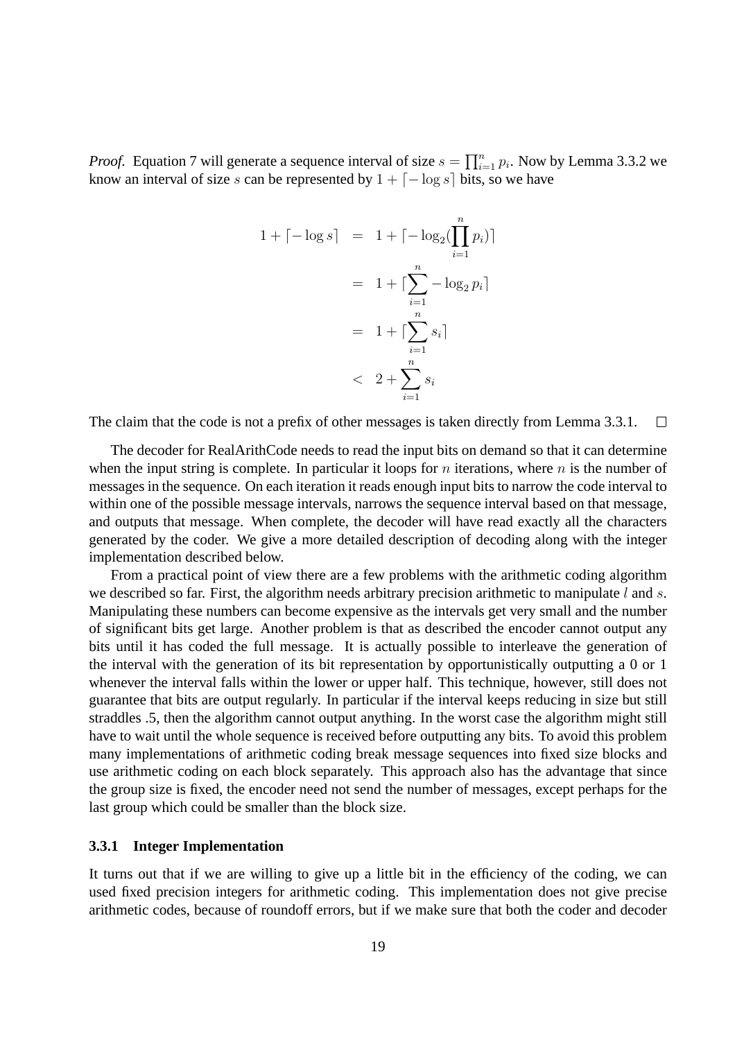*Proof.* Equation 7 will generate a sequence interval of size $s = \prod_{i=1}^{n} p_i$. Now by Lemma 3.3.2 we know an interval of size $s$ can be represented by $1 + \lceil -\log s \rceil$ bits, so we have

$$
\begin{aligned}
1 + \lceil -\log s \rceil &= 1 + \lceil -\log_2 (\prod_{i=1}^{n} p_i) \rceil \\
&= 1 + \lceil \sum_{i=1}^{n} -\log_2 p_i \rceil \\
&= 1 + \lceil \sum_{i=1}^{n} s_i \rceil \\
&< 2 + \sum_{i=1}^{n} s_i
\end{aligned}
$$

The claim that the code is not a prefix of other messages is taken directly from Lemma 3.3.1. $\square$

The decoder for RealArithCode needs to read the input bits on demand so that it can determine when the input string is complete. In particular it loops for $n$ iterations, where $n$ is the number of messages in the sequence. On each iteration it reads enough input bits to narrow the code interval to within one of the possible message intervals, narrows the sequence interval based on that message, and outputs that message. When complete, the decoder will have read exactly all the characters generated by the coder. We give a more detailed description of decoding along with the integer implementation described below.

From a practical point of view there are a few problems with the arithmetic coding algorithm we described so far. First, the algorithm needs arbitrary precision arithmetic to manipulate $l$ and $s$. Manipulating these numbers can become expensive as the intervals get very small and the number of significant bits get large. Another problem is that as described the encoder cannot output any bits until it has coded the full message. It is actually possible to interleave the generation of the interval with the generation of its bit representation by opportunistically outputting a 0 or 1 whenever the interval falls within the lower or upper half. This technique, however, still does not guarantee that bits are output regularly. In particular if the interval keeps reducing in size but still straddles .5, then the algorithm cannot output anything. In the worst case the algorithm might still have to wait until the whole sequence is received before outputting any bits. To avoid this problem many implementations of arithmetic coding break message sequences into fixed size blocks and use arithmetic coding on each block separately. This approach also has the advantage that since the group size is fixed, the encoder need not send the number of messages, except perhaps for the last group which could be smaller than the block size.

### 3.3.1 Integer Implementation

It turns out that if we are willing to give up a little bit in the efficiency of the coding, we can used fixed precision integers for arithmetic coding. This implementation does not give precise arithmetic codes, because of roundoff errors, but if we make sure that both the coder and decoder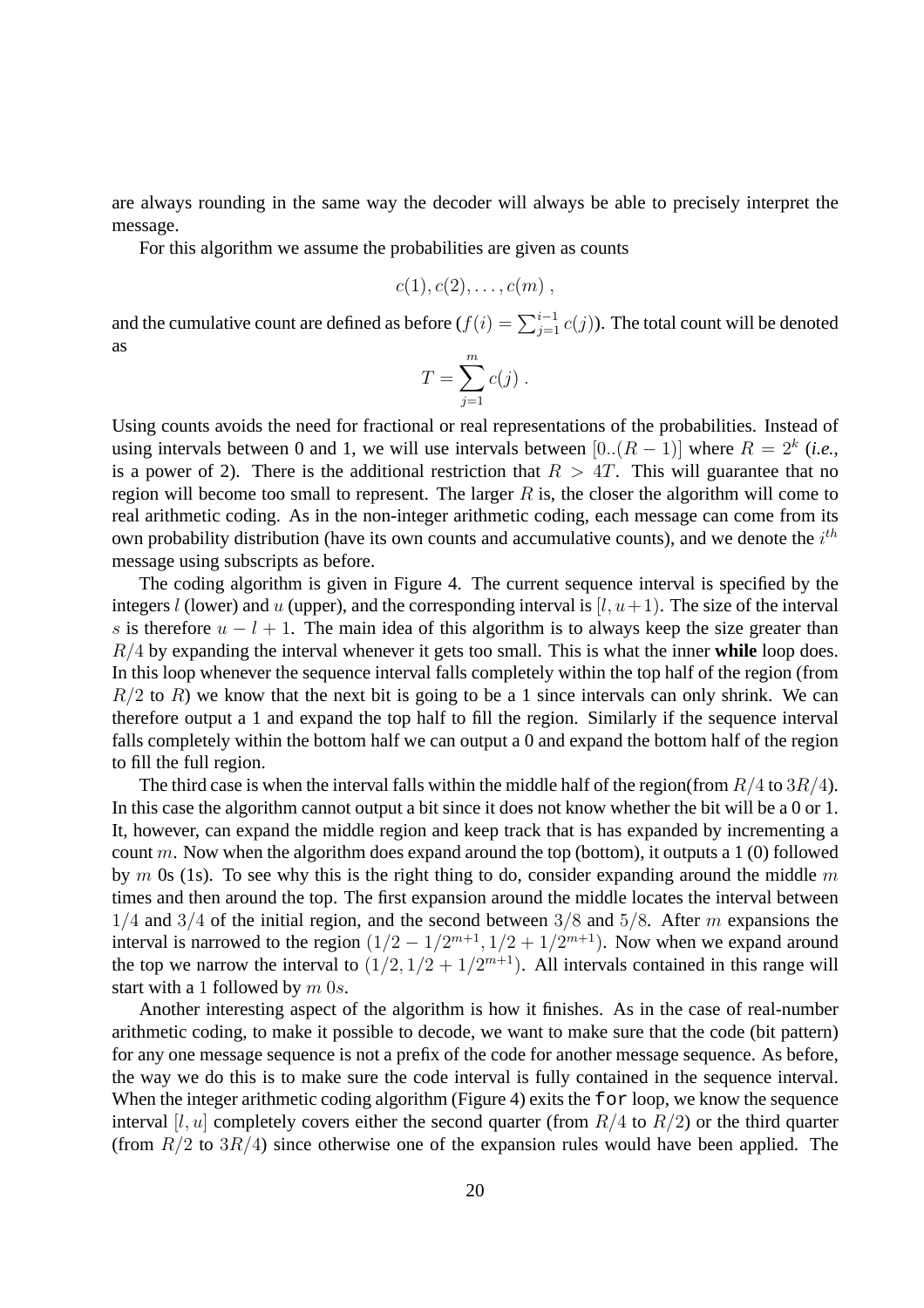are always rounding in the same way the decoder will always be able to precisely interpret the message.

For this algorithm we assume the probabilities are given as counts

$$c(1), c(2), \ldots, c(m) \ ,$$

and the cumulative count are defined as before ($f(i) = \sum_{j=1}^{i-1} c(j)$). The total count will be denoted as

$$T = \sum_{j=1}^{m} c(j) \ .$$

Using counts avoids the need for fractional or real representations of the probabilities. Instead of using intervals between 0 and 1, we will use intervals between $[0..(R-1)]$ where $R = 2^k$ (*i.e.*, is a power of 2). There is the additional restriction that $R > 4T$. This will guarantee that no region will become too small to represent. The larger $R$ is, the closer the algorithm will come to real arithmetic coding. As in the non-integer arithmetic coding, each message can come from its own probability distribution (have its own counts and accumulative counts), and we denote the $i^{th}$ message using subscripts as before.

The coding algorithm is given in Figure 4. The current sequence interval is specified by the integers $l$ (lower) and $u$ (upper), and the corresponding interval is $[l, u+1)$. The size of the interval $s$ is therefore $u - l + 1$. The main idea of this algorithm is to always keep the size greater than $R/4$ by expanding the interval whenever it gets too small. This is what the inner **while** loop does. In this loop whenever the sequence interval falls completely within the top half of the region (from $R/2$ to $R$) we know that the next bit is going to be a 1 since intervals can only shrink. We can therefore output a 1 and expand the top half to fill the region. Similarly if the sequence interval falls completely within the bottom half we can output a 0 and expand the bottom half of the region to fill the full region.

The third case is when the interval falls within the middle half of the region(from $R/4$ to $3R/4$). In this case the algorithm cannot output a bit since it does not know whether the bit will be a 0 or 1. It, however, can expand the middle region and keep track that is has expanded by incrementing a count $m$. Now when the algorithm does expand around the top (bottom), it outputs a 1 (0) followed by $m$ 0s (1s). To see why this is the right thing to do, consider expanding around the middle $m$ times and then around the top. The first expansion around the middle locates the interval between $1/4$ and $3/4$ of the initial region, and the second between $3/8$ and $5/8$. After $m$ expansions the interval is narrowed to the region $(1/2 - 1/2^{m+1}, 1/2 + 1/2^{m+1})$. Now when we expand around the top we narrow the interval to $(1/2, 1/2 + 1/2^{m+1})$. All intervals contained in this range will start with a $1$ followed by $m$ $0s$.

Another interesting aspect of the algorithm is how it finishes. As in the case of real-number arithmetic coding, to make it possible to decode, we want to make sure that the code (bit pattern) for any one message sequence is not a prefix of the code for another message sequence. As before, the way we do this is to make sure the code interval is fully contained in the sequence interval. When the integer arithmetic coding algorithm (Figure 4) exits the `for` loop, we know the sequence interval $[l, u]$ completely covers either the second quarter (from $R/4$ to $R/2$) or the third quarter (from $R/2$ to $3R/4$) since otherwise one of the expansion rules would have been applied. The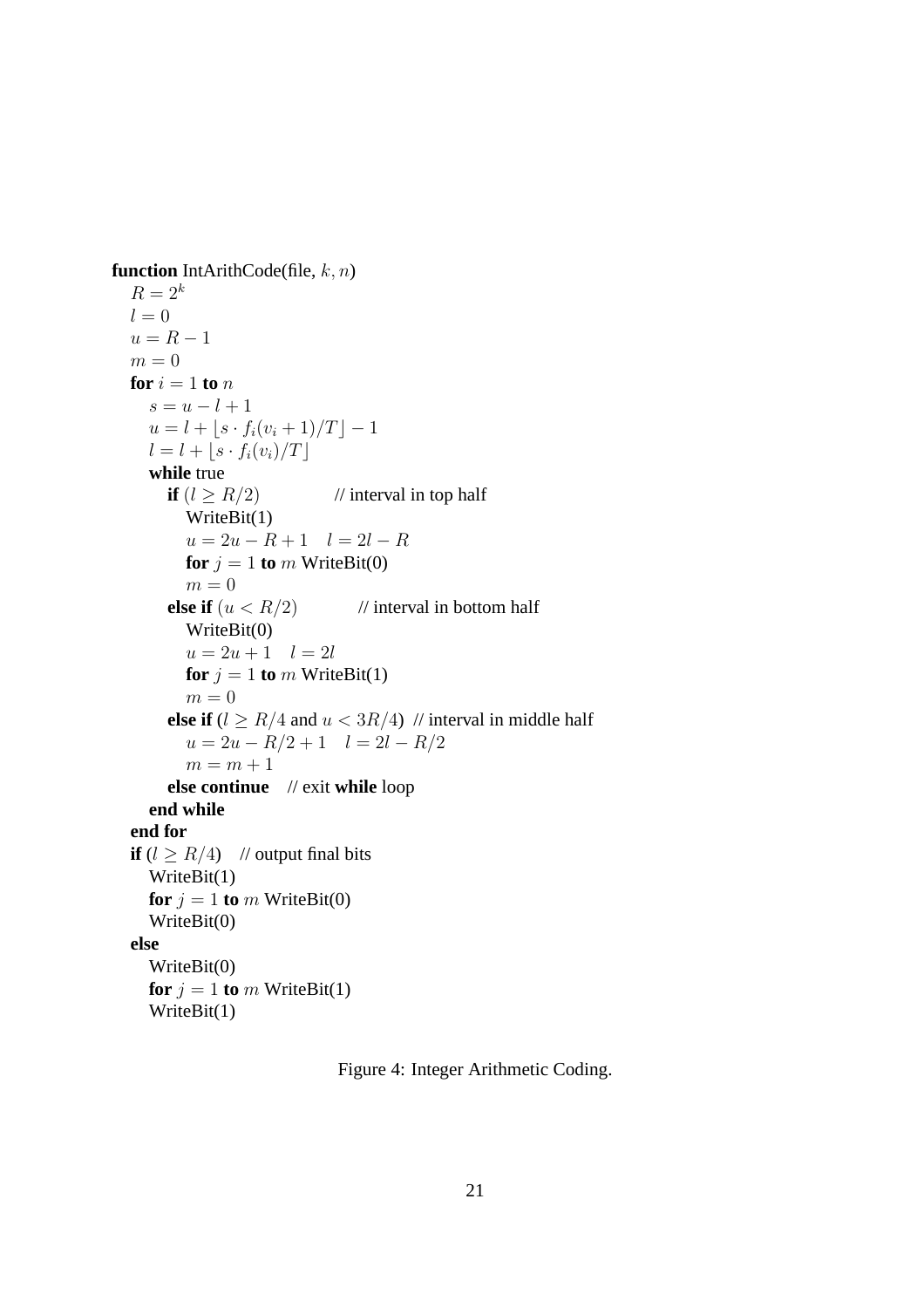```
function IntArithCode(file, k, n)
  R = 2^k
  l = 0
  u = R − 1
  m = 0
  for i = 1 to n
    s = u − l + 1
    u = l + ⌊s · f_i(v_i + 1)/T⌋ − 1
    l = l + ⌊s · f_i(v_i)/T⌋
    while true
      if (l ≥ R/2)              // interval in top half
        WriteBit(1)
        u = 2u − R + 1    l = 2l − R
        for j = 1 to m WriteBit(0)
        m = 0
      else if (u < R/2)         // interval in bottom half
        WriteBit(0)
        u = 2u + 1    l = 2l
        for j = 1 to m WriteBit(1)
        m = 0
      else if (l ≥ R/4 and u < 3R/4)  // interval in middle half
        u = 2u − R/2 + 1    l = 2l − R/2
        m = m + 1
      else continue    // exit while loop
    end while
  end for
  if (l ≥ R/4)    // output final bits
    WriteBit(1)
    for j = 1 to m WriteBit(0)
    WriteBit(0)
  else
    WriteBit(0)
    for j = 1 to m WriteBit(1)
    WriteBit(1)
```

Figure 4: Integer Arithmetic Coding.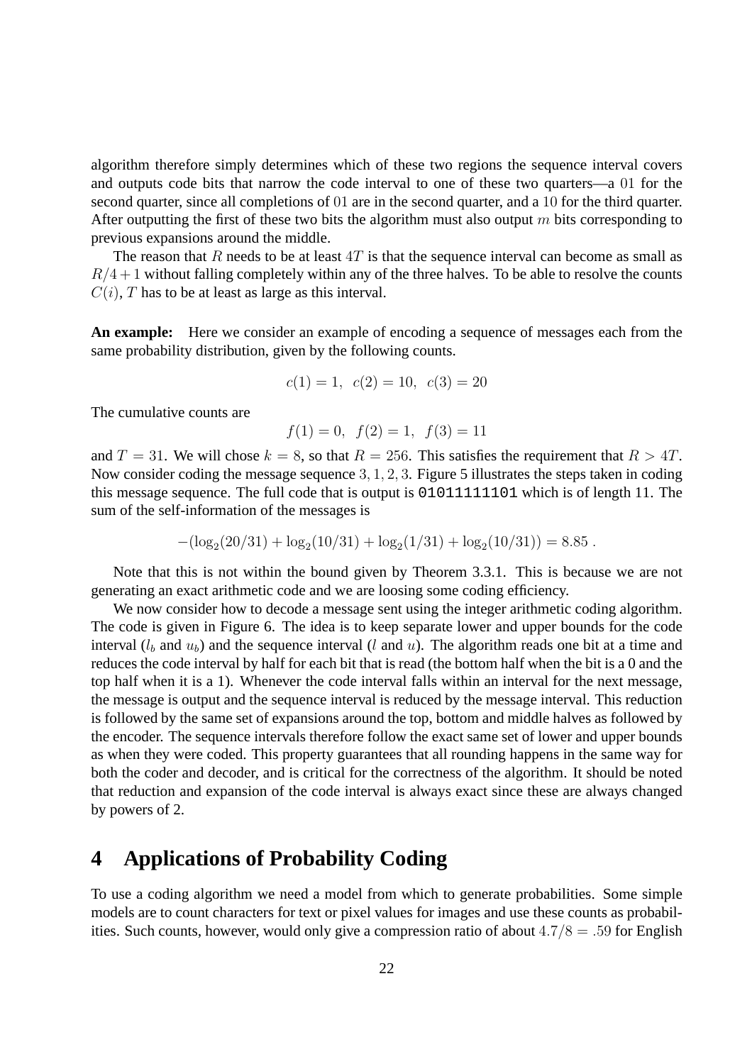algorithm therefore simply determines which of these two regions the sequence interval covers and outputs code bits that narrow the code interval to one of these two quarters—a $01$ for the second quarter, since all completions of $01$ are in the second quarter, and a $10$ for the third quarter. After outputting the first of these two bits the algorithm must also output $m$ bits corresponding to previous expansions around the middle.

The reason that $R$ needs to be at least $4T$ is that the sequence interval can become as small as $R/4+1$ without falling completely within any of the three halves. To be able to resolve the counts $C(i)$, $T$ has to be at least as large as this interval.

**An example:** Here we consider an example of encoding a sequence of messages each from the same probability distribution, given by the following counts.

$$c(1) = 1, \;\; c(2) = 10, \;\; c(3) = 20$$

The cumulative counts are

$$f(1) = 0, \;\; f(2) = 1, \;\; f(3) = 11$$

and $T = 31$. We will chose $k = 8$, so that $R = 256$. This satisfies the requirement that $R > 4T$. Now consider coding the message sequence $3, 1, 2, 3$. Figure 5 illustrates the steps taken in coding this message sequence. The full code that is output is `01011111101` which is of length 11. The sum of the self-information of the messages is

$$-(\log_2(20/31) + \log_2(10/31) + \log_2(1/31) + \log_2(10/31)) = 8.85 \; .$$

Note that this is not within the bound given by Theorem 3.3.1. This is because we are not generating an exact arithmetic code and we are loosing some coding efficiency.

We now consider how to decode a message sent using the integer arithmetic coding algorithm. The code is given in Figure 6. The idea is to keep separate lower and upper bounds for the code interval ($l_b$ and $u_b$) and the sequence interval ($l$ and $u$). The algorithm reads one bit at a time and reduces the code interval by half for each bit that is read (the bottom half when the bit is a 0 and the top half when it is a 1). Whenever the code interval falls within an interval for the next message, the message is output and the sequence interval is reduced by the message interval. This reduction is followed by the same set of expansions around the top, bottom and middle halves as followed by the encoder. The sequence intervals therefore follow the exact same set of lower and upper bounds as when they were coded. This property guarantees that all rounding happens in the same way for both the coder and decoder, and is critical for the correctness of the algorithm. It should be noted that reduction and expansion of the code interval is always exact since these are always changed by powers of 2.

# 4 Applications of Probability Coding

To use a coding algorithm we need a model from which to generate probabilities. Some simple models are to count characters for text or pixel values for images and use these counts as probabilities. Such counts, however, would only give a compression ratio of about $4.7/8 = .59$ for English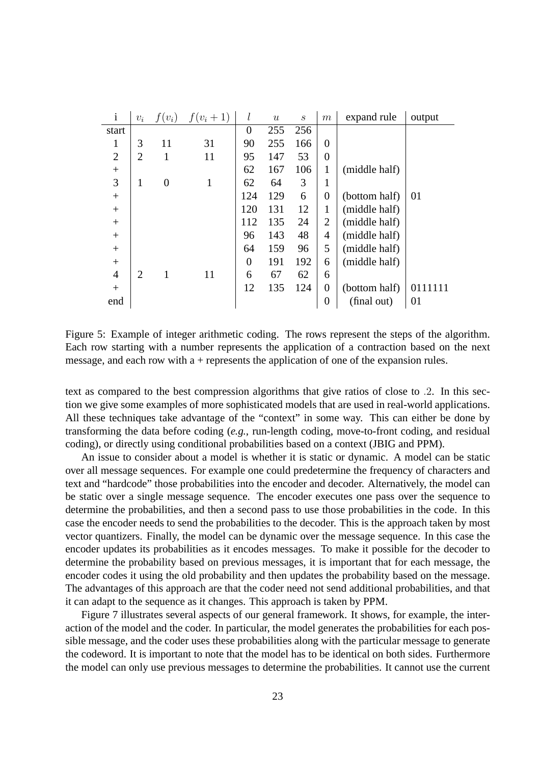| i | $v_i$ | $f(v_i)$ | $f(v_i+1)$ | $l$ | $u$ | $s$ | $m$ | expand rule | output |
|---|---|---|---|---|---|---|---|---|---|
| start | | | | 0 | 255 | 256 | | | |
| 1 | 3 | 11 | 31 | 90 | 255 | 166 | 0 | | |
| 2 | 2 | 1 | 11 | 95 | 147 | 53 | 0 | | |
| + | | | | 62 | 167 | 106 | 1 | (middle half) | |
| 3 | 1 | 0 | 1 | 62 | 64 | 3 | 1 | | |
| + | | | | 124 | 129 | 6 | 0 | (bottom half) | 01 |
| + | | | | 120 | 131 | 12 | 1 | (middle half) | |
| + | | | | 112 | 135 | 24 | 2 | (middle half) | |
| + | | | | 96 | 143 | 48 | 4 | (middle half) | |
| + | | | | 64 | 159 | 96 | 5 | (middle half) | |
| + | | | | 0 | 191 | 192 | 6 | (middle half) | |
| 4 | 2 | 1 | 11 | 6 | 67 | 62 | 6 | | |
| + | | | | 12 | 135 | 124 | 0 | (bottom half) | 0111111 |
| end | | | | | | | 0 | (final out) | 01 |

Figure 5: Example of integer arithmetic coding. The rows represent the steps of the algorithm. Each row starting with a number represents the application of a contraction based on the next message, and each row with a + represents the application of one of the expansion rules.

text as compared to the best compression algorithms that give ratios of close to $.2$. In this section we give some examples of more sophisticated models that are used in real-world applications. All these techniques take advantage of the "context" in some way. This can either be done by transforming the data before coding (*e.g.*, run-length coding, move-to-front coding, and residual coding), or directly using conditional probabilities based on a context (JBIG and PPM).

An issue to consider about a model is whether it is static or dynamic. A model can be static over all message sequences. For example one could predetermine the frequency of characters and text and "hardcode" those probabilities into the encoder and decoder. Alternatively, the model can be static over a single message sequence. The encoder executes one pass over the sequence to determine the probabilities, and then a second pass to use those probabilities in the code. In this case the encoder needs to send the probabilities to the decoder. This is the approach taken by most vector quantizers. Finally, the model can be dynamic over the message sequence. In this case the encoder updates its probabilities as it encodes messages. To make it possible for the decoder to determine the probability based on previous messages, it is important that for each message, the encoder codes it using the old probability and then updates the probability based on the message. The advantages of this approach are that the coder need not send additional probabilities, and that it can adapt to the sequence as it changes. This approach is taken by PPM.

Figure 7 illustrates several aspects of our general framework. It shows, for example, the interaction of the model and the coder. In particular, the model generates the probabilities for each possible message, and the coder uses these probabilities along with the particular message to generate the codeword. It is important to note that the model has to be identical on both sides. Furthermore the model can only use previous messages to determine the probabilities. It cannot use the current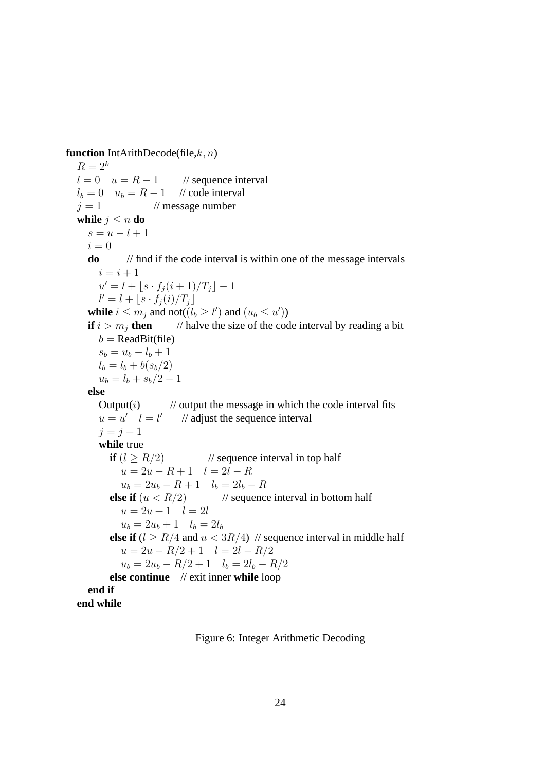```
function IntArithDecode(file, k, n)
  R = 2^k
  l = 0   u = R − 1        // sequence interval
  l_b = 0   u_b = R − 1    // code interval
  j = 1                    // message number
  while j ≤ n do
    s = u − l + 1
    i = 0
    do        // find if the code interval is within one of the message intervals
      i = i + 1
      u' = l + ⌊s · f_j(i + 1)/T_j⌋ − 1
      l' = l + ⌊s · f_j(i)/T_j⌋
    while i ≤ m_j and not((l_b ≥ l') and (u_b ≤ u'))
    if i > m_j then        // halve the size of the code interval by reading a bit
      b = ReadBit(file)
      s_b = u_b − l_b + 1
      l_b = l_b + b(s_b/2)
      u_b = l_b + s_b/2 − 1
    else
      Output(i)        // output the message in which the code interval fits
      u = u'   l = l'     // adjust the sequence interval
      j = j + 1
      while true
        if (l ≥ R/2)            // sequence interval in top half
          u = 2u − R + 1   l = 2l − R
          u_b = 2u_b − R + 1   l_b = 2l_b − R
        else if (u < R/2)         // sequence interval in bottom half
          u = 2u + 1   l = 2l
          u_b = 2u_b + 1   l_b = 2l_b
        else if (l ≥ R/4 and u < 3R/4)  // sequence interval in middle half
          u = 2u − R/2 + 1   l = 2l − R/2
          u_b = 2u_b − R/2 + 1   l_b = 2l_b − R/2
        else continue   // exit inner while loop
    end if
  end while
```

Figure 6: Integer Arithmetic Decoding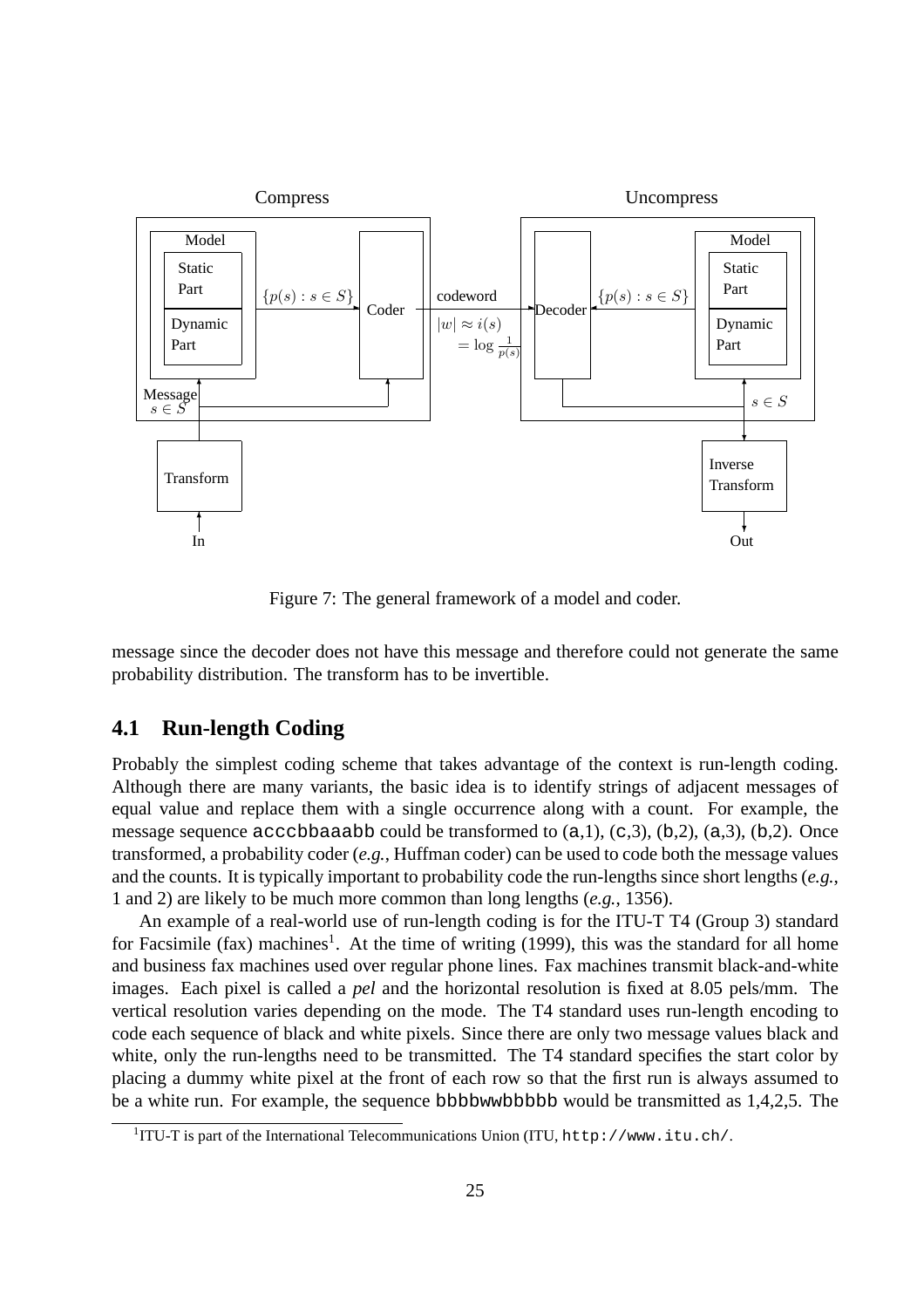Figure 7: The general framework of a model and coder.

message since the decoder does not have this message and therefore could not generate the same probability distribution. The transform has to be invertible.

## 4.1 Run-length Coding

Probably the simplest coding scheme that takes advantage of the context is run-length coding. Although there are many variants, the basic idea is to identify strings of adjacent messages of equal value and replace them with a single occurrence along with a count. For example, the message sequence `acccbbaaabb` could be transformed to (`a`,1), (`c`,3), (`b`,2), (`a`,3), (`b`,2). Once transformed, a probability coder (*e.g.*, Huffman coder) can be used to code both the message values and the counts. It is typically important to probability code the run-lengths since short lengths (*e.g.*, 1 and 2) are likely to be much more common than long lengths (*e.g.*, 1356).

An example of a real-world use of run-length coding is for the ITU-T T4 (Group 3) standard for Facsimile (fax) machines[1]. At the time of writing (1999), this was the standard for all home and business fax machines used over regular phone lines. Fax machines transmit black-and-white images. Each pixel is called a *pel* and the horizontal resolution is fixed at 8.05 pels/mm. The vertical resolution varies depending on the mode. The T4 standard uses run-length encoding to code each sequence of black and white pixels. Since there are only two message values black and white, only the run-lengths need to be transmitted. The T4 standard specifies the start color by placing a dummy white pixel at the front of each row so that the first run is always assumed to be a white run. For example, the sequence `bbbbwwbbbbb` would be transmitted as 1,4,2,5. The

[1] ITU-T is part of the International Telecommunications Union (ITU, `http://www.itu.ch/`.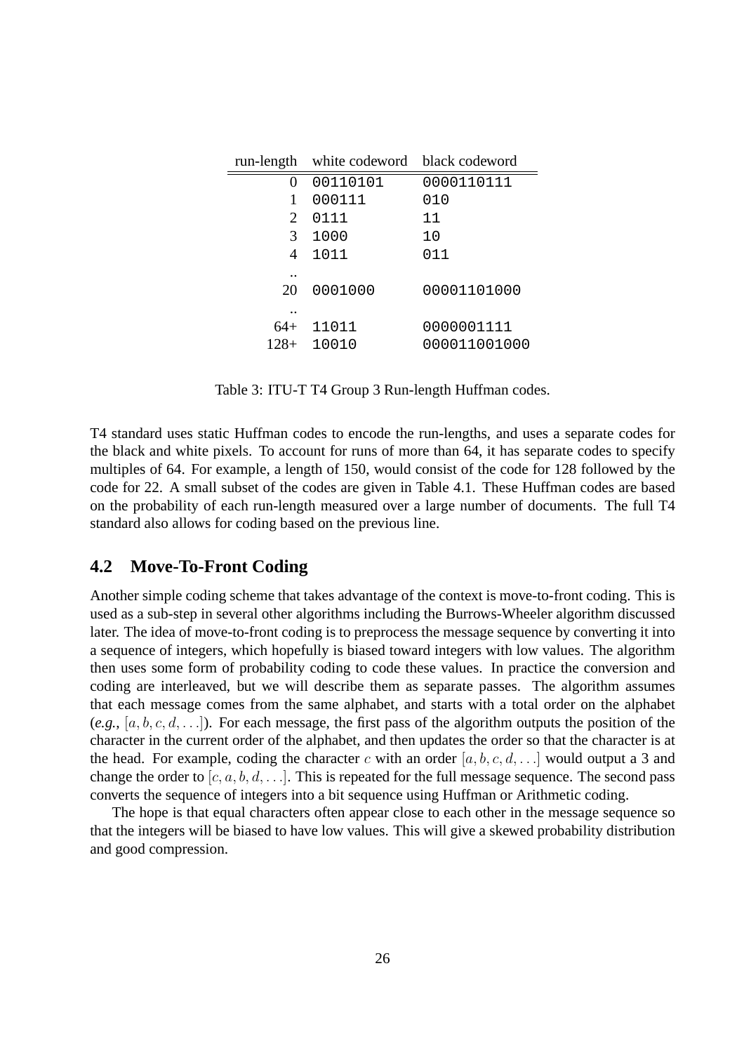| run-length | white codeword | black codeword |
|---|---|---|
| 0 | 00110101 | 0000110111 |
| 1 | 000111 | 010 |
| 2 | 0111 | 11 |
| 3 | 1000 | 10 |
| 4 | 1011 | 011 |
| .. | | |
| 20 | 0001000 | 00001101000 |
| .. | | |
| 64+ | 11011 | 0000001111 |
| 128+ | 10010 | 000011001000 |

Table 3: ITU-T T4 Group 3 Run-length Huffman codes.

T4 standard uses static Huffman codes to encode the run-lengths, and uses a separate codes for the black and white pixels. To account for runs of more than 64, it has separate codes to specify multiples of 64. For example, a length of 150, would consist of the code for 128 followed by the code for 22. A small subset of the codes are given in Table 4.1. These Huffman codes are based on the probability of each run-length measured over a large number of documents. The full T4 standard also allows for coding based on the previous line.

## 4.2 Move-To-Front Coding

Another simple coding scheme that takes advantage of the context is move-to-front coding. This is used as a sub-step in several other algorithms including the Burrows-Wheeler algorithm discussed later. The idea of move-to-front coding is to preprocess the message sequence by converting it into a sequence of integers, which hopefully is biased toward integers with low values. The algorithm then uses some form of probability coding to code these values. In practice the conversion and coding are interleaved, but we will describe them as separate passes. The algorithm assumes that each message comes from the same alphabet, and starts with a total order on the alphabet (*e.g.,* $[a, b, c, d, \ldots]$). For each message, the first pass of the algorithm outputs the position of the character in the current order of the alphabet, and then updates the order so that the character is at the head. For example, coding the character $c$ with an order $[a, b, c, d, \ldots]$ would output a 3 and change the order to $[c, a, b, d, \ldots]$. This is repeated for the full message sequence. The second pass converts the sequence of integers into a bit sequence using Huffman or Arithmetic coding.

The hope is that equal characters often appear close to each other in the message sequence so that the integers will be biased to have low values. This will give a skewed probability distribution and good compression.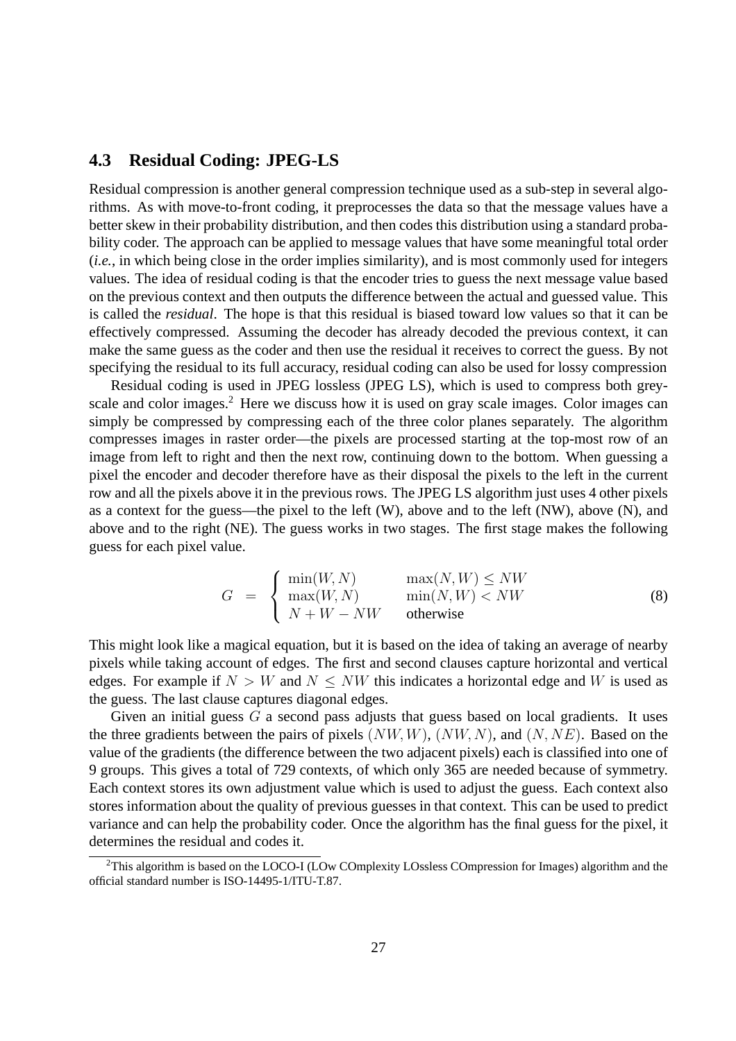### 4.3 Residual Coding: JPEG-LS

Residual compression is another general compression technique used as a sub-step in several algorithms. As with move-to-front coding, it preprocesses the data so that the message values have a better skew in their probability distribution, and then codes this distribution using a standard probability coder. The approach can be applied to message values that have some meaningful total order (*i.e.*, in which being close in the order implies similarity), and is most commonly used for integers values. The idea of residual coding is that the encoder tries to guess the next message value based on the previous context and then outputs the difference between the actual and guessed value. This is called the *residual*. The hope is that this residual is biased toward low values so that it can be effectively compressed. Assuming the decoder has already decoded the previous context, it can make the same guess as the coder and then use the residual it receives to correct the guess. By not specifying the residual to its full accuracy, residual coding can also be used for lossy compression

Residual coding is used in JPEG lossless (JPEG LS), which is used to compress both grey-scale and color images.[2] Here we discuss how it is used on gray scale images. Color images can simply be compressed by compressing each of the three color planes separately. The algorithm compresses images in raster order—the pixels are processed starting at the top-most row of an image from left to right and then the next row, continuing down to the bottom. When guessing a pixel the encoder and decoder therefore have as their disposal the pixels to the left in the current row and all the pixels above it in the previous rows. The JPEG LS algorithm just uses 4 other pixels as a context for the guess—the pixel to the left (W), above and to the left (NW), above (N), and above and to the right (NE). The guess works in two stages. The first stage makes the following guess for each pixel value.

$$G = \begin{cases} \min(W, N) & \max(N, W) \leq NW \\ \max(W, N) & \min(N, W) < NW \\ N + W - NW & \text{otherwise} \end{cases} \tag{8}$$

This might look like a magical equation, but it is based on the idea of taking an average of nearby pixels while taking account of edges. The first and second clauses capture horizontal and vertical edges. For example if $N > W$ and $N \leq NW$ this indicates a horizontal edge and $W$ is used as the guess. The last clause captures diagonal edges.

Given an initial guess $G$ a second pass adjusts that guess based on local gradients. It uses the three gradients between the pairs of pixels $(NW, W)$, $(NW, N)$, and $(N, NE)$. Based on the value of the gradients (the difference between the two adjacent pixels) each is classified into one of 9 groups. This gives a total of 729 contexts, of which only 365 are needed because of symmetry. Each context stores its own adjustment value which is used to adjust the guess. Each context also stores information about the quality of previous guesses in that context. This can be used to predict variance and can help the probability coder. Once the algorithm has the final guess for the pixel, it determines the residual and codes it.

---

[2] This algorithm is based on the LOCO-I (LOw COmplexity LOssless COmpression for Images) algorithm and the official standard number is ISO-14495-1/ITU-T.87.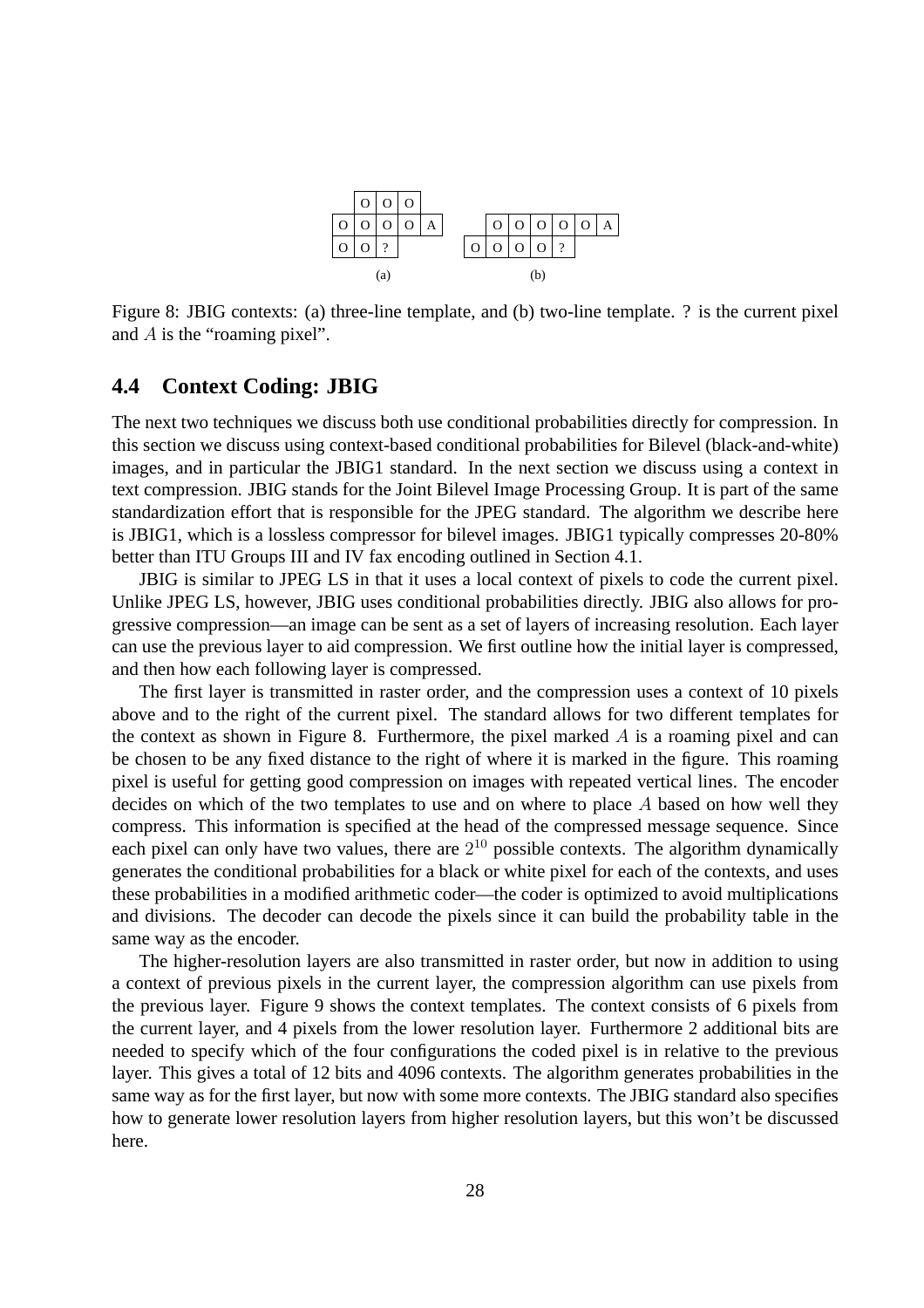|   | O | O | O |   |
|---|---|---|---|---|
| O | O | O | O | A |
| O | O | ? |   |   |

(a)

|   |   | O | O | O | O | O | A |
|---|---|---|---|---|---|---|---|
| O | O | O | O | ? |   |   |   |

(b)

Figure 8: JBIG contexts: (a) three-line template, and (b) two-line template. ? is the current pixel and $A$ is the "roaming pixel".

### 4.4 Context Coding: JBIG

The next two techniques we discuss both use conditional probabilities directly for compression. In this section we discuss using context-based conditional probabilities for Bilevel (black-and-white) images, and in particular the JBIG1 standard. In the next section we discuss using a context in text compression. JBIG stands for the Joint Bilevel Image Processing Group. It is part of the same standardization effort that is responsible for the JPEG standard. The algorithm we describe here is JBIG1, which is a lossless compressor for bilevel images. JBIG1 typically compresses 20-80% better than ITU Groups III and IV fax encoding outlined in Section 4.1.

JBIG is similar to JPEG LS in that it uses a local context of pixels to code the current pixel. Unlike JPEG LS, however, JBIG uses conditional probabilities directly. JBIG also allows for progressive compression—an image can be sent as a set of layers of increasing resolution. Each layer can use the previous layer to aid compression. We first outline how the initial layer is compressed, and then how each following layer is compressed.

The first layer is transmitted in raster order, and the compression uses a context of 10 pixels above and to the right of the current pixel. The standard allows for two different templates for the context as shown in Figure 8. Furthermore, the pixel marked $A$ is a roaming pixel and can be chosen to be any fixed distance to the right of where it is marked in the figure. This roaming pixel is useful for getting good compression on images with repeated vertical lines. The encoder decides on which of the two templates to use and on where to place $A$ based on how well they compress. This information is specified at the head of the compressed message sequence. Since each pixel can only have two values, there are $2^{10}$ possible contexts. The algorithm dynamically generates the conditional probabilities for a black or white pixel for each of the contexts, and uses these probabilities in a modified arithmetic coder—the coder is optimized to avoid multiplications and divisions. The decoder can decode the pixels since it can build the probability table in the same way as the encoder.

The higher-resolution layers are also transmitted in raster order, but now in addition to using a context of previous pixels in the current layer, the compression algorithm can use pixels from the previous layer. Figure 9 shows the context templates. The context consists of 6 pixels from the current layer, and 4 pixels from the lower resolution layer. Furthermore 2 additional bits are needed to specify which of the four configurations the coded pixel is in relative to the previous layer. This gives a total of 12 bits and 4096 contexts. The algorithm generates probabilities in the same way as for the first layer, but now with some more contexts. The JBIG standard also specifies how to generate lower resolution layers from higher resolution layers, but this won't be discussed here.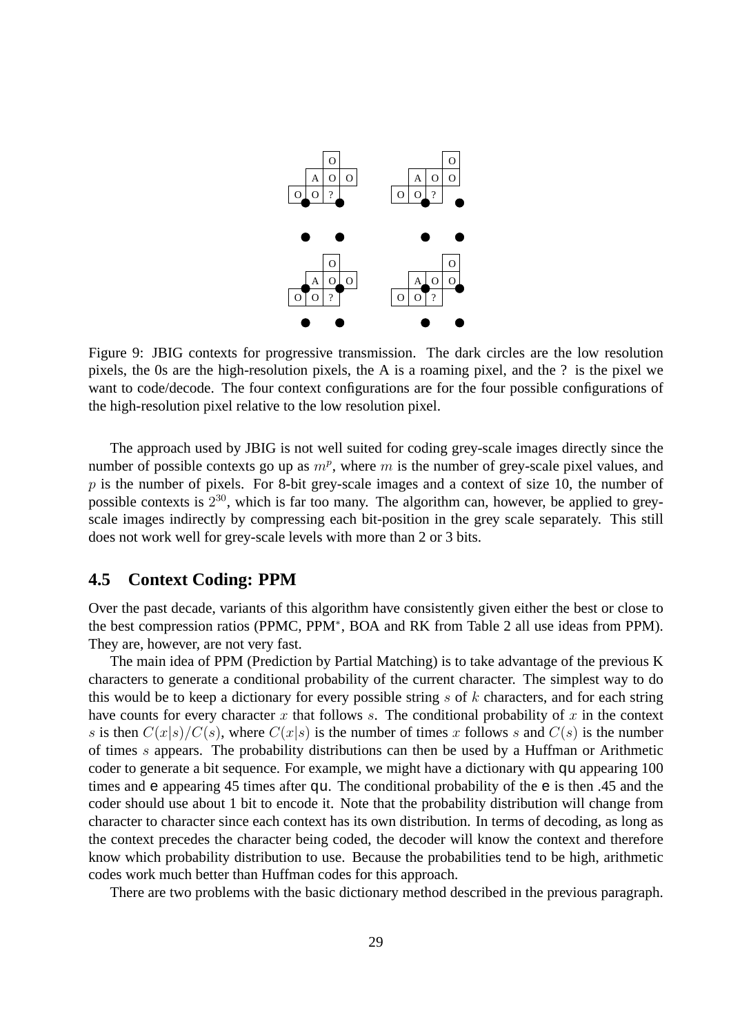Figure 9: JBIG contexts for progressive transmission. The dark circles are the low resolution pixels, the 0s are the high-resolution pixels, the A is a roaming pixel, and the ? is the pixel we want to code/decode. The four context configurations are for the four possible configurations of the high-resolution pixel relative to the low resolution pixel.

The approach used by JBIG is not well suited for coding grey-scale images directly since the number of possible contexts go up as $m^p$, where $m$ is the number of grey-scale pixel values, and $p$ is the number of pixels. For 8-bit grey-scale images and a context of size 10, the number of possible contexts is $2^{30}$, which is far too many. The algorithm can, however, be applied to grey-scale images indirectly by compressing each bit-position in the grey scale separately. This still does not work well for grey-scale levels with more than 2 or 3 bits.

## 4.5 Context Coding: PPM

Over the past decade, variants of this algorithm have consistently given either the best or close to the best compression ratios (PPMC, PPM$^*$, BOA and RK from Table 2 all use ideas from PPM). They are, however, are not very fast.

The main idea of PPM (Prediction by Partial Matching) is to take advantage of the previous K characters to generate a conditional probability of the current character. The simplest way to do this would be to keep a dictionary for every possible string $s$ of $k$ characters, and for each string have counts for every character $x$ that follows $s$. The conditional probability of $x$ in the context $s$ is then $C(x|s)/C(s)$, where $C(x|s)$ is the number of times $x$ follows $s$ and $C(s)$ is the number of times $s$ appears. The probability distributions can then be used by a Huffman or Arithmetic coder to generate a bit sequence. For example, we might have a dictionary with qu appearing 100 times and e appearing 45 times after qu. The conditional probability of the e is then .45 and the coder should use about 1 bit to encode it. Note that the probability distribution will change from character to character since each context has its own distribution. In terms of decoding, as long as the context precedes the character being coded, the decoder will know the context and therefore know which probability distribution to use. Because the probabilities tend to be high, arithmetic codes work much better than Huffman codes for this approach.

There are two problems with the basic dictionary method described in the previous paragraph.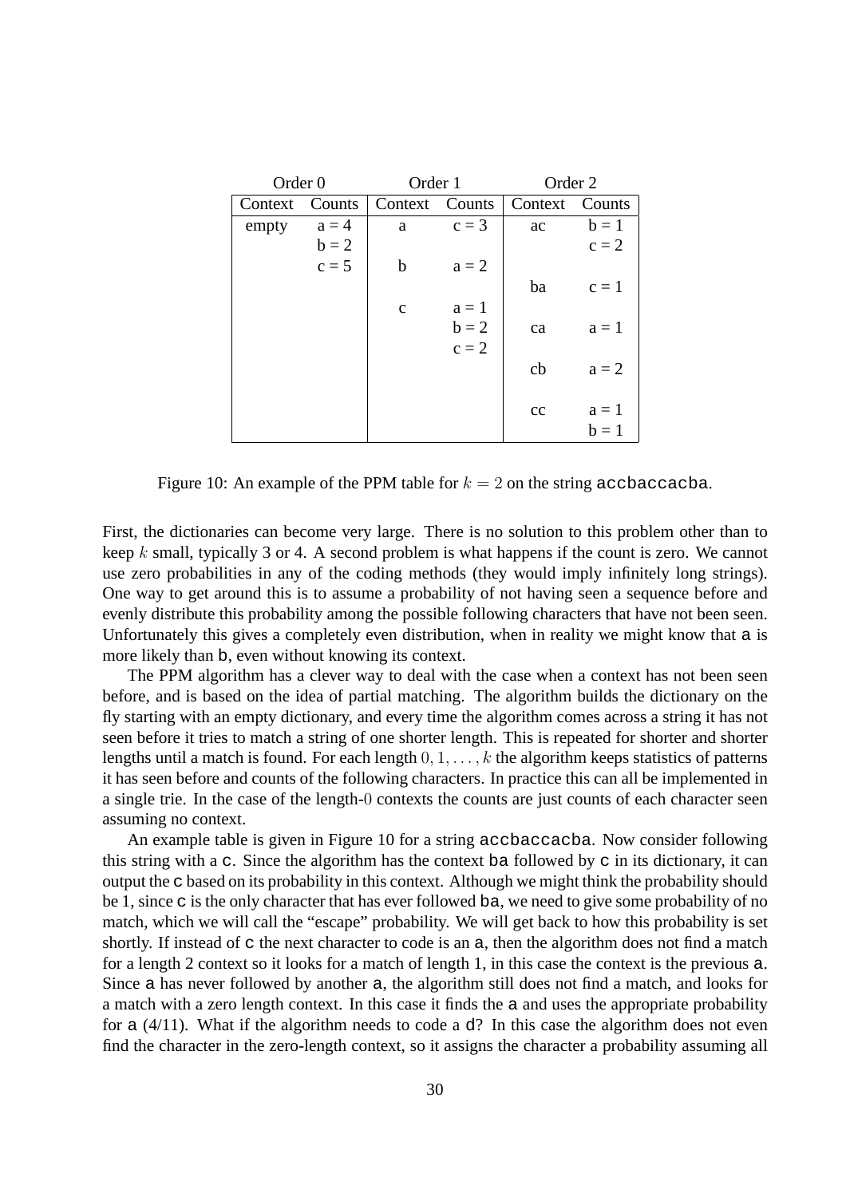| Order 0 | | Order 1 | | Order 2 | |
|---|---|---|---|---|---|
| Context | Counts | Context | Counts | Context | Counts |
| empty | a = 4 | a | c = 3 | ac | b = 1 |
| | b = 2 | | | | c = 2 |
| | c = 5 | b | a = 2 | | |
| | | | | ba | c = 1 |
| | | c | a = 1 | | |
| | | | b = 2 | ca | a = 1 |
| | | | c = 2 | | |
| | | | | cb | a = 2 |
| | | | | cc | a = 1 |
| | | | | | b = 1 |

Figure 10: An example of the PPM table for $k = 2$ on the string accbaccacba.

First, the dictionaries can become very large. There is no solution to this problem other than to keep $k$ small, typically 3 or 4. A second problem is what happens if the count is zero. We cannot use zero probabilities in any of the coding methods (they would imply infinitely long strings). One way to get around this is to assume a probability of not having seen a sequence before and evenly distribute this probability among the possible following characters that have not been seen. Unfortunately this gives a completely even distribution, when in reality we might know that a is more likely than b, even without knowing its context.

The PPM algorithm has a clever way to deal with the case when a context has not been seen before, and is based on the idea of partial matching. The algorithm builds the dictionary on the fly starting with an empty dictionary, and every time the algorithm comes across a string it has not seen before it tries to match a string of one shorter length. This is repeated for shorter and shorter lengths until a match is found. For each length $0, 1, \ldots, k$ the algorithm keeps statistics of patterns it has seen before and counts of the following characters. In practice this can all be implemented in a single trie. In the case of the length-$0$ contexts the counts are just counts of each character seen assuming no context.

An example table is given in Figure 10 for a string accbaccacba. Now consider following this string with a c. Since the algorithm has the context ba followed by c in its dictionary, it can output the c based on its probability in this context. Although we might think the probability should be 1, since c is the only character that has ever followed ba, we need to give some probability of no match, which we will call the "escape" probability. We will get back to how this probability is set shortly. If instead of c the next character to code is an a, then the algorithm does not find a match for a length 2 context so it looks for a match of length 1, in this case the context is the previous a. Since a has never followed by another a, the algorithm still does not find a match, and looks for a match with a zero length context. In this case it finds the a and uses the appropriate probability for a (4/11). What if the algorithm needs to code a d? In this case the algorithm does not even find the character in the zero-length context, so it assigns the character a probability assuming all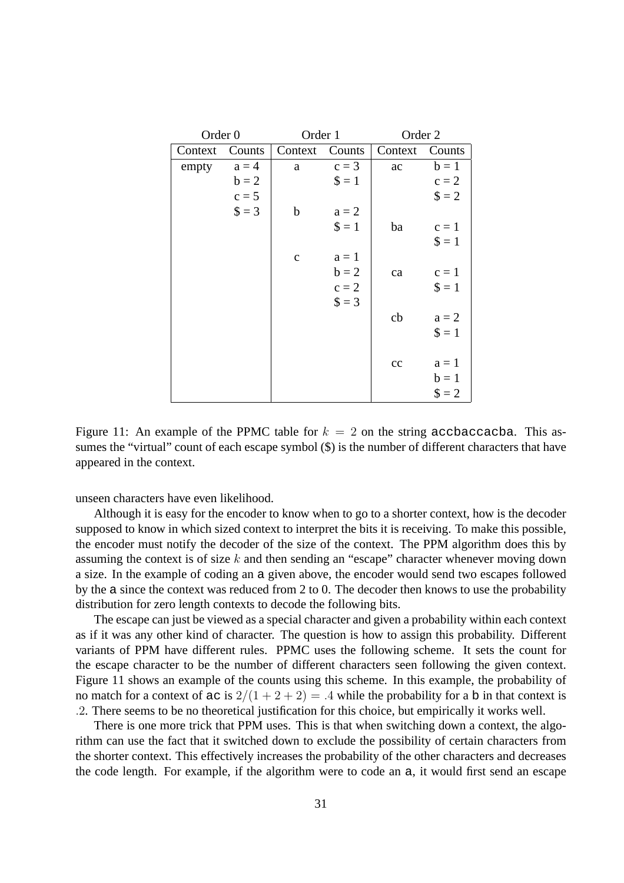| Order 0 | | Order 1 | | Order 2 | |
|---|---|---|---|---|---|
| Context | Counts | Context | Counts | Context | Counts |
| empty | a = 4 | a | c = 3 | ac | b = 1 |
| | b = 2 | | $ = 1 | | c = 2 |
| | c = 5 | | | | $ = 2 |
| | $ = 3 | b | a = 2 | | |
| | | | $ = 1 | ba | c = 1 |
| | | | | | $ = 1 |
| | | c | a = 1 | | |
| | | | b = 2 | ca | c = 1 |
| | | | c = 2 | | $ = 1 |
| | | | $ = 3 | | |
| | | | | cb | a = 2 |
| | | | | | $ = 1 |
| | | | | | |
| | | | | cc | a = 1 |
| | | | | | b = 1 |
| | | | | | $ = 2 |

Figure 11: An example of the PPMC table for $k = 2$ on the string `accbaccacba`. This assumes the "virtual" count of each escape symbol ($) is the number of different characters that have appeared in the context.

unseen characters have even likelihood.

Although it is easy for the encoder to know when to go to a shorter context, how is the decoder supposed to know in which sized context to interpret the bits it is receiving. To make this possible, the encoder must notify the decoder of the size of the context. The PPM algorithm does this by assuming the context is of size $k$ and then sending an "escape" character whenever moving down a size. In the example of coding an `a` given above, the encoder would send two escapes followed by the `a` since the context was reduced from 2 to 0. The decoder then knows to use the probability distribution for zero length contexts to decode the following bits.

The escape can just be viewed as a special character and given a probability within each context as if it was any other kind of character. The question is how to assign this probability. Different variants of PPM have different rules. PPMC uses the following scheme. It sets the count for the escape character to be the number of different characters seen following the given context. Figure 11 shows an example of the counts using this scheme. In this example, the probability of no match for a context of `ac` is $2/(1 + 2 + 2) = .4$ while the probability for a `b` in that context is $.2$. There seems to be no theoretical justification for this choice, but empirically it works well.

There is one more trick that PPM uses. This is that when switching down a context, the algorithm can use the fact that it switched down to exclude the possibility of certain characters from the shorter context. This effectively increases the probability of the other characters and decreases the code length. For example, if the algorithm were to code an `a`, it would first send an escape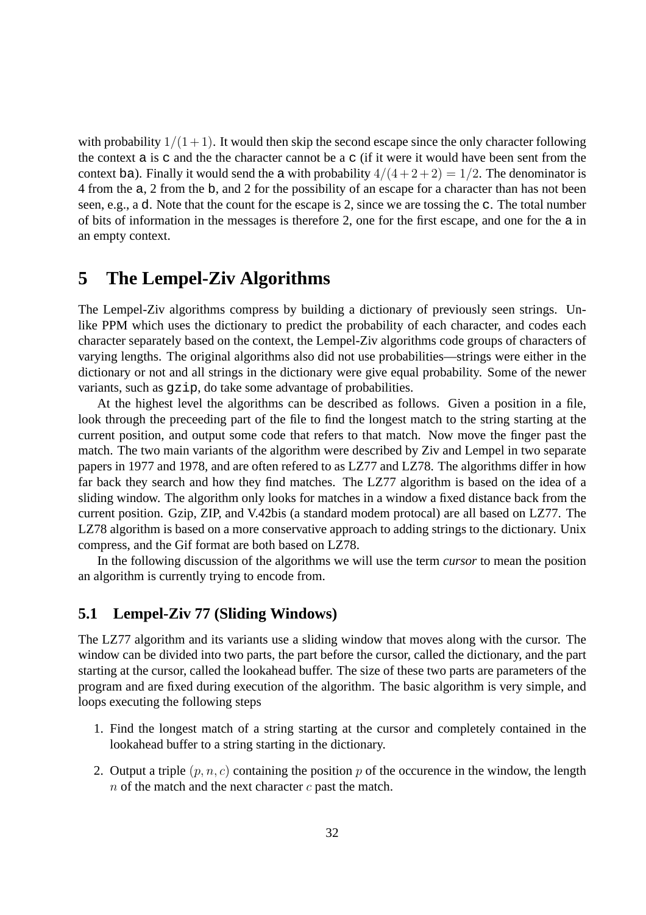with probability $1/(1+1)$. It would then skip the second escape since the only character following the context a is c and the the character cannot be a c (if it were it would have been sent from the context ba). Finally it would send the a with probability $4/(4+2+2) = 1/2$. The denominator is 4 from the a, 2 from the b, and 2 for the possibility of an escape for a character than has not been seen, e.g., a d. Note that the count for the escape is 2, since we are tossing the c. The total number of bits of information in the messages is therefore 2, one for the first escape, and one for the a in an empty context.

# 5 The Lempel-Ziv Algorithms

The Lempel-Ziv algorithms compress by building a dictionary of previously seen strings. Unlike PPM which uses the dictionary to predict the probability of each character, and codes each character separately based on the context, the Lempel-Ziv algorithms code groups of characters of varying lengths. The original algorithms also did not use probabilities—strings were either in the dictionary or not and all strings in the dictionary were give equal probability. Some of the newer variants, such as gzip, do take some advantage of probabilities.

At the highest level the algorithms can be described as follows. Given a position in a file, look through the preceeding part of the file to find the longest match to the string starting at the current position, and output some code that refers to that match. Now move the finger past the match. The two main variants of the algorithm were described by Ziv and Lempel in two separate papers in 1977 and 1978, and are often refered to as LZ77 and LZ78. The algorithms differ in how far back they search and how they find matches. The LZ77 algorithm is based on the idea of a sliding window. The algorithm only looks for matches in a window a fixed distance back from the current position. Gzip, ZIP, and V.42bis (a standard modem protocal) are all based on LZ77. The LZ78 algorithm is based on a more conservative approach to adding strings to the dictionary. Unix compress, and the Gif format are both based on LZ78.

In the following discussion of the algorithms we will use the term *cursor* to mean the position an algorithm is currently trying to encode from.

## 5.1 Lempel-Ziv 77 (Sliding Windows)

The LZ77 algorithm and its variants use a sliding window that moves along with the cursor. The window can be divided into two parts, the part before the cursor, called the dictionary, and the part starting at the cursor, called the lookahead buffer. The size of these two parts are parameters of the program and are fixed during execution of the algorithm. The basic algorithm is very simple, and loops executing the following steps

1. Find the longest match of a string starting at the cursor and completely contained in the lookahead buffer to a string starting in the dictionary.
2. Output a triple $(p, n, c)$ containing the position $p$ of the occurence in the window, the length $n$ of the match and the next character $c$ past the match.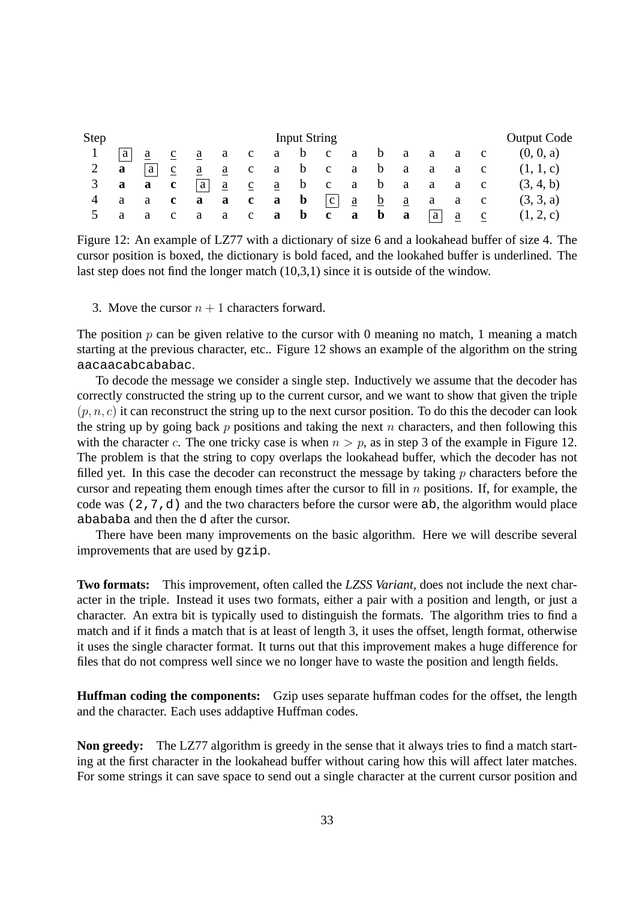| Step | | | | | | | | Input String | | | | | | | | Output Code |
|---|---|---|---|---|---|---|---|---|---|---|---|---|---|---|---|---|
| 1 | [a] | a | c | a | a | c | a | b | c | a | b | a | a | a | c | (0, 0, a) |
| 2 | **a** | [a] | c | a | a | c | a | b | c | a | b | a | a | a | c | (1, 1, c) |
| 3 | **a** | **a** | **c** | [a] | a | c | a | b | c | a | b | a | a | a | c | (3, 4, b) |
| 4 | a | a | **c** | **a** | **a** | **c** | **a** | **b** | [c] | a | b | a | a | a | c | (3, 3, a) |
| 5 | a | a | c | a | a | c | **a** | **b** | **c** | **a** | **b** | **a** | [a] | a | c | (1, 2, c) |

Figure 12: An example of LZ77 with a dictionary of size 6 and a lookahead buffer of size 4. The cursor position is boxed, the dictionary is bold faced, and the lookahed buffer is underlined. The last step does not find the longer match (10,3,1) since it is outside of the window.

3. Move the cursor $n + 1$ characters forward.

The position $p$ can be given relative to the cursor with 0 meaning no match, 1 meaning a match starting at the previous character, etc.. Figure 12 shows an example of the algorithm on the string `aacaacabcababac`.

To decode the message we consider a single step. Inductively we assume that the decoder has correctly constructed the string up to the current cursor, and we want to show that given the triple $(p, n, c)$ it can reconstruct the string up to the next cursor position. To do this the decoder can look the string up by going back $p$ positions and taking the next $n$ characters, and then following this with the character $c$. The one tricky case is when $n > p$, as in step 3 of the example in Figure 12. The problem is that the string to copy overlaps the lookahead buffer, which the decoder has not filled yet. In this case the decoder can reconstruct the message by taking $p$ characters before the cursor and repeating them enough times after the cursor to fill in $n$ positions. If, for example, the code was `(2,7,d)` and the two characters before the cursor were `ab`, the algorithm would place `abababa` and then the `d` after the cursor.

There have been many improvements on the basic algorithm. Here we will describe several improvements that are used by `gzip`.

**Two formats:** This improvement, often called the *LZSS Variant*, does not include the next character in the triple. Instead it uses two formats, either a pair with a position and length, or just a character. An extra bit is typically used to distinguish the formats. The algorithm tries to find a match and if it finds a match that is at least of length 3, it uses the offset, length format, otherwise it uses the single character format. It turns out that this improvement makes a huge difference for files that do not compress well since we no longer have to waste the position and length fields.

**Huffman coding the components:** Gzip uses separate huffman codes for the offset, the length and the character. Each uses addaptive Huffman codes.

**Non greedy:** The LZ77 algorithm is greedy in the sense that it always tries to find a match starting at the first character in the lookahead buffer without caring how this will affect later matches. For some strings it can save space to send out a single character at the current cursor position and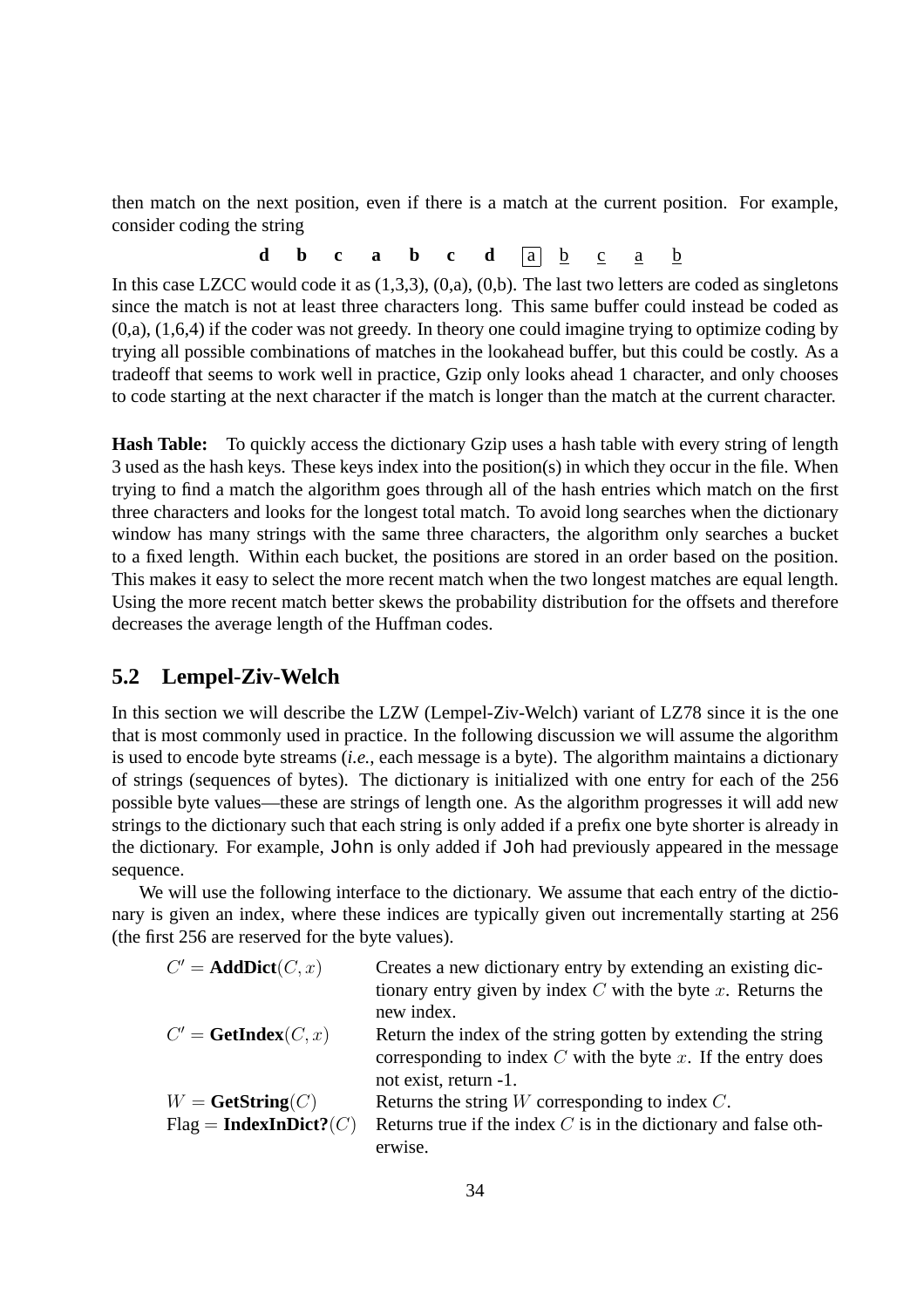then match on the next position, even if there is a match at the current position. For example, consider coding the string

**d b c a b c d** [a] <u>b</u> <u>c</u> <u>a</u> <u>b</u>

In this case LZCC would code it as (1,3,3), (0,a), (0,b). The last two letters are coded as singletons since the match is not at least three characters long. This same buffer could instead be coded as (0,a), (1,6,4) if the coder was not greedy. In theory one could imagine trying to optimize coding by trying all possible combinations of matches in the lookahead buffer, but this could be costly. As a tradeoff that seems to work well in practice, Gzip only looks ahead 1 character, and only chooses to code starting at the next character if the match is longer than the match at the current character.

**Hash Table:** To quickly access the dictionary Gzip uses a hash table with every string of length 3 used as the hash keys. These keys index into the position(s) in which they occur in the file. When trying to find a match the algorithm goes through all of the hash entries which match on the first three characters and looks for the longest total match. To avoid long searches when the dictionary window has many strings with the same three characters, the algorithm only searches a bucket to a fixed length. Within each bucket, the positions are stored in an order based on the position. This makes it easy to select the more recent match when the two longest matches are equal length. Using the more recent match better skews the probability distribution for the offsets and therefore decreases the average length of the Huffman codes.

## 5.2 Lempel-Ziv-Welch

In this section we will describe the LZW (Lempel-Ziv-Welch) variant of LZ78 since it is the one that is most commonly used in practice. In the following discussion we will assume the algorithm is used to encode byte streams (*i.e.*, each message is a byte). The algorithm maintains a dictionary of strings (sequences of bytes). The dictionary is initialized with one entry for each of the 256 possible byte values—these are strings of length one. As the algorithm progresses it will add new strings to the dictionary such that each string is only added if a prefix one byte shorter is already in the dictionary. For example, `John` is only added if `Joh` had previously appeared in the message sequence.

We will use the following interface to the dictionary. We assume that each entry of the dictionary is given an index, where these indices are typically given out incrementally starting at 256 (the first 256 are reserved for the byte values).

| | |
|---|---|
| $C' = \textbf{AddDict}(C, x)$ | Creates a new dictionary entry by extending an existing dictionary entry given by index $C$ with the byte $x$. Returns the new index. |
| $C' = \textbf{GetIndex}(C, x)$ | Return the index of the string gotten by extending the string corresponding to index $C$ with the byte $x$. If the entry does not exist, return -1. |
| $W = \textbf{GetString}(C)$ | Returns the string $W$ corresponding to index $C$. |
| $\text{Flag} = \textbf{IndexInDict?}(C)$ | Returns true if the index $C$ is in the dictionary and false otherwise. |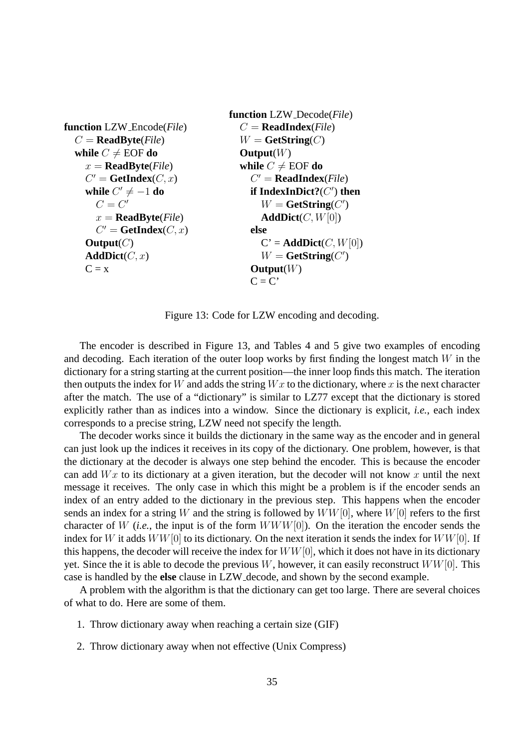```
function LZW_Encode(File)
  C = ReadByte(File)
  while C ≠ EOF do
    x = ReadByte(File)
    C' = GetIndex(C, x)
    while C' ≠ −1 do
      C = C'
      x = ReadByte(File)
      C' = GetIndex(C, x)
    Output(C)
    AddDict(C, x)
    C = x
```

```
function LZW_Decode(File)
  C = ReadIndex(File)
  W = GetString(C)
  Output(W)
  while C ≠ EOF do
    C' = ReadIndex(File)
    if IndexInDict?(C') then
      W = GetString(C')
      AddDict(C, W[0])
    else
      C' = AddDict(C, W[0])
      W = GetString(C')
    Output(W)
    C = C'
```

Figure 13: Code for LZW encoding and decoding.

The encoder is described in Figure 13, and Tables 4 and 5 give two examples of encoding and decoding. Each iteration of the outer loop works by first finding the longest match $W$ in the dictionary for a string starting at the current position—the inner loop finds this match. The iteration then outputs the index for $W$ and adds the string $Wx$ to the dictionary, where $x$ is the next character after the match. The use of a "dictionary" is similar to LZ77 except that the dictionary is stored explicitly rather than as indices into a window. Since the dictionary is explicit, *i.e.*, each index corresponds to a precise string, LZW need not specify the length.

The decoder works since it builds the dictionary in the same way as the encoder and in general can just look up the indices it receives in its copy of the dictionary. One problem, however, is that the dictionary at the decoder is always one step behind the encoder. This is because the encoder can add $Wx$ to its dictionary at a given iteration, but the decoder will not know $x$ until the next message it receives. The only case in which this might be a problem is if the encoder sends an index of an entry added to the dictionary in the previous step. This happens when the encoder sends an index for a string $W$ and the string is followed by $WW[0]$, where $W[0]$ refers to the first character of $W$ (*i.e.*, the input is of the form $WWW[0]$). On the iteration the encoder sends the index for $W$ it adds $WW[0]$ to its dictionary. On the next iteration it sends the index for $WW[0]$. If this happens, the decoder will receive the index for $WW[0]$, which it does not have in its dictionary yet. Since the it is able to decode the previous $W$, however, it can easily reconstruct $WW[0]$. This case is handled by the **else** clause in LZW_decode, and shown by the second example.

A problem with the algorithm is that the dictionary can get too large. There are several choices of what to do. Here are some of them.

1. Throw dictionary away when reaching a certain size (GIF)

2. Throw dictionary away when not effective (Unix Compress)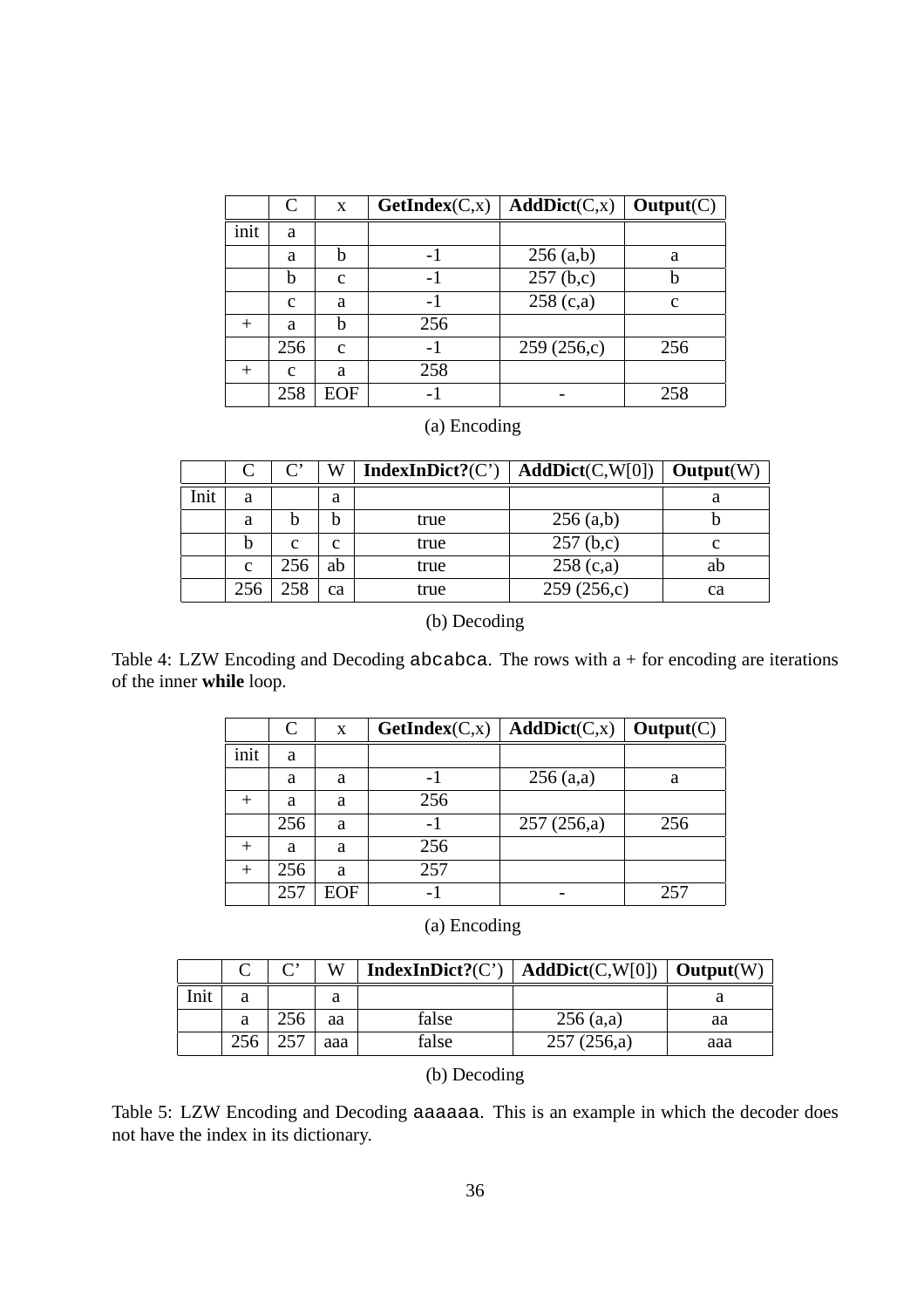|  | C | x | **GetIndex**(C,x) | **AddDict**(C,x) | **Output**(C) |
|---|---|---|---|---|---|
| init | a |  |  |  |  |
|  | a | b | -1 | 256 (a,b) | a |
|  | b | c | -1 | 257 (b,c) | b |
|  | c | a | -1 | 258 (c,a) | c |
| + | a | b | 256 |  |  |
|  | 256 | c | -1 | 259 (256,c) | 256 |
| + | c | a | 258 |  |  |
|  | 258 | EOF | -1 | - | 258 |

(a) Encoding

|  | C | C' | W | **IndexInDict?**(C') | **AddDict**(C,W[0]) | **Output**(W) |
|---|---|---|---|---|---|---|
| Init | a |  | a |  |  | a |
|  | a | b | b | true | 256 (a,b) | b |
|  | b | c | c | true | 257 (b,c) | c |
|  | c | 256 | ab | true | 258 (c,a) | ab |
|  | 256 | 258 | ca | true | 259 (256,c) | ca |

(b) Decoding

Table 4: LZW Encoding and Decoding `abcabca`. The rows with a + for encoding are iterations of the inner **while** loop.

|  | C | x | **GetIndex**(C,x) | **AddDict**(C,x) | **Output**(C) |
|---|---|---|---|---|---|
| init | a |  |  |  |  |
|  | a | a | -1 | 256 (a,a) | a |
| + | a | a | 256 |  |  |
|  | 256 | a | -1 | 257 (256,a) | 256 |
| + | a | a | 256 |  |  |
| + | 256 | a | 257 |  |  |
|  | 257 | EOF | -1 | - | 257 |

(a) Encoding

|  | C | C' | W | **IndexInDict?**(C') | **AddDict**(C,W[0]) | **Output**(W) |
|---|---|---|---|---|---|---|
| Init | a |  | a |  |  | a |
|  | a | 256 | aa | false | 256 (a,a) | aa |
|  | 256 | 257 | aaa | false | 257 (256,a) | aaa |

(b) Decoding

Table 5: LZW Encoding and Decoding `aaaaaa`. This is an example in which the decoder does not have the index in its dictionary.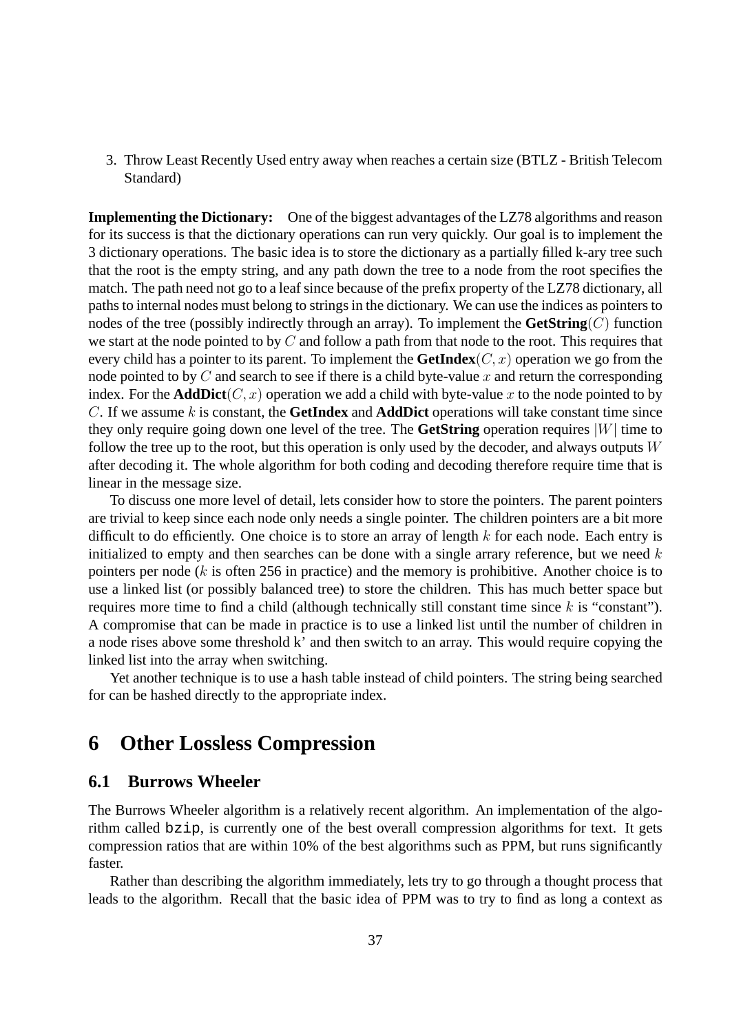3. Throw Least Recently Used entry away when reaches a certain size (BTLZ - British Telecom Standard)

**Implementing the Dictionary:** One of the biggest advantages of the LZ78 algorithms and reason for its success is that the dictionary operations can run very quickly. Our goal is to implement the 3 dictionary operations. The basic idea is to store the dictionary as a partially filled k-ary tree such that the root is the empty string, and any path down the tree to a node from the root specifies the match. The path need not go to a leaf since because of the prefix property of the LZ78 dictionary, all paths to internal nodes must belong to strings in the dictionary. We can use the indices as pointers to nodes of the tree (possibly indirectly through an array). To implement the **GetString**$(C)$ function we start at the node pointed to by $C$ and follow a path from that node to the root. This requires that every child has a pointer to its parent. To implement the **GetIndex**$(C, x)$ operation we go from the node pointed to by $C$ and search to see if there is a child byte-value $x$ and return the corresponding index. For the **AddDict**$(C, x)$ operation we add a child with byte-value $x$ to the node pointed to by $C$. If we assume $k$ is constant, the **GetIndex** and **AddDict** operations will take constant time since they only require going down one level of the tree. The **GetString** operation requires $|W|$ time to follow the tree up to the root, but this operation is only used by the decoder, and always outputs $W$ after decoding it. The whole algorithm for both coding and decoding therefore require time that is linear in the message size.

To discuss one more level of detail, lets consider how to store the pointers. The parent pointers are trivial to keep since each node only needs a single pointer. The children pointers are a bit more difficult to do efficiently. One choice is to store an array of length $k$ for each node. Each entry is initialized to empty and then searches can be done with a single arrary reference, but we need $k$ pointers per node ($k$ is often 256 in practice) and the memory is prohibitive. Another choice is to use a linked list (or possibly balanced tree) to store the children. This has much better space but requires more time to find a child (although technically still constant time since $k$ is "constant"). A compromise that can be made in practice is to use a linked list until the number of children in a node rises above some threshold k' and then switch to an array. This would require copying the linked list into the array when switching.

Yet another technique is to use a hash table instead of child pointers. The string being searched for can be hashed directly to the appropriate index.

# 6 Other Lossless Compression

## 6.1 Burrows Wheeler

The Burrows Wheeler algorithm is a relatively recent algorithm. An implementation of the algorithm called `bzip`, is currently one of the best overall compression algorithms for text. It gets compression ratios that are within 10% of the best algorithms such as PPM, but runs significantly faster.

Rather than describing the algorithm immediately, lets try to go through a thought process that leads to the algorithm. Recall that the basic idea of PPM was to try to find as long a context as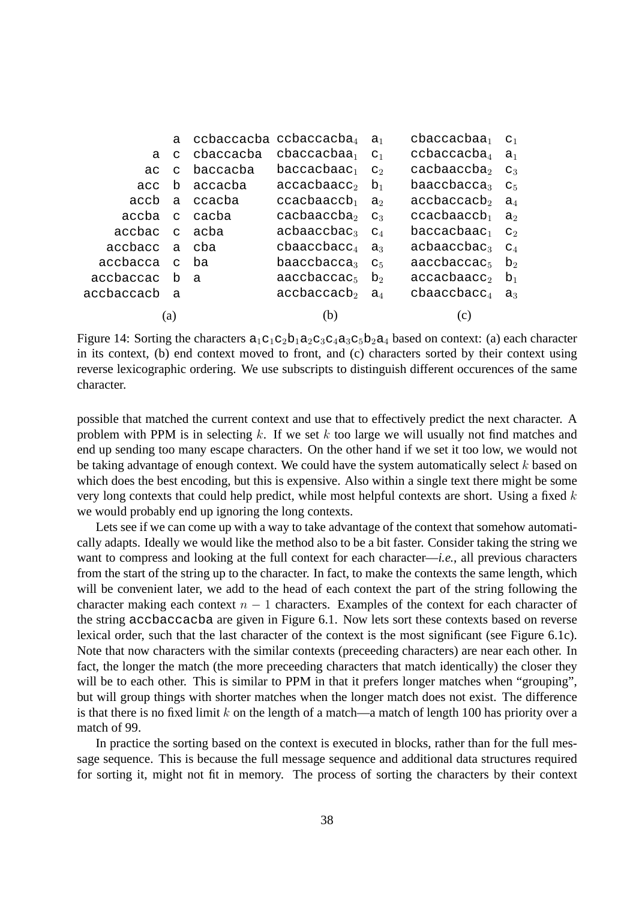| (a) | | | (b) | | (c) | |
|---|---|---|---|---|---|---|
| | a | ccbaccacba | ccbaccacba$_4$ | a$_1$ | cbaccacbaa$_1$ | c$_1$ |
| a | c | cbaccacba | cbaccacbaa$_1$ | c$_1$ | ccbaccacba$_4$ | a$_1$ |
| ac | c | baccacba | baccacbaac$_1$ | c$_2$ | cacbaaccba$_2$ | c$_3$ |
| acc | b | accacba | accacbaacc$_2$ | b$_1$ | baaccbacca$_3$ | c$_5$ |
| accb | a | ccacba | ccacbaaccb$_1$ | a$_2$ | accbaccacb$_2$ | a$_4$ |
| accba | c | cacba | cacbaaccba$_2$ | c$_3$ | ccacbaaccb$_1$ | a$_2$ |
| accbac | c | acba | acbaaccbac$_3$ | c$_4$ | baccacbaac$_1$ | c$_2$ |
| accbacc | a | cba | cbaaccbacc$_4$ | a$_3$ | acbaaccbac$_3$ | c$_4$ |
| accbacca | c | ba | baaccbacca$_3$ | c$_5$ | aaccbaccac$_5$ | b$_2$ |
| accbaccac | b | a | aaccbaccac$_5$ | b$_2$ | accacbaacc$_2$ | b$_1$ |
| accbaccacb | a | | accbaccacb$_2$ | a$_4$ | cbaaccbacc$_4$ | a$_3$ |

Figure 14: Sorting the characters $a_1c_1c_2b_1a_2c_3c_4a_3c_5b_2a_4$ based on context: (a) each character in its context, (b) end context moved to front, and (c) characters sorted by their context using reverse lexicographic ordering. We use subscripts to distinguish different occurences of the same character.

possible that matched the current context and use that to effectively predict the next character. A problem with PPM is in selecting $k$. If we set $k$ too large we will usually not find matches and end up sending too many escape characters. On the other hand if we set it too low, we would not be taking advantage of enough context. We could have the system automatically select $k$ based on which does the best encoding, but this is expensive. Also within a single text there might be some very long contexts that could help predict, while most helpful contexts are short. Using a fixed $k$ we would probably end up ignoring the long contexts.

Lets see if we can come up with a way to take advantage of the context that somehow automatically adapts. Ideally we would like the method also to be a bit faster. Consider taking the string we want to compress and looking at the full context for each character—*i.e.*, all previous characters from the start of the string up to the character. In fact, to make the contexts the same length, which will be convenient later, we add to the head of each context the part of the string following the character making each context $n - 1$ characters. Examples of the context for each character of the string accbaccacba are given in Figure 6.1. Now lets sort these contexts based on reverse lexical order, such that the last character of the context is the most significant (see Figure 6.1c). Note that now characters with the similar contexts (preceeding characters) are near each other. In fact, the longer the match (the more preceeding characters that match identically) the closer they will be to each other. This is similar to PPM in that it prefers longer matches when "grouping", but will group things with shorter matches when the longer match does not exist. The difference is that there is no fixed limit $k$ on the length of a match—a match of length 100 has priority over a match of 99.

In practice the sorting based on the context is executed in blocks, rather than for the full message sequence. This is because the full message sequence and additional data structures required for sorting it, might not fit in memory. The process of sorting the characters by their context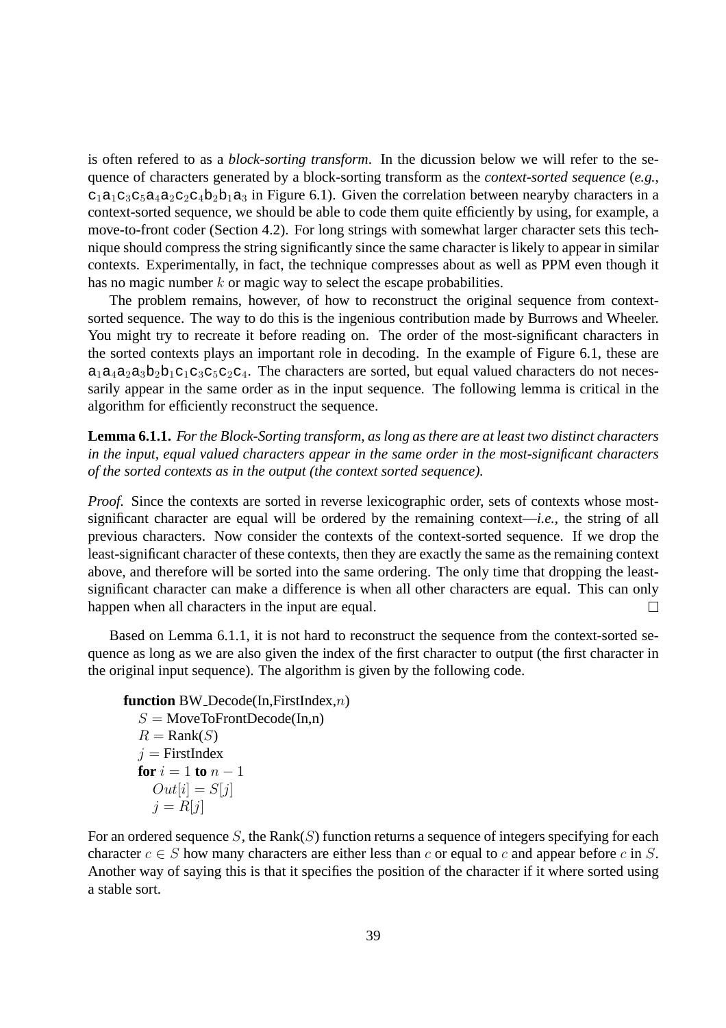is often refered to as a *block-sorting transform*. In the dicussion below we will refer to the sequence of characters generated by a block-sorting transform as the *context-sorted sequence* (*e.g.*, $\texttt{c}_1\texttt{a}_1\texttt{c}_3\texttt{c}_5\texttt{a}_4\texttt{a}_2\texttt{c}_2\texttt{c}_4\texttt{b}_2\texttt{b}_1\texttt{a}_3$ in Figure 6.1). Given the correlation between nearyby characters in a context-sorted sequence, we should be able to code them quite efficiently by using, for example, a move-to-front coder (Section 4.2). For long strings with somewhat larger character sets this technique should compress the string significantly since the same character is likely to appear in similar contexts. Experimentally, in fact, the technique compresses about as well as PPM even though it has no magic number $k$ or magic way to select the escape probabilities.

The problem remains, however, of how to reconstruct the original sequence from context-sorted sequence. The way to do this is the ingenious contribution made by Burrows and Wheeler. You might try to recreate it before reading on. The order of the most-significant characters in the sorted contexts plays an important role in decoding. In the example of Figure 6.1, these are $\texttt{a}_1\texttt{a}_4\texttt{a}_2\texttt{a}_3\texttt{b}_2\texttt{b}_1\texttt{c}_1\texttt{c}_3\texttt{c}_5\texttt{c}_2\texttt{c}_4$. The characters are sorted, but equal valued characters do not necessarily appear in the same order as in the input sequence. The following lemma is critical in the algorithm for efficiently reconstruct the sequence.

**Lemma 6.1.1.** *For the Block-Sorting transform, as long as there are at least two distinct characters in the input, equal valued characters appear in the same order in the most-significant characters of the sorted contexts as in the output (the context sorted sequence).*

*Proof.* Since the contexts are sorted in reverse lexicographic order, sets of contexts whose most-significant character are equal will be ordered by the remaining context—*i.e.*, the string of all previous characters. Now consider the contexts of the context-sorted sequence. If we drop the least-significant character of these contexts, then they are exactly the same as the remaining context above, and therefore will be sorted into the same ordering. The only time that dropping the least-significant character can make a difference is when all other characters are equal. This can only happen when all characters in the input are equal. □

Based on Lemma 6.1.1, it is not hard to reconstruct the sequence from the context-sorted sequence as long as we are also given the index of the first character to output (the first character in the original input sequence). The algorithm is given by the following code.

```
function BW_Decode(In,FirstIndex,n)
  S = MoveToFrontDecode(In,n)
  R = Rank(S)
  j = FirstIndex
  for i = 1 to n − 1
    Out[i] = S[j]
    j = R[j]
```

For an ordered sequence $S$, the Rank($S$) function returns a sequence of integers specifying for each character $c \in S$ how many characters are either less than $c$ or equal to $c$ and appear before $c$ in $S$. Another way of saying this is that it specifies the position of the character if it where sorted using a stable sort.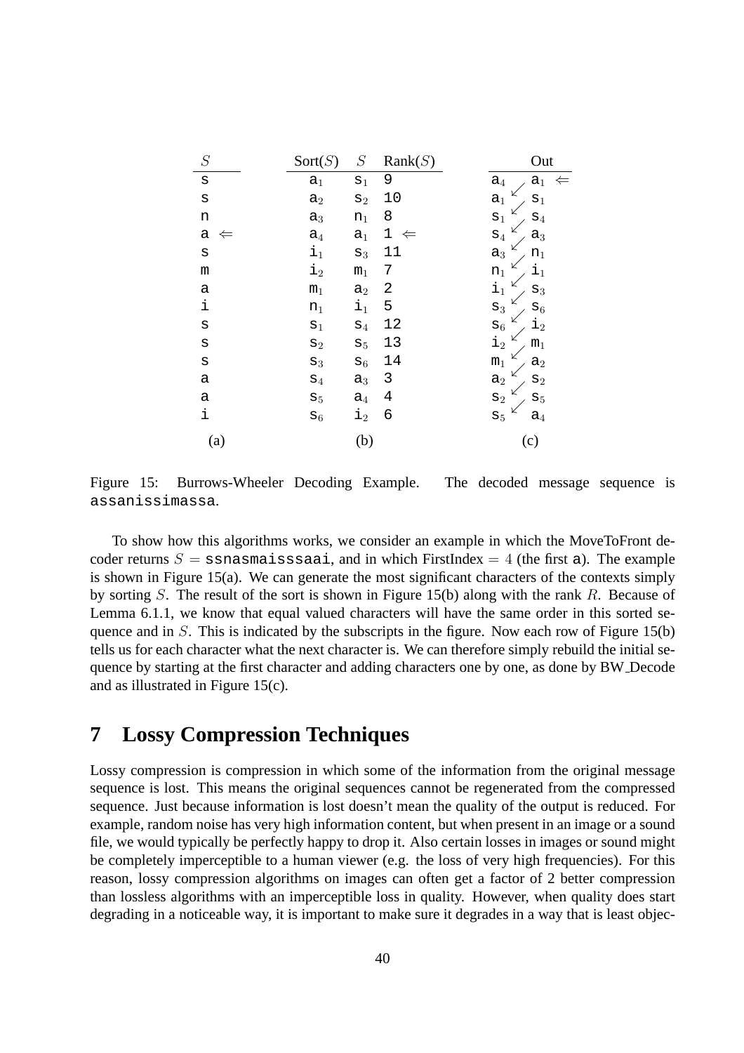| $S$ |
|---|
| s |
| s |
| n |
| a $\Leftarrow$ |
| s |
| m |
| a |
| i |
| s |
| s |
| s |
| a |
| a |
| i |
| (a) |

| Sort($S$) | $S$ | Rank($S$) |
|---|---|---|
| $a_1$ | $s_1$ | 9 |
| $a_2$ | $s_2$ | 10 |
| $a_3$ | $n_1$ | 8 |
| $a_4$ | $a_1$ | 1 $\Leftarrow$ |
| $i_1$ | $s_3$ | 11 |
| $i_2$ | $m_1$ | 7 |
| $m_1$ | $a_2$ | 2 |
| $n_1$ | $i_1$ | 5 |
| $s_1$ | $s_4$ | 12 |
| $s_2$ | $s_5$ | 13 |
| $s_3$ | $s_6$ | 14 |
| $s_4$ | $a_3$ | 3 |
| $s_5$ | $a_4$ | 4 |
| $s_6$ | $i_2$ | 6 |
| | (b) | |

| Out | |
|---|---|
| $a_4$ | $a_1$ $\Leftarrow$ |
| $a_1$ | $s_1$ |
| $s_1$ | $s_4$ |
| $s_4$ | $a_3$ |
| $a_3$ | $n_1$ |
| $n_1$ | $i_1$ |
| $i_1$ | $s_3$ |
| $s_3$ | $s_6$ |
| $s_6$ | $i_2$ |
| $i_2$ | $m_1$ |
| $m_1$ | $a_2$ |
| $a_2$ | $s_2$ |
| $s_2$ | $s_5$ |
| $s_5$ | $a_4$ |
| (c) | |

Figure 15: Burrows-Wheeler Decoding Example. The decoded message sequence is assanissimassa.

To show how this algorithms works, we consider an example in which the MoveToFront decoder returns $S =$ ssnasmaisssaai, and in which FirstIndex $= 4$ (the first a). The example is shown in Figure 15(a). We can generate the most significant characters of the contexts simply by sorting $S$. The result of the sort is shown in Figure 15(b) along with the rank $R$. Because of Lemma 6.1.1, we know that equal valued characters will have the same order in this sorted sequence and in $S$. This is indicated by the subscripts in the figure. Now each row of Figure 15(b) tells us for each character what the next character is. We can therefore simply rebuild the initial sequence by starting at the first character and adding characters one by one, as done by BW_Decode and as illustrated in Figure 15(c).

# 7 Lossy Compression Techniques

Lossy compression is compression in which some of the information from the original message sequence is lost. This means the original sequences cannot be regenerated from the compressed sequence. Just because information is lost doesn't mean the quality of the output is reduced. For example, random noise has very high information content, but when present in an image or a sound file, we would typically be perfectly happy to drop it. Also certain losses in images or sound might be completely imperceptible to a human viewer (e.g. the loss of very high frequencies). For this reason, lossy compression algorithms on images can often get a factor of 2 better compression than lossless algorithms with an imperceptible loss in quality. However, when quality does start degrading in a noticeable way, it is important to make sure it degrades in a way that is least objec-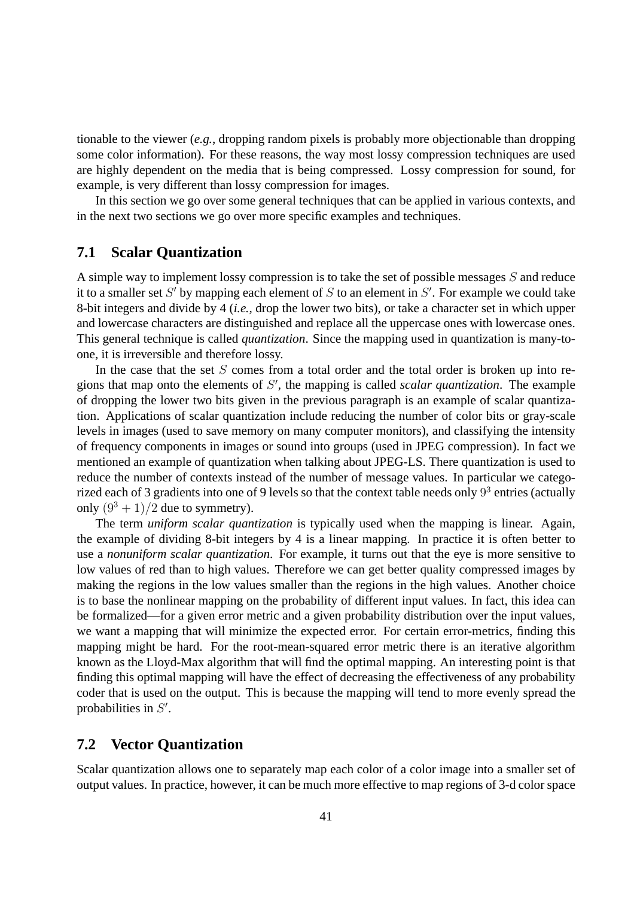tionable to the viewer (*e.g.*, dropping random pixels is probably more objectionable than dropping some color information). For these reasons, the way most lossy compression techniques are used are highly dependent on the media that is being compressed. Lossy compression for sound, for example, is very different than lossy compression for images.

In this section we go over some general techniques that can be applied in various contexts, and in the next two sections we go over more specific examples and techniques.

## 7.1 Scalar Quantization

A simple way to implement lossy compression is to take the set of possible messages $S$ and reduce it to a smaller set $S'$ by mapping each element of $S$ to an element in $S'$. For example we could take 8-bit integers and divide by 4 (*i.e.*, drop the lower two bits), or take a character set in which upper and lowercase characters are distinguished and replace all the uppercase ones with lowercase ones. This general technique is called *quantization*. Since the mapping used in quantization is many-to-one, it is irreversible and therefore lossy.

In the case that the set $S$ comes from a total order and the total order is broken up into regions that map onto the elements of $S'$, the mapping is called *scalar quantization*. The example of dropping the lower two bits given in the previous paragraph is an example of scalar quantization. Applications of scalar quantization include reducing the number of color bits or gray-scale levels in images (used to save memory on many computer monitors), and classifying the intensity of frequency components in images or sound into groups (used in JPEG compression). In fact we mentioned an example of quantization when talking about JPEG-LS. There quantization is used to reduce the number of contexts instead of the number of message values. In particular we categorized each of 3 gradients into one of 9 levels so that the context table needs only $9^3$ entries (actually only $(9^3 + 1)/2$ due to symmetry).

The term *uniform scalar quantization* is typically used when the mapping is linear. Again, the example of dividing 8-bit integers by 4 is a linear mapping. In practice it is often better to use a *nonuniform scalar quantization*. For example, it turns out that the eye is more sensitive to low values of red than to high values. Therefore we can get better quality compressed images by making the regions in the low values smaller than the regions in the high values. Another choice is to base the nonlinear mapping on the probability of different input values. In fact, this idea can be formalized—for a given error metric and a given probability distribution over the input values, we want a mapping that will minimize the expected error. For certain error-metrics, finding this mapping might be hard. For the root-mean-squared error metric there is an iterative algorithm known as the Lloyd-Max algorithm that will find the optimal mapping. An interesting point is that finding this optimal mapping will have the effect of decreasing the effectiveness of any probability coder that is used on the output. This is because the mapping will tend to more evenly spread the probabilities in $S'$.

## 7.2 Vector Quantization

Scalar quantization allows one to separately map each color of a color image into a smaller set of output values. In practice, however, it can be much more effective to map regions of 3-d color space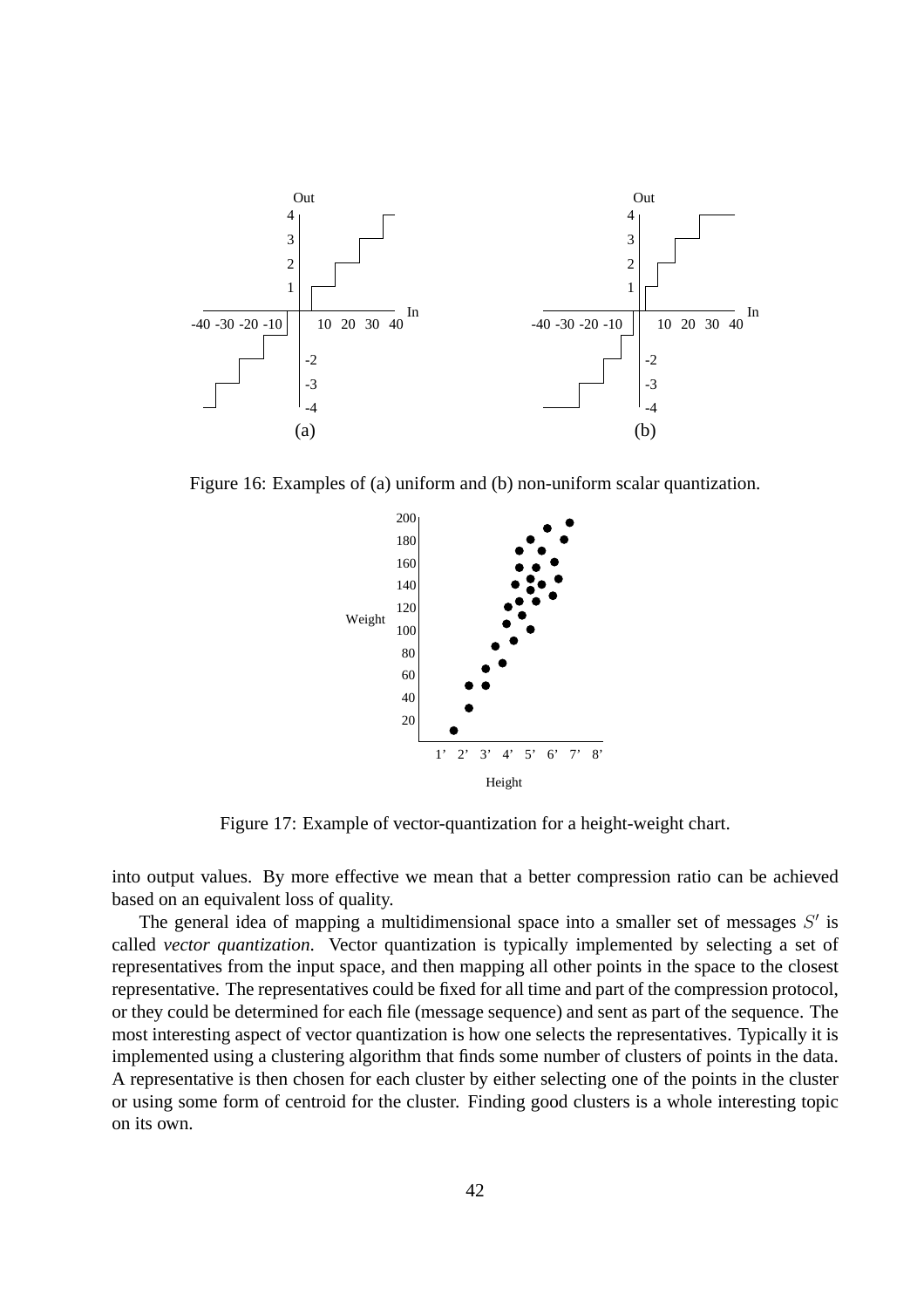Figure 16: Examples of (a) uniform and (b) non-uniform scalar quantization.

Figure 17: Example of vector-quantization for a height-weight chart.

into output values. By more effective we mean that a better compression ratio can be achieved based on an equivalent loss of quality.

The general idea of mapping a multidimensional space into a smaller set of messages $S'$ is called *vector quantization*. Vector quantization is typically implemented by selecting a set of representatives from the input space, and then mapping all other points in the space to the closest representative. The representatives could be fixed for all time and part of the compression protocol, or they could be determined for each file (message sequence) and sent as part of the sequence. The most interesting aspect of vector quantization is how one selects the representatives. Typically it is implemented using a clustering algorithm that finds some number of clusters of points in the data. A representative is then chosen for each cluster by either selecting one of the points in the cluster or using some form of centroid for the cluster. Finding good clusters is a whole interesting topic on its own.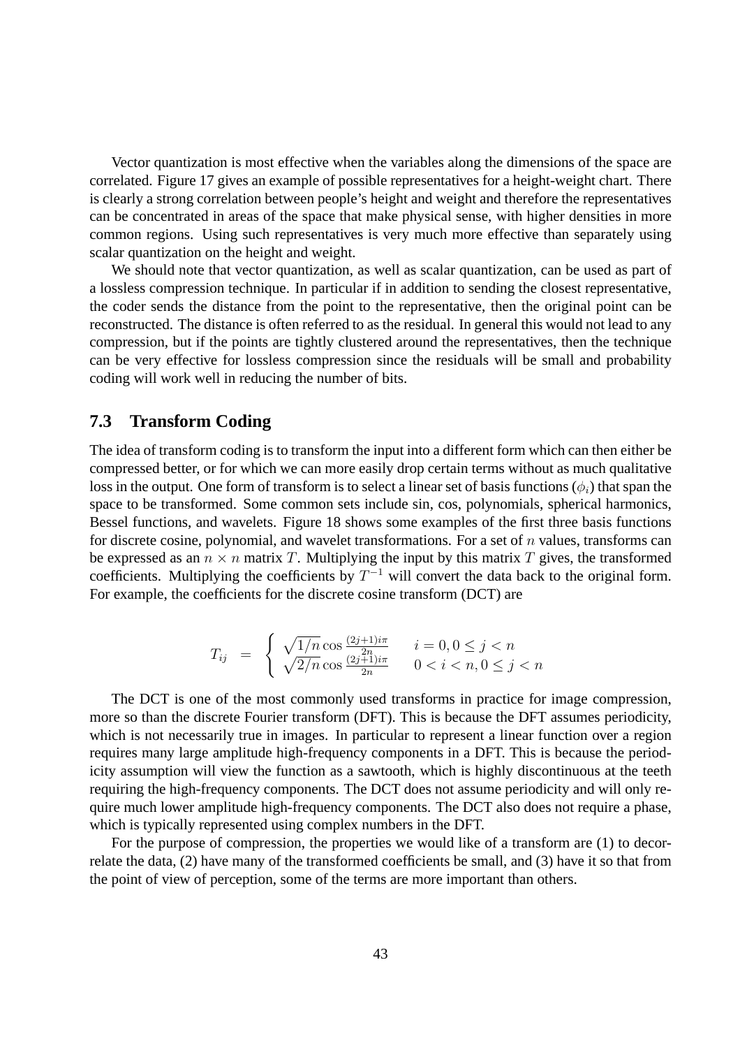Vector quantization is most effective when the variables along the dimensions of the space are correlated. Figure 17 gives an example of possible representatives for a height-weight chart. There is clearly a strong correlation between people's height and weight and therefore the representatives can be concentrated in areas of the space that make physical sense, with higher densities in more common regions. Using such representatives is very much more effective than separately using scalar quantization on the height and weight.

We should note that vector quantization, as well as scalar quantization, can be used as part of a lossless compression technique. In particular if in addition to sending the closest representative, the coder sends the distance from the point to the representative, then the original point can be reconstructed. The distance is often referred to as the residual. In general this would not lead to any compression, but if the points are tightly clustered around the representatives, then the technique can be very effective for lossless compression since the residuals will be small and probability coding will work well in reducing the number of bits.

## 7.3 Transform Coding

The idea of transform coding is to transform the input into a different form which can then either be compressed better, or for which we can more easily drop certain terms without as much qualitative loss in the output. One form of transform is to select a linear set of basis functions ($\phi_i$) that span the space to be transformed. Some common sets include sin, cos, polynomials, spherical harmonics, Bessel functions, and wavelets. Figure 18 shows some examples of the first three basis functions for discrete cosine, polynomial, and wavelet transformations. For a set of $n$ values, transforms can be expressed as an $n \times n$ matrix $T$. Multiplying the input by this matrix $T$ gives, the transformed coefficients. Multiplying the coefficients by $T^{-1}$ will convert the data back to the original form. For example, the coefficients for the discrete cosine transform (DCT) are

$$T_{ij} = \begin{cases} \sqrt{1/n}\cos\frac{(2j+1)i\pi}{2n} & i = 0, 0 \leq j < n \\ \sqrt{2/n}\cos\frac{(2j+1)i\pi}{2n} & 0 < i < n, 0 \leq j < n \end{cases}$$

The DCT is one of the most commonly used transforms in practice for image compression, more so than the discrete Fourier transform (DFT). This is because the DFT assumes periodicity, which is not necessarily true in images. In particular to represent a linear function over a region requires many large amplitude high-frequency components in a DFT. This is because the periodicity assumption will view the function as a sawtooth, which is highly discontinuous at the teeth requiring the high-frequency components. The DCT does not assume periodicity and will only require much lower amplitude high-frequency components. The DCT also does not require a phase, which is typically represented using complex numbers in the DFT.

For the purpose of compression, the properties we would like of a transform are (1) to decorrelate the data, (2) have many of the transformed coefficients be small, and (3) have it so that from the point of view of perception, some of the terms are more important than others.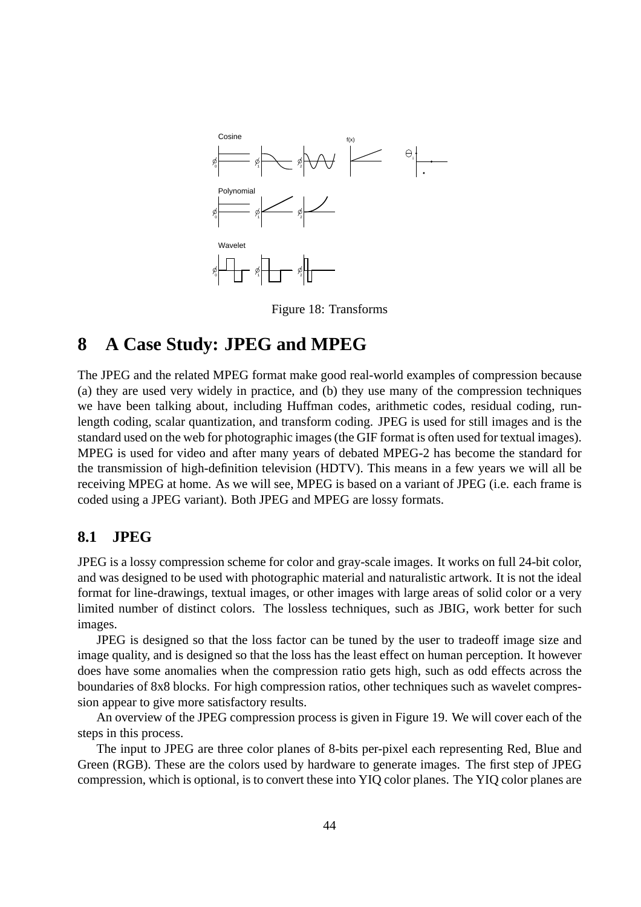Figure 18: Transforms

# 8 A Case Study: JPEG and MPEG

The JPEG and the related MPEG format make good real-world examples of compression because (a) they are used very widely in practice, and (b) they use many of the compression techniques we have been talking about, including Huffman codes, arithmetic codes, residual coding, run-length coding, scalar quantization, and transform coding. JPEG is used for still images and is the standard used on the web for photographic images (the GIF format is often used for textual images). MPEG is used for video and after many years of debated MPEG-2 has become the standard for the transmission of high-definition television (HDTV). This means in a few years we will all be receiving MPEG at home. As we will see, MPEG is based on a variant of JPEG (i.e. each frame is coded using a JPEG variant). Both JPEG and MPEG are lossy formats.

## 8.1 JPEG

JPEG is a lossy compression scheme for color and gray-scale images. It works on full 24-bit color, and was designed to be used with photographic material and naturalistic artwork. It is not the ideal format for line-drawings, textual images, or other images with large areas of solid color or a very limited number of distinct colors. The lossless techniques, such as JBIG, work better for such images.

JPEG is designed so that the loss factor can be tuned by the user to tradeoff image size and image quality, and is designed so that the loss has the least effect on human perception. It however does have some anomalies when the compression ratio gets high, such as odd effects across the boundaries of 8x8 blocks. For high compression ratios, other techniques such as wavelet compression appear to give more satisfactory results.

An overview of the JPEG compression process is given in Figure 19. We will cover each of the steps in this process.

The input to JPEG are three color planes of 8-bits per-pixel each representing Red, Blue and Green (RGB). These are the colors used by hardware to generate images. The first step of JPEG compression, which is optional, is to convert these into YIQ color planes. The YIQ color planes are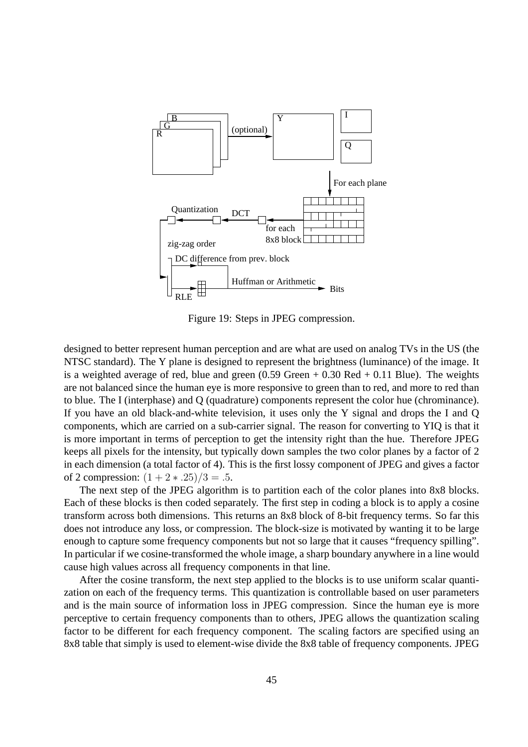Figure 19: Steps in JPEG compression.

designed to better represent human perception and are what are used on analog TVs in the US (the NTSC standard). The Y plane is designed to represent the brightness (luminance) of the image. It is a weighted average of red, blue and green (0.59 Green + 0.30 Red + 0.11 Blue). The weights are not balanced since the human eye is more responsive to green than to red, and more to red than to blue. The I (interphase) and Q (quadrature) components represent the color hue (chrominance). If you have an old black-and-white television, it uses only the Y signal and drops the I and Q components, which are carried on a sub-carrier signal. The reason for converting to YIQ is that it is more important in terms of perception to get the intensity right than the hue. Therefore JPEG keeps all pixels for the intensity, but typically down samples the two color planes by a factor of 2 in each dimension (a total factor of 4). This is the first lossy component of JPEG and gives a factor of 2 compression: $(1 + 2 * .25)/3 = .5$.

The next step of the JPEG algorithm is to partition each of the color planes into 8x8 blocks. Each of these blocks is then coded separately. The first step in coding a block is to apply a cosine transform across both dimensions. This returns an 8x8 block of 8-bit frequency terms. So far this does not introduce any loss, or compression. The block-size is motivated by wanting it to be large enough to capture some frequency components but not so large that it causes "frequency spilling". In particular if we cosine-transformed the whole image, a sharp boundary anywhere in a line would cause high values across all frequency components in that line.

After the cosine transform, the next step applied to the blocks is to use uniform scalar quantization on each of the frequency terms. This quantization is controllable based on user parameters and is the main source of information loss in JPEG compression. Since the human eye is more perceptive to certain frequency components than to others, JPEG allows the quantization scaling factor to be different for each frequency component. The scaling factors are specified using an 8x8 table that simply is used to element-wise divide the 8x8 table of frequency components. JPEG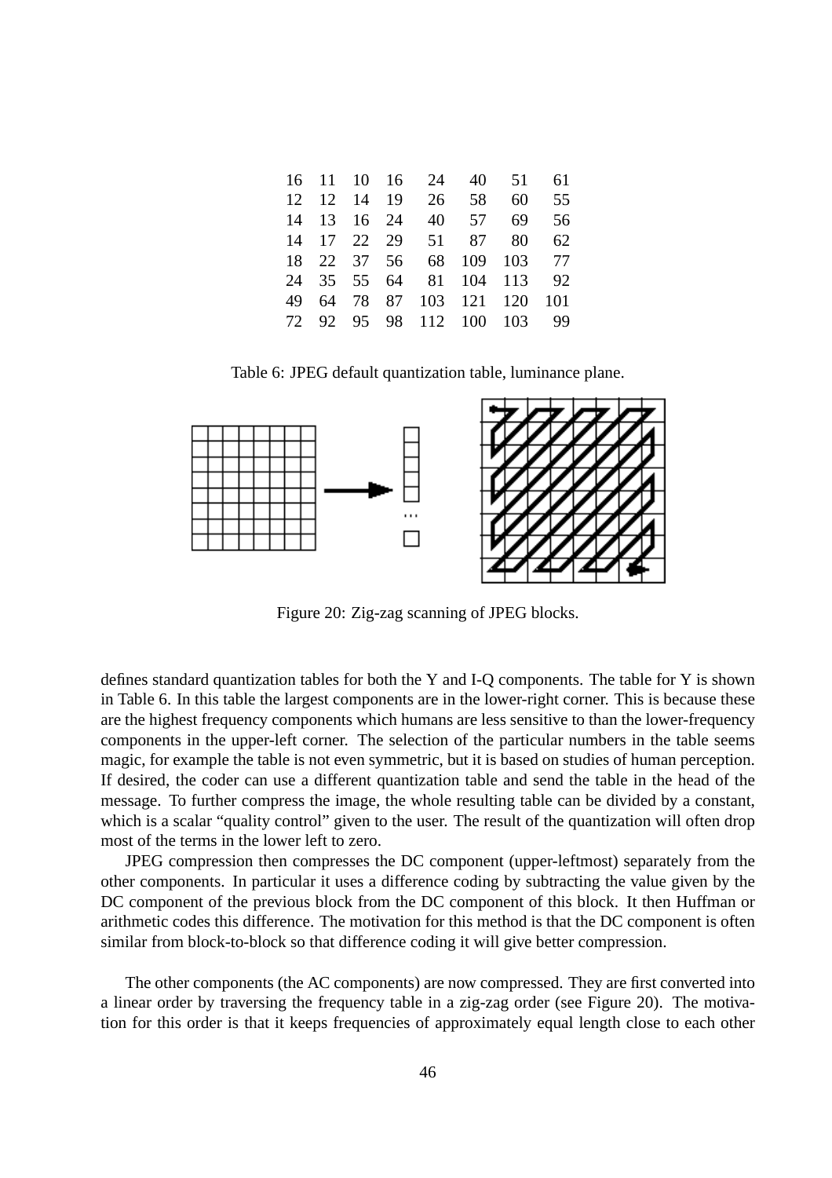| | | | | | | | |
|---|---|---|---|---|---|---|---|
| 16 | 11 | 10 | 16 | 24 | 40 | 51 | 61 |
| 12 | 12 | 14 | 19 | 26 | 58 | 60 | 55 |
| 14 | 13 | 16 | 24 | 40 | 57 | 69 | 56 |
| 14 | 17 | 22 | 29 | 51 | 87 | 80 | 62 |
| 18 | 22 | 37 | 56 | 68 | 109 | 103 | 77 |
| 24 | 35 | 55 | 64 | 81 | 104 | 113 | 92 |
| 49 | 64 | 78 | 87 | 103 | 121 | 120 | 101 |
| 72 | 92 | 95 | 98 | 112 | 100 | 103 | 99 |

Table 6: JPEG default quantization table, luminance plane.

Figure 20: Zig-zag scanning of JPEG blocks.

defines standard quantization tables for both the Y and I-Q components. The table for Y is shown in Table 6. In this table the largest components are in the lower-right corner. This is because these are the highest frequency components which humans are less sensitive to than the lower-frequency components in the upper-left corner. The selection of the particular numbers in the table seems magic, for example the table is not even symmetric, but it is based on studies of human perception. If desired, the coder can use a different quantization table and send the table in the head of the message. To further compress the image, the whole resulting table can be divided by a constant, which is a scalar "quality control" given to the user. The result of the quantization will often drop most of the terms in the lower left to zero.

JPEG compression then compresses the DC component (upper-leftmost) separately from the other components. In particular it uses a difference coding by subtracting the value given by the DC component of the previous block from the DC component of this block. It then Huffman or arithmetic codes this difference. The motivation for this method is that the DC component is often similar from block-to-block so that difference coding it will give better compression.

The other components (the AC components) are now compressed. They are first converted into a linear order by traversing the frequency table in a zig-zag order (see Figure 20). The motivation for this order is that it keeps frequencies of approximately equal length close to each other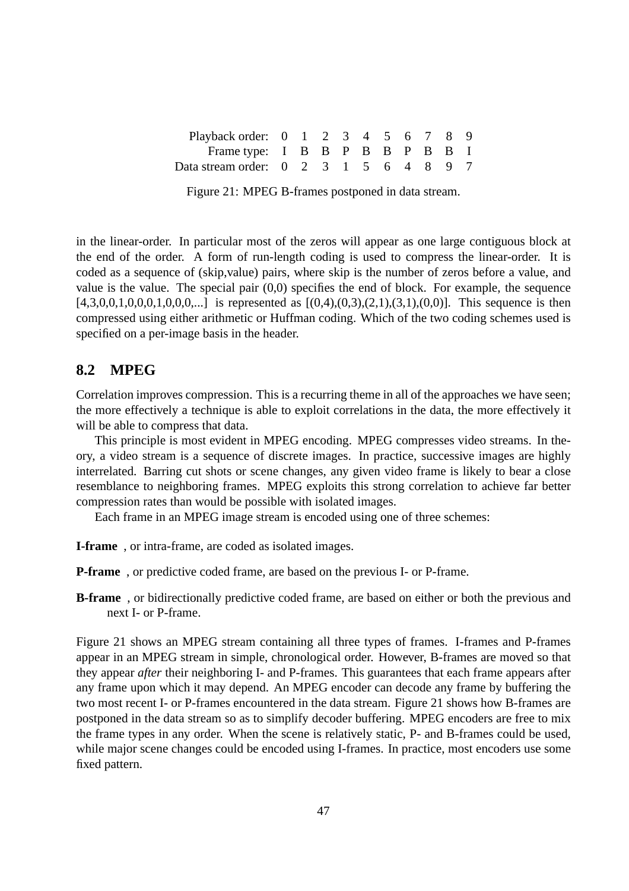| Playback order: | 0 | 1 | 2 | 3 | 4 | 5 | 6 | 7 | 8 | 9 |
|---|---|---|---|---|---|---|---|---|---|---|
| Frame type: | I | B | B | P | B | B | P | B | B | I |
| Data stream order: | 0 | 2 | 3 | 1 | 5 | 6 | 4 | 8 | 9 | 7 |

Figure 21: MPEG B-frames postponed in data stream.

in the linear-order. In particular most of the zeros will appear as one large contiguous block at the end of the order. A form of run-length coding is used to compress the linear-order. It is coded as a sequence of (skip,value) pairs, where skip is the number of zeros before a value, and value is the value. The special pair (0,0) specifies the end of block. For example, the sequence [4,3,0,0,1,0,0,0,1,0,0,0,...] is represented as [(0,4),(0,3),(2,1),(3,1),(0,0)]. This sequence is then compressed using either arithmetic or Huffman coding. Which of the two coding schemes used is specified on a per-image basis in the header.

## 8.2 MPEG

Correlation improves compression. This is a recurring theme in all of the approaches we have seen; the more effectively a technique is able to exploit correlations in the data, the more effectively it will be able to compress that data.

This principle is most evident in MPEG encoding. MPEG compresses video streams. In theory, a video stream is a sequence of discrete images. In practice, successive images are highly interrelated. Barring cut shots or scene changes, any given video frame is likely to bear a close resemblance to neighboring frames. MPEG exploits this strong correlation to achieve far better compression rates than would be possible with isolated images.

Each frame in an MPEG image stream is encoded using one of three schemes:

**I-frame** , or intra-frame, are coded as isolated images.

**P-frame** , or predictive coded frame, are based on the previous I- or P-frame.

**B-frame** , or bidirectionally predictive coded frame, are based on either or both the previous and next I- or P-frame.

Figure 21 shows an MPEG stream containing all three types of frames. I-frames and P-frames appear in an MPEG stream in simple, chronological order. However, B-frames are moved so that they appear *after* their neighboring I- and P-frames. This guarantees that each frame appears after any frame upon which it may depend. An MPEG encoder can decode any frame by buffering the two most recent I- or P-frames encountered in the data stream. Figure 21 shows how B-frames are postponed in the data stream so as to simplify decoder buffering. MPEG encoders are free to mix the frame types in any order. When the scene is relatively static, P- and B-frames could be used, while major scene changes could be encoded using I-frames. In practice, most encoders use some fixed pattern.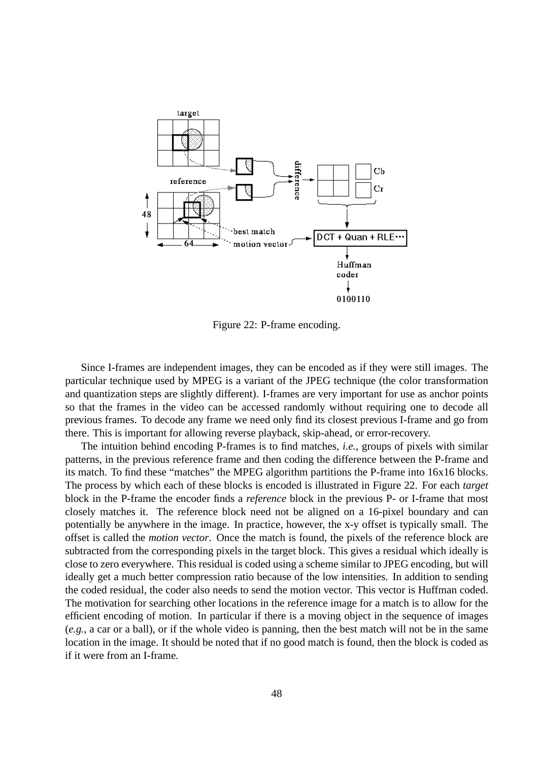Figure 22: P-frame encoding.

Since I-frames are independent images, they can be encoded as if they were still images. The particular technique used by MPEG is a variant of the JPEG technique (the color transformation and quantization steps are slightly different). I-frames are very important for use as anchor points so that the frames in the video can be accessed randomly without requiring one to decode all previous frames. To decode any frame we need only find its closest previous I-frame and go from there. This is important for allowing reverse playback, skip-ahead, or error-recovery.

The intuition behind encoding P-frames is to find matches, *i.e.*, groups of pixels with similar patterns, in the previous reference frame and then coding the difference between the P-frame and its match. To find these "matches" the MPEG algorithm partitions the P-frame into 16x16 blocks. The process by which each of these blocks is encoded is illustrated in Figure 22. For each *target* block in the P-frame the encoder finds a *reference* block in the previous P- or I-frame that most closely matches it. The reference block need not be aligned on a 16-pixel boundary and can potentially be anywhere in the image. In practice, however, the x-y offset is typically small. The offset is called the *motion vector*. Once the match is found, the pixels of the reference block are subtracted from the corresponding pixels in the target block. This gives a residual which ideally is close to zero everywhere. This residual is coded using a scheme similar to JPEG encoding, but will ideally get a much better compression ratio because of the low intensities. In addition to sending the coded residual, the coder also needs to send the motion vector. This vector is Huffman coded. The motivation for searching other locations in the reference image for a match is to allow for the efficient encoding of motion. In particular if there is a moving object in the sequence of images (*e.g.*, a car or a ball), or if the whole video is panning, then the best match will not be in the same location in the image. It should be noted that if no good match is found, then the block is coded as if it were from an I-frame.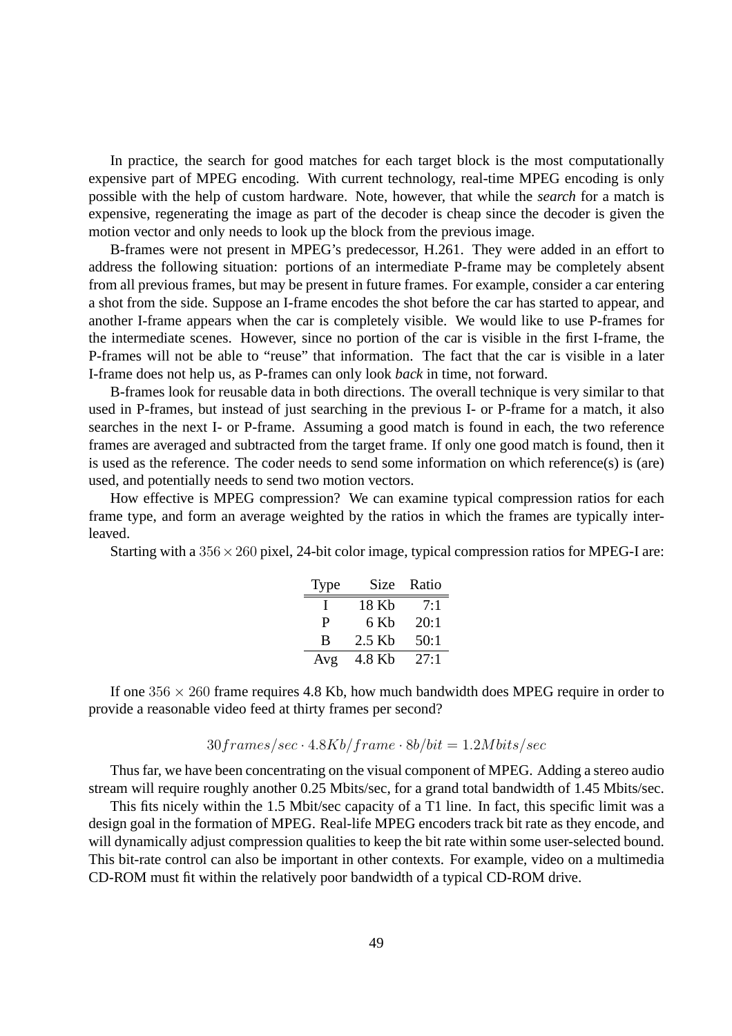In practice, the search for good matches for each target block is the most computationally expensive part of MPEG encoding. With current technology, real-time MPEG encoding is only possible with the help of custom hardware. Note, however, that while the *search* for a match is expensive, regenerating the image as part of the decoder is cheap since the decoder is given the motion vector and only needs to look up the block from the previous image.

B-frames were not present in MPEG's predecessor, H.261. They were added in an effort to address the following situation: portions of an intermediate P-frame may be completely absent from all previous frames, but may be present in future frames. For example, consider a car entering a shot from the side. Suppose an I-frame encodes the shot before the car has started to appear, and another I-frame appears when the car is completely visible. We would like to use P-frames for the intermediate scenes. However, since no portion of the car is visible in the first I-frame, the P-frames will not be able to "reuse" that information. The fact that the car is visible in a later I-frame does not help us, as P-frames can only look *back* in time, not forward.

B-frames look for reusable data in both directions. The overall technique is very similar to that used in P-frames, but instead of just searching in the previous I- or P-frame for a match, it also searches in the next I- or P-frame. Assuming a good match is found in each, the two reference frames are averaged and subtracted from the target frame. If only one good match is found, then it is used as the reference. The coder needs to send some information on which reference(s) is (are) used, and potentially needs to send two motion vectors.

How effective is MPEG compression? We can examine typical compression ratios for each frame type, and form an average weighted by the ratios in which the frames are typically interleaved.

Starting with a $356 \times 260$ pixel, 24-bit color image, typical compression ratios for MPEG-I are:

| Type | Size | Ratio |
|---|---|---|
| I | 18 Kb | 7:1 |
| P | 6 Kb | 20:1 |
| B | 2.5 Kb | 50:1 |
| Avg | 4.8 Kb | 27:1 |

If one $356 \times 260$ frame requires 4.8 Kb, how much bandwidth does MPEG require in order to provide a reasonable video feed at thirty frames per second?

$$30 frames/sec \cdot 4.8Kb/frame \cdot 8b/bit = 1.2Mbits/sec$$

Thus far, we have been concentrating on the visual component of MPEG. Adding a stereo audio stream will require roughly another 0.25 Mbits/sec, for a grand total bandwidth of 1.45 Mbits/sec.

This fits nicely within the 1.5 Mbit/sec capacity of a T1 line. In fact, this specific limit was a design goal in the formation of MPEG. Real-life MPEG encoders track bit rate as they encode, and will dynamically adjust compression qualities to keep the bit rate within some user-selected bound. This bit-rate control can also be important in other contexts. For example, video on a multimedia CD-ROM must fit within the relatively poor bandwidth of a typical CD-ROM drive.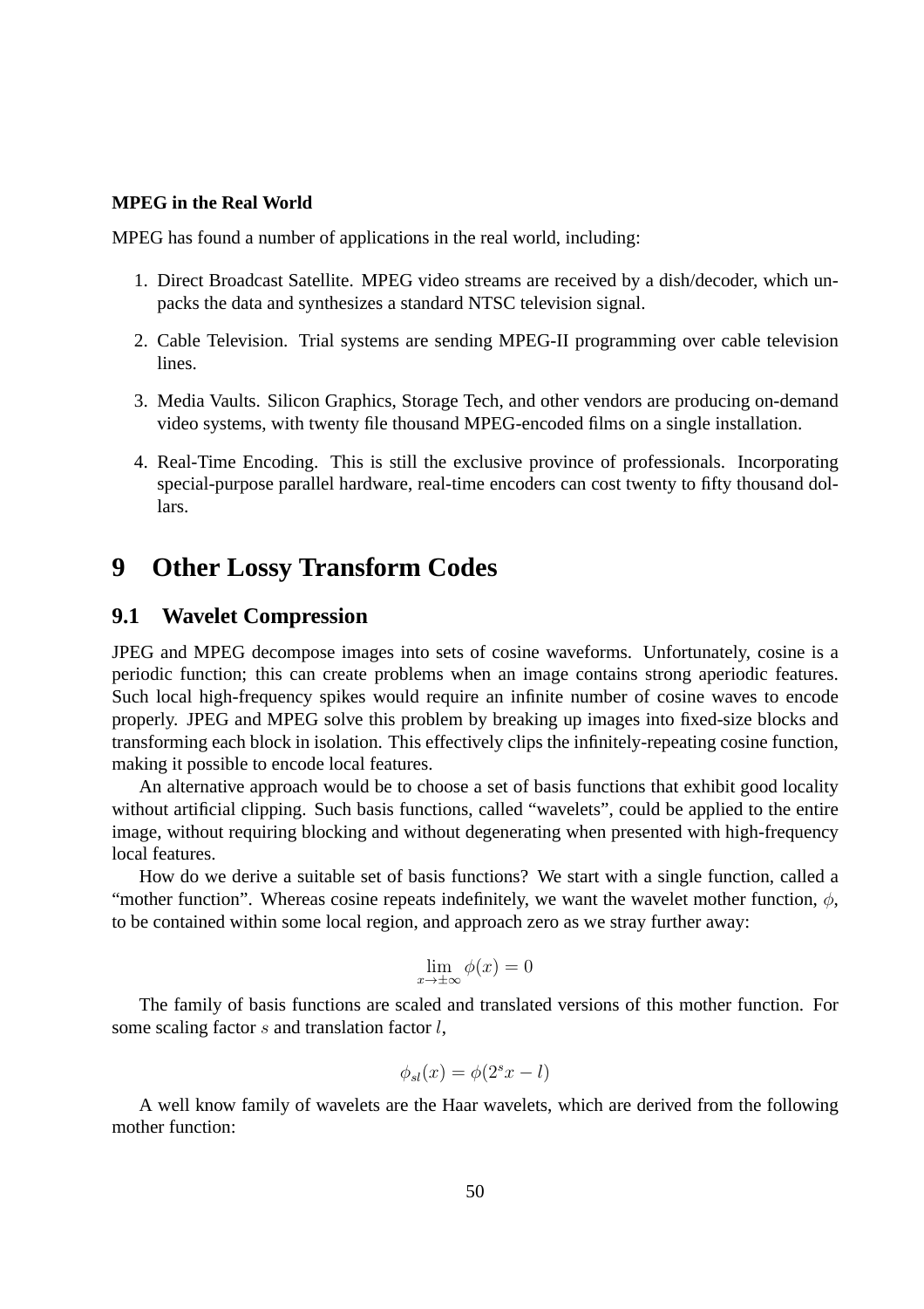**MPEG in the Real World**

MPEG has found a number of applications in the real world, including:

1. Direct Broadcast Satellite. MPEG video streams are received by a dish/decoder, which unpacks the data and synthesizes a standard NTSC television signal.
2. Cable Television. Trial systems are sending MPEG-II programming over cable television lines.
3. Media Vaults. Silicon Graphics, Storage Tech, and other vendors are producing on-demand video systems, with twenty file thousand MPEG-encoded films on a single installation.
4. Real-Time Encoding. This is still the exclusive province of professionals. Incorporating special-purpose parallel hardware, real-time encoders can cost twenty to fifty thousand dollars.

# 9 Other Lossy Transform Codes

## 9.1 Wavelet Compression

JPEG and MPEG decompose images into sets of cosine waveforms. Unfortunately, cosine is a periodic function; this can create problems when an image contains strong aperiodic features. Such local high-frequency spikes would require an infinite number of cosine waves to encode properly. JPEG and MPEG solve this problem by breaking up images into fixed-size blocks and transforming each block in isolation. This effectively clips the infinitely-repeating cosine function, making it possible to encode local features.

An alternative approach would be to choose a set of basis functions that exhibit good locality without artificial clipping. Such basis functions, called "wavelets", could be applied to the entire image, without requiring blocking and without degenerating when presented with high-frequency local features.

How do we derive a suitable set of basis functions? We start with a single function, called a "mother function". Whereas cosine repeats indefinitely, we want the wavelet mother function, $\phi$, to be contained within some local region, and approach zero as we stray further away:

$$\lim_{x \to \pm\infty} \phi(x) = 0$$

The family of basis functions are scaled and translated versions of this mother function. For some scaling factor $s$ and translation factor $l$,

$$\phi_{sl}(x) = \phi(2^s x - l)$$

A well know family of wavelets are the Haar wavelets, which are derived from the following mother function: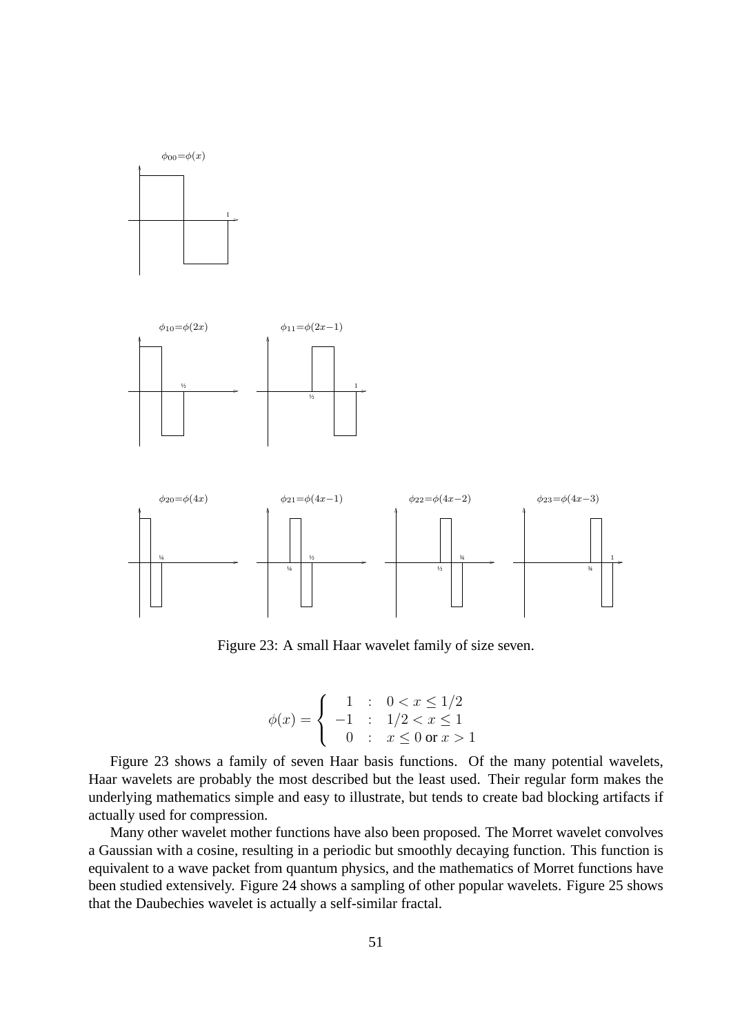Figure 23: A small Haar wavelet family of size seven.

$$\phi(x) = \begin{cases} 1 & : \quad 0 < x \leq 1/2 \\ -1 & : \quad 1/2 < x \leq 1 \\ 0 & : \quad x \leq 0 \text{ or } x > 1 \end{cases}$$

Figure 23 shows a family of seven Haar basis functions. Of the many potential wavelets, Haar wavelets are probably the most described but the least used. Their regular form makes the underlying mathematics simple and easy to illustrate, but tends to create bad blocking artifacts if actually used for compression.

Many other wavelet mother functions have also been proposed. The Morret wavelet convolves a Gaussian with a cosine, resulting in a periodic but smoothly decaying function. This function is equivalent to a wave packet from quantum physics, and the mathematics of Morret functions have been studied extensively. Figure 24 shows a sampling of other popular wavelets. Figure 25 shows that the Daubechies wavelet is actually a self-similar fractal.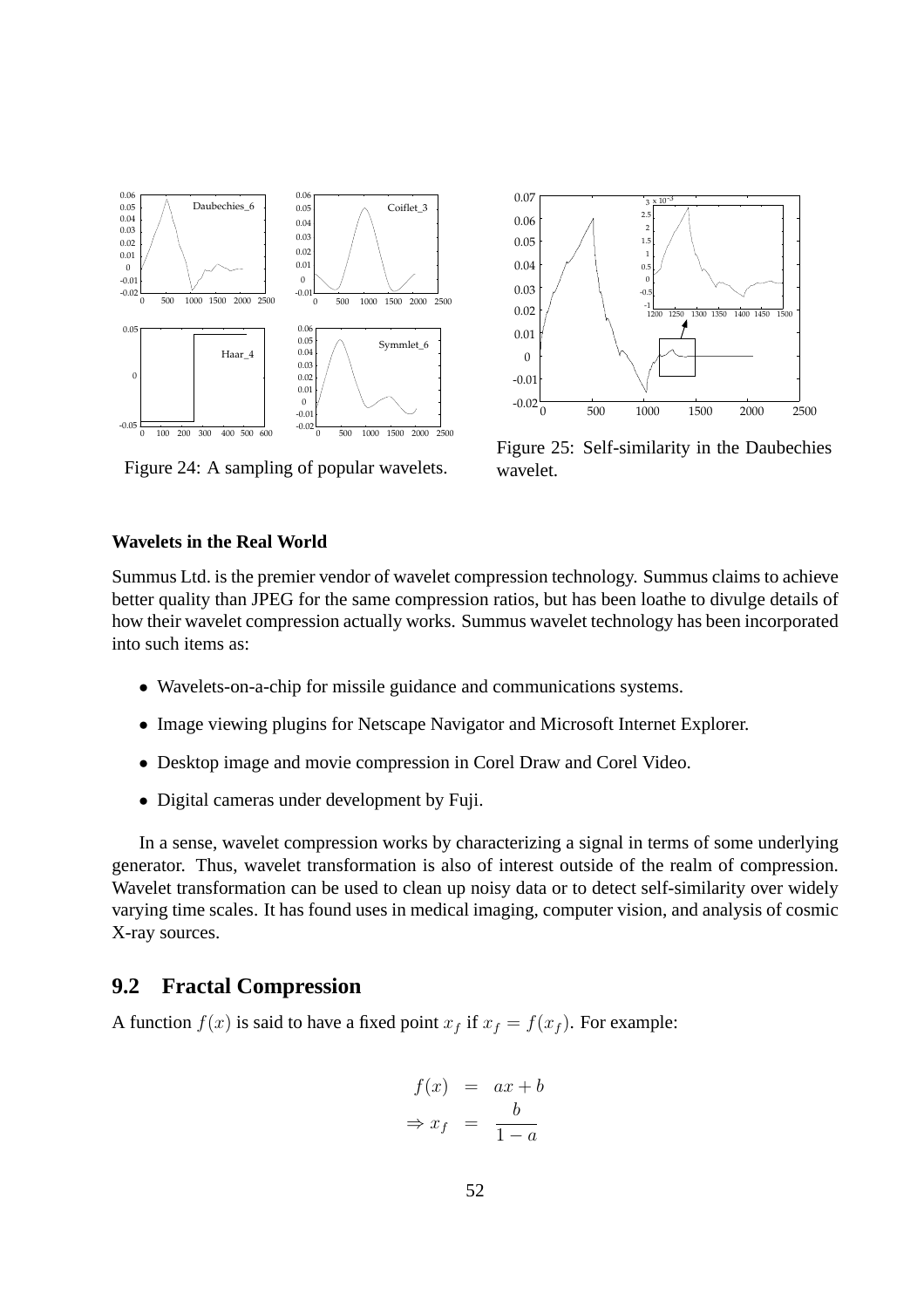Figure 24: A sampling of popular wavelets.

Figure 25: Self-similarity in the Daubechies wavelet.

**Wavelets in the Real World**

Summus Ltd. is the premier vendor of wavelet compression technology. Summus claims to achieve better quality than JPEG for the same compression ratios, but has been loathe to divulge details of how their wavelet compression actually works. Summus wavelet technology has been incorporated into such items as:

- Wavelets-on-a-chip for missile guidance and communications systems.
- Image viewing plugins for Netscape Navigator and Microsoft Internet Explorer.
- Desktop image and movie compression in Corel Draw and Corel Video.
- Digital cameras under development by Fuji.

In a sense, wavelet compression works by characterizing a signal in terms of some underlying generator. Thus, wavelet transformation is also of interest outside of the realm of compression. Wavelet transformation can be used to clean up noisy data or to detect self-similarity over widely varying time scales. It has found uses in medical imaging, computer vision, and analysis of cosmic X-ray sources.

## 9.2 Fractal Compression

A function $f(x)$ is said to have a fixed point $x_f$ if $x_f = f(x_f)$. For example:

$$
\begin{aligned}
f(x) &= ax + b \\
\Rightarrow x_f &= \frac{b}{1-a}
\end{aligned}
$$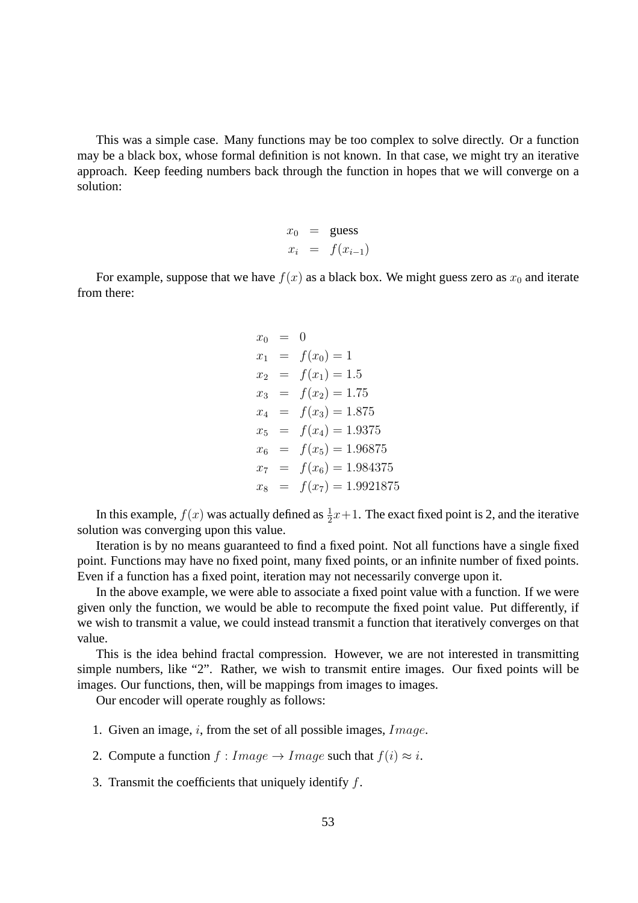This was a simple case. Many functions may be too complex to solve directly. Or a function may be a black box, whose formal definition is not known. In that case, we might try an iterative approach. Keep feeding numbers back through the function in hopes that we will converge on a solution:

$$
\begin{aligned}
x_0 &= \text{guess} \\
x_i &= f(x_{i-1})
\end{aligned}
$$

For example, suppose that we have $f(x)$ as a black box. We might guess zero as $x_0$ and iterate from there:

$$
\begin{aligned}
x_0 &= 0 \\
x_1 &= f(x_0) = 1 \\
x_2 &= f(x_1) = 1.5 \\
x_3 &= f(x_2) = 1.75 \\
x_4 &= f(x_3) = 1.875 \\
x_5 &= f(x_4) = 1.9375 \\
x_6 &= f(x_5) = 1.96875 \\
x_7 &= f(x_6) = 1.984375 \\
x_8 &= f(x_7) = 1.9921875
\end{aligned}
$$

In this example, $f(x)$ was actually defined as $\frac{1}{2}x+1$. The exact fixed point is 2, and the iterative solution was converging upon this value.

Iteration is by no means guaranteed to find a fixed point. Not all functions have a single fixed point. Functions may have no fixed point, many fixed points, or an infinite number of fixed points. Even if a function has a fixed point, iteration may not necessarily converge upon it.

In the above example, we were able to associate a fixed point value with a function. If we were given only the function, we would be able to recompute the fixed point value. Put differently, if we wish to transmit a value, we could instead transmit a function that iteratively converges on that value.

This is the idea behind fractal compression. However, we are not interested in transmitting simple numbers, like "2". Rather, we wish to transmit entire images. Our fixed points will be images. Our functions, then, will be mappings from images to images.

Our encoder will operate roughly as follows:

1. Given an image, $i$, from the set of all possible images, $Image$.
2. Compute a function $f : Image \to Image$ such that $f(i) \approx i$.
3. Transmit the coefficients that uniquely identify $f$.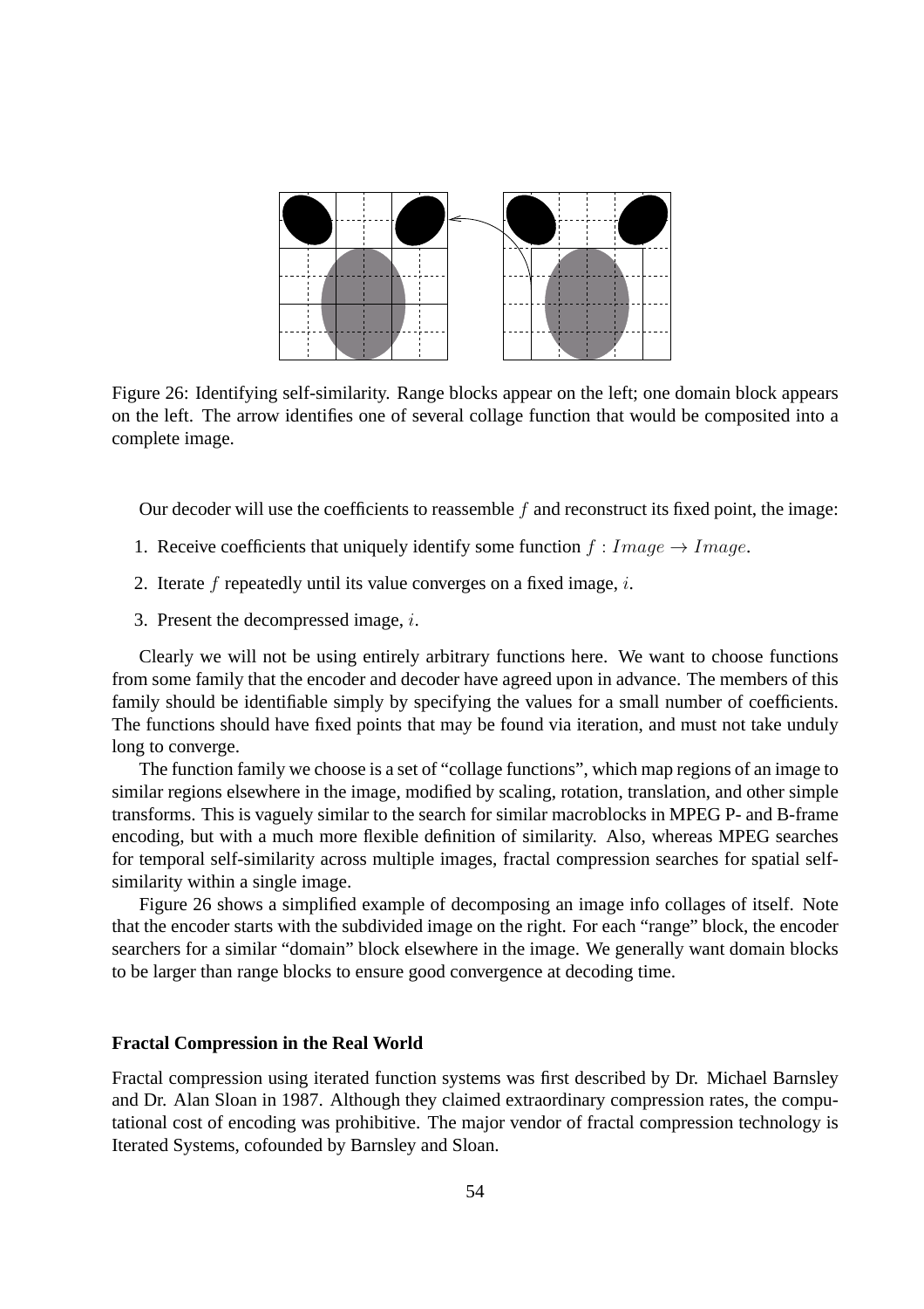Figure 26: Identifying self-similarity. Range blocks appear on the left; one domain block appears on the left. The arrow identifies one of several collage function that would be composited into a complete image.

Our decoder will use the coefficients to reassemble $f$ and reconstruct its fixed point, the image:

1. Receive coefficients that uniquely identify some function $f : Image \rightarrow Image$.
2. Iterate $f$ repeatedly until its value converges on a fixed image, $i$.
3. Present the decompressed image, $i$.

Clearly we will not be using entirely arbitrary functions here. We want to choose functions from some family that the encoder and decoder have agreed upon in advance. The members of this family should be identifiable simply by specifying the values for a small number of coefficients. The functions should have fixed points that may be found via iteration, and must not take unduly long to converge.

The function family we choose is a set of "collage functions", which map regions of an image to similar regions elsewhere in the image, modified by scaling, rotation, translation, and other simple transforms. This is vaguely similar to the search for similar macroblocks in MPEG P- and B-frame encoding, but with a much more flexible definition of similarity. Also, whereas MPEG searches for temporal self-similarity across multiple images, fractal compression searches for spatial self-similarity within a single image.

Figure 26 shows a simplified example of decomposing an image info collages of itself. Note that the encoder starts with the subdivided image on the right. For each "range" block, the encoder searchers for a similar "domain" block elsewhere in the image. We generally want domain blocks to be larger than range blocks to ensure good convergence at decoding time.

**Fractal Compression in the Real World**

Fractal compression using iterated function systems was first described by Dr. Michael Barnsley and Dr. Alan Sloan in 1987. Although they claimed extraordinary compression rates, the computational cost of encoding was prohibitive. The major vendor of fractal compression technology is Iterated Systems, cofounded by Barnsley and Sloan.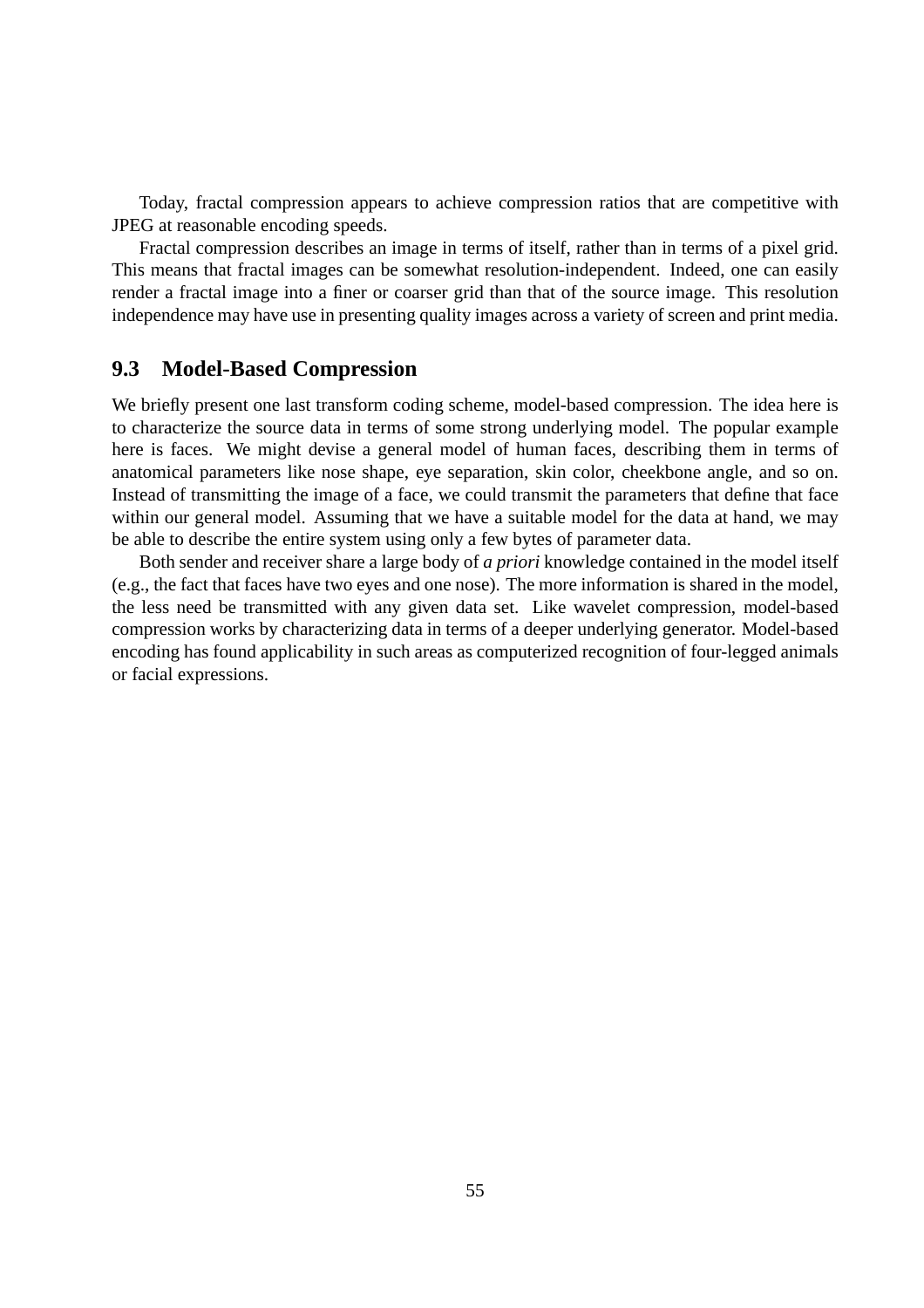Today, fractal compression appears to achieve compression ratios that are competitive with JPEG at reasonable encoding speeds.

Fractal compression describes an image in terms of itself, rather than in terms of a pixel grid. This means that fractal images can be somewhat resolution-independent. Indeed, one can easily render a fractal image into a finer or coarser grid than that of the source image. This resolution independence may have use in presenting quality images across a variety of screen and print media.

## 9.3 Model-Based Compression

We briefly present one last transform coding scheme, model-based compression. The idea here is to characterize the source data in terms of some strong underlying model. The popular example here is faces. We might devise a general model of human faces, describing them in terms of anatomical parameters like nose shape, eye separation, skin color, cheekbone angle, and so on. Instead of transmitting the image of a face, we could transmit the parameters that define that face within our general model. Assuming that we have a suitable model for the data at hand, we may be able to describe the entire system using only a few bytes of parameter data.

Both sender and receiver share a large body of *a priori* knowledge contained in the model itself (e.g., the fact that faces have two eyes and one nose). The more information is shared in the model, the less need be transmitted with any given data set. Like wavelet compression, model-based compression works by characterizing data in terms of a deeper underlying generator. Model-based encoding has found applicability in such areas as computerized recognition of four-legged animals or facial expressions.